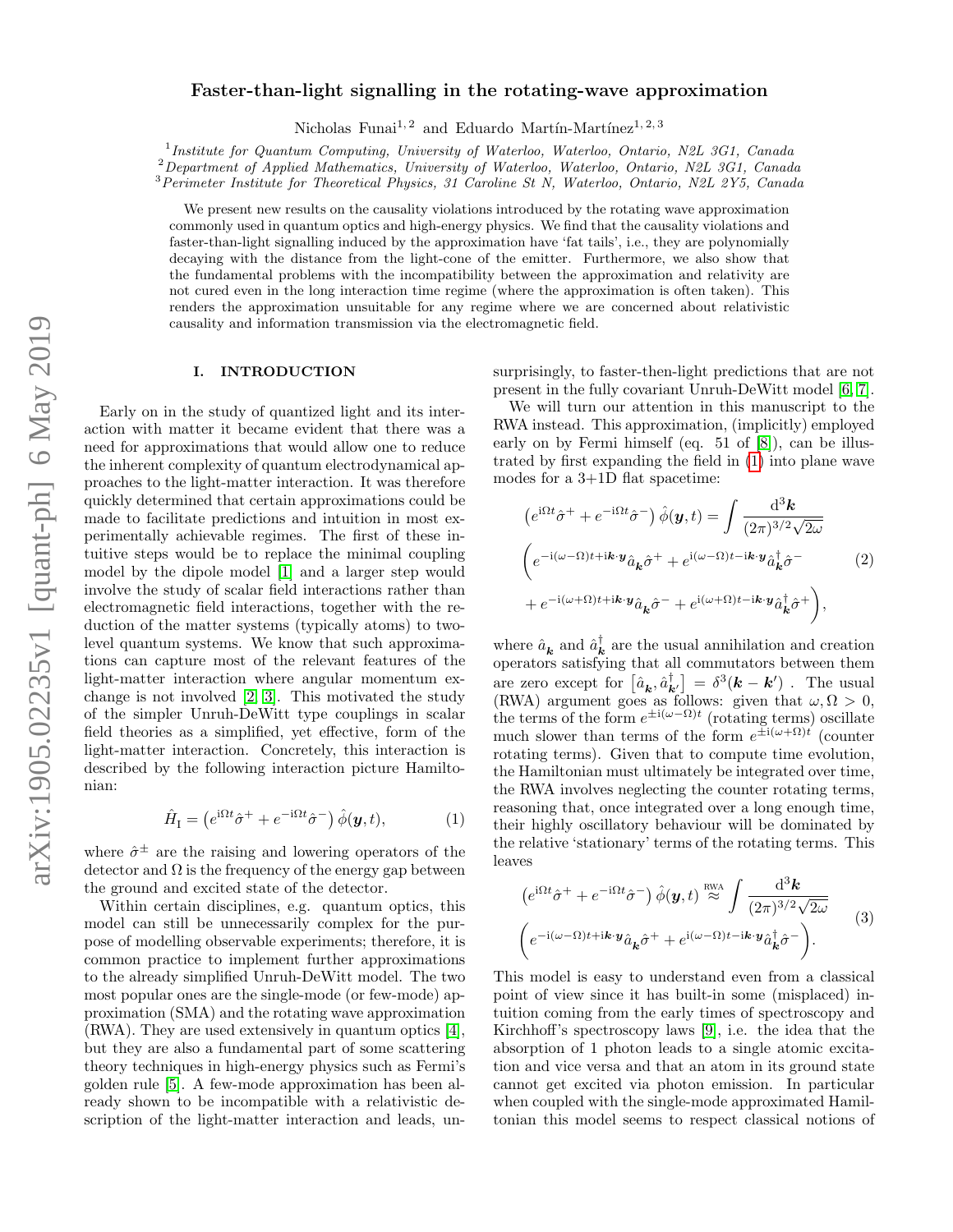# Faster-than-light signalling in the rotating-wave approximation

Nicholas Funai[1,2] and Eduardo Martín-Martínez[1,2,3]

[1] *Institute for Quantum Computing, University of Waterloo, Waterloo, Ontario, N2L 3G1, Canada*
[2] *Department of Applied Mathematics, University of Waterloo, Waterloo, Ontario, N2L 3G1, Canada*
[3] *Perimeter Institute for Theoretical Physics, 31 Caroline St N, Waterloo, Ontario, N2L 2Y5, Canada*

We present new results on the causality violations introduced by the rotating wave approximation commonly used in quantum optics and high-energy physics. We find that the causality violations and faster-than-light signalling induced by the approximation have 'fat tails', i.e., they are polynomially decaying with the distance from the light-cone of the emitter. Furthermore, we also show that the fundamental problems with the incompatibility between the approximation and relativity are not cured even in the long interaction time regime (where the approximation is often taken). This renders the approximation unsuitable for any regime where we are concerned about relativistic causality and information transmission via the electromagnetic field.

## I. INTRODUCTION

Early on in the study of quantized light and its interaction with matter it became evident that there was a need for approximations that would allow one to reduce the inherent complexity of quantum electrodynamical approaches to the light-matter interaction. It was therefore quickly determined that certain approximations could be made to facilitate predictions and intuition in most experimentally achievable regimes. The first of these intuitive steps would be to replace the minimal coupling model by the dipole model [1] and a larger step would involve the study of scalar field interactions rather than electromagnetic field interactions, together with the reduction of the matter systems (typically atoms) to two-level quantum systems. We know that such approximations can capture most of the relevant features of the light-matter interaction where angular momentum exchange is not involved [2, 3]. This motivated the study of the simpler Unruh-DeWitt type couplings in scalar field theories as a simplified, yet effective, form of the light-matter interaction. Concretely, this interaction is described by the following interaction picture Hamiltonian:

$$\hat{H}_{\mathrm{I}} = \left(e^{\mathrm{i}\Omega t}\hat{\sigma}^{+} + e^{-\mathrm{i}\Omega t}\hat{\sigma}^{-}\right)\hat{\phi}(\boldsymbol{y},t), \tag{1}$$

where $\hat{\sigma}^{\pm}$ are the raising and lowering operators of the detector and $\Omega$ is the frequency of the energy gap between the ground and excited state of the detector.

Within certain disciplines, e.g. quantum optics, this model can still be unnecessarily complex for the purpose of modelling observable experiments; therefore, it is common practice to implement further approximations to the already simplified Unruh-DeWitt model. The two most popular ones are the single-mode (or few-mode) approximation (SMA) and the rotating wave approximation (RWA). They are used extensively in quantum optics [4], but they are also a fundamental part of some scattering theory techniques in high-energy physics such as Fermi's golden rule [5]. A few-mode approximation has been already shown to be incompatible with a relativistic description of the light-matter interaction and leads, unsurprisingly, to faster-then-light predictions that are not present in the fully covariant Unruh-DeWitt model [6, 7].

We will turn our attention in this manuscript to the RWA instead. This approximation, (implicitly) employed early on by Fermi himself (eq. 51 of [8]), can be illustrated by first expanding the field in (1) into plane wave modes for a 3+1D flat spacetime:

$$\begin{aligned}
&\left(e^{\mathrm{i}\Omega t}\hat{\sigma}^{+} + e^{-\mathrm{i}\Omega t}\hat{\sigma}^{-}\right)\hat{\phi}(\boldsymbol{y},t) = \int \frac{\mathrm{d}^3\boldsymbol{k}}{(2\pi)^{3/2}\sqrt{2\omega}} \\
&\Big(e^{-\mathrm{i}(\omega-\Omega)t+\mathrm{i}\boldsymbol{k}\cdot\boldsymbol{y}}\hat{a}_{\boldsymbol{k}}\hat{\sigma}^{+} + e^{\mathrm{i}(\omega-\Omega)t-\mathrm{i}\boldsymbol{k}\cdot\boldsymbol{y}}\hat{a}^{\dagger}_{\boldsymbol{k}}\hat{\sigma}^{-} \\
&+ e^{-\mathrm{i}(\omega+\Omega)t+\mathrm{i}\boldsymbol{k}\cdot\boldsymbol{y}}\hat{a}_{\boldsymbol{k}}\hat{\sigma}^{-} + e^{\mathrm{i}(\omega+\Omega)t-\mathrm{i}\boldsymbol{k}\cdot\boldsymbol{y}}\hat{a}^{\dagger}_{\boldsymbol{k}}\hat{\sigma}^{+}\Big),
\end{aligned} \tag{2}$$

where $\hat{a}_{\boldsymbol{k}}$ and $\hat{a}^{\dagger}_{\boldsymbol{k}}$ are the usual annihilation and creation operators satisfying that all commutators between them are zero except for $\left[\hat{a}_{\boldsymbol{k}}, \hat{a}^{\dagger}_{\boldsymbol{k}'}\right] = \delta^3(\boldsymbol{k}-\boldsymbol{k}')$ . The usual (RWA) argument goes as follows: given that $\omega, \Omega > 0$, the terms of the form $e^{\pm\mathrm{i}(\omega-\Omega)t}$ (rotating terms) oscillate much slower than terms of the form $e^{\pm\mathrm{i}(\omega+\Omega)t}$ (counter rotating terms). Given that to compute time evolution, the Hamiltonian must ultimately be integrated over time, the RWA involves neglecting the counter rotating terms, reasoning that, once integrated over a long enough time, their highly oscillatory behaviour will be dominated by the relative 'stationary' terms of the rotating terms. This leaves

$$\begin{aligned}
&\left(e^{\mathrm{i}\Omega t}\hat{\sigma}^{+} + e^{-\mathrm{i}\Omega t}\hat{\sigma}^{-}\right)\hat{\phi}(\boldsymbol{y},t) \overset{\text{RWA}}{\approx} \int \frac{\mathrm{d}^3\boldsymbol{k}}{(2\pi)^{3/2}\sqrt{2\omega}} \\
&\Big(e^{-\mathrm{i}(\omega-\Omega)t+\mathrm{i}\boldsymbol{k}\cdot\boldsymbol{y}}\hat{a}_{\boldsymbol{k}}\hat{\sigma}^{+} + e^{\mathrm{i}(\omega-\Omega)t-\mathrm{i}\boldsymbol{k}\cdot\boldsymbol{y}}\hat{a}^{\dagger}_{\boldsymbol{k}}\hat{\sigma}^{-}\Big).
\end{aligned} \tag{3}$$

This model is easy to understand even from a classical point of view since it has built-in some (misplaced) intuition coming from the early times of spectroscopy and Kirchhoff's spectroscopy laws [9], i.e. the idea that the absorption of 1 photon leads to a single atomic excitation and vice versa and that an atom in its ground state cannot get excited via photon emission. In particular when coupled with the single-mode approximated Hamiltonian this model seems to respect classical notions of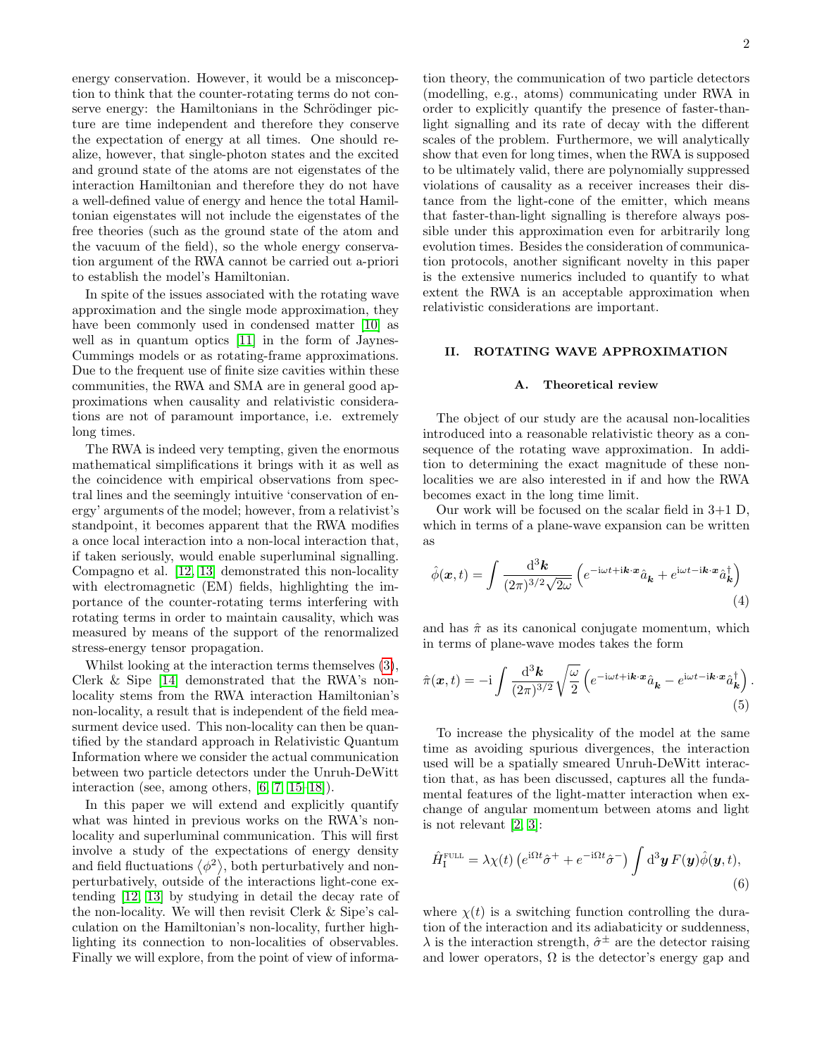energy conservation. However, it would be a misconception to think that the counter-rotating terms do not conserve energy: the Hamiltonians in the Schrödinger picture are time independent and therefore they conserve the expectation of energy at all times. One should realize, however, that single-photon states and the excited and ground state of the atoms are not eigenstates of the interaction Hamiltonian and therefore they do not have a well-defined value of energy and hence the total Hamiltonian eigenstates will not include the eigenstates of the free theories (such as the ground state of the atom and the vacuum of the field), so the whole energy conservation argument of the RWA cannot be carried out a-priori to establish the model's Hamiltonian.

In spite of the issues associated with the rotating wave approximation and the single mode approximation, they have been commonly used in condensed matter [10] as well as in quantum optics [11] in the form of Jaynes-Cummings models or as rotating-frame approximations. Due to the frequent use of finite size cavities within these communities, the RWA and SMA are in general good approximations when causality and relativistic considerations are not of paramount importance, i.e. extremely long times.

The RWA is indeed very tempting, given the enormous mathematical simplifications it brings with it as well as the coincidence with empirical observations from spectral lines and the seemingly intuitive 'conservation of energy' arguments of the model; however, from a relativist's standpoint, it becomes apparent that the RWA modifies a once local interaction into a non-local interaction that, if taken seriously, would enable superluminal signalling. Compagno et al. [12, 13] demonstrated this non-locality with electromagnetic (EM) fields, highlighting the importance of the counter-rotating terms interfering with rotating terms in order to maintain causality, which was measured by means of the support of the renormalized stress-energy tensor propagation.

Whilst looking at the interaction terms themselves (3), Clerk & Sipe [14] demonstrated that the RWA's non-locality stems from the RWA interaction Hamiltonian's non-locality, a result that is independent of the field measurment device used. This non-locality can then be quantified by the standard approach in Relativistic Quantum Information where we consider the actual communication between two particle detectors under the Unruh-DeWitt interaction (see, among others, [6, 7, 15–18]).

In this paper we will extend and explicitly quantify what was hinted in previous works on the RWA's non-locality and superluminal communication. This will first involve a study of the expectations of energy density and field fluctuations $\langle\phi^2\rangle$, both perturbatively and non-perturbatively, outside of the interactions light-cone extending [12, 13] by studying in detail the decay rate of the non-locality. We will then revisit Clerk & Sipe's calculation on the Hamiltonian's non-locality, further highlighting its connection to non-localities of observables. Finally we will explore, from the point of view of information theory, the communication of two particle detectors (modelling, e.g., atoms) communicating under RWA in order to explicitly quantify the presence of faster-than-light signalling and its rate of decay with the different scales of the problem. Furthermore, we will analytically show that even for long times, when the RWA is supposed to be ultimately valid, there are polynomially suppressed violations of causality as a receiver increases their distance from the light-cone of the emitter, which means that faster-than-light signalling is therefore always possible under this approximation even for arbitrarily long evolution times. Besides the consideration of communication protocols, another significant novelty in this paper is the extensive numerics included to quantify to what extent the RWA is an acceptable approximation when relativistic considerations are important.

## II. ROTATING WAVE APPROXIMATION

### A. Theoretical review

The object of our study are the acausal non-localities introduced into a reasonable relativistic theory as a consequence of the rotating wave approximation. In addition to determining the exact magnitude of these non-localities we are also interested in if and how the RWA becomes exact in the long time limit.

Our work will be focused on the scalar field in 3+1 D, which in terms of a plane-wave expansion can be written as

$$\hat{\phi}(\boldsymbol{x},t)=\int\frac{\mathrm{d}^3\boldsymbol{k}}{(2\pi)^{3/2}\sqrt{2\omega}}\left(e^{-\mathrm{i}\omega t+\mathrm{i}\boldsymbol{k}\cdot\boldsymbol{x}}\hat{a}_{\boldsymbol{k}}+e^{\mathrm{i}\omega t-\mathrm{i}\boldsymbol{k}\cdot\boldsymbol{x}}\hat{a}^\dagger_{\boldsymbol{k}}\right) \tag{4}$$

and has $\hat{\pi}$ as its canonical conjugate momentum, which in terms of plane-wave modes takes the form

$$\hat{\pi}(\boldsymbol{x},t)=-\mathrm{i}\int\frac{\mathrm{d}^3\boldsymbol{k}}{(2\pi)^{3/2}}\sqrt{\frac{\omega}{2}}\left(e^{-\mathrm{i}\omega t+\mathrm{i}\boldsymbol{k}\cdot\boldsymbol{x}}\hat{a}_{\boldsymbol{k}}-e^{\mathrm{i}\omega t-\mathrm{i}\boldsymbol{k}\cdot\boldsymbol{x}}\hat{a}^\dagger_{\boldsymbol{k}}\right). \tag{5}$$

To increase the physicality of the model at the same time as avoiding spurious divergences, the interaction used will be a spatially smeared Unruh-DeWitt interaction that, as has been discussed, captures all the fundamental features of the light-matter interaction when exchange of angular momentum between atoms and light is not relevant [2, 3]:

$$\hat{H}_{\mathrm{I}}^{\mathrm{FULL}}=\lambda\chi(t)\left(e^{\mathrm{i}\Omega t}\hat{\sigma}^+ + e^{-\mathrm{i}\Omega t}\hat{\sigma}^-\right)\int\mathrm{d}^3\boldsymbol{y}\,F(\boldsymbol{y})\hat{\phi}(\boldsymbol{y},t), \tag{6}$$

where $\chi(t)$ is a switching function controlling the duration of the interaction and its adiabaticity or suddenness, $\lambda$ is the interaction strength, $\hat{\sigma}^{\pm}$ are the detector raising and lower operators, $\Omega$ is the detector's energy gap and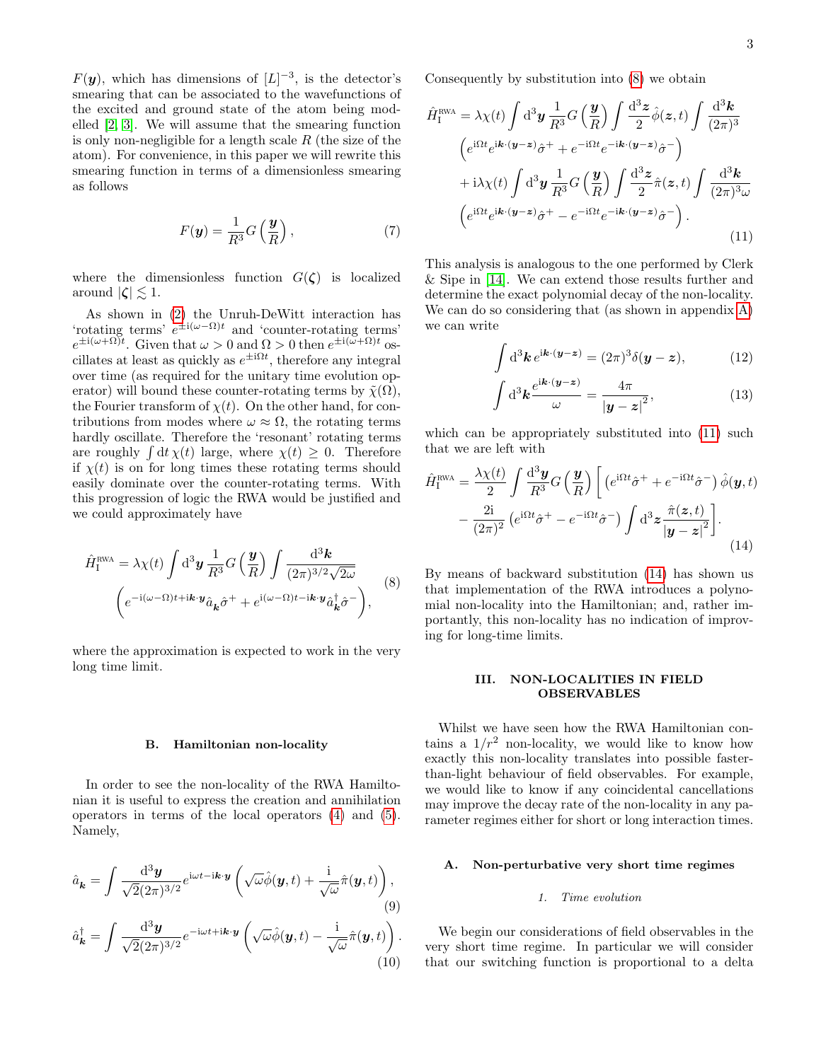$F(\boldsymbol{y})$, which has dimensions of $[L]^{-3}$, is the detector's smearing that can be associated to the wavefunctions of the excited and ground state of the atom being modelled [2, 3]. We will assume that the smearing function is only non-negligible for a length scale $R$ (the size of the atom). For convenience, in this paper we will rewrite this smearing function in terms of a dimensionless smearing as follows

$$F(\boldsymbol{y}) = \frac{1}{R^3} G\left(\frac{\boldsymbol{y}}{R}\right), \tag{7}$$

where the dimensionless function $G(\boldsymbol{\zeta})$ is localized around $|\boldsymbol{\zeta}| \lesssim 1$.

As shown in (2) the Unruh-DeWitt interaction has 'rotating terms' $e^{\pm\mathrm{i}(\omega-\Omega)t}$ and 'counter-rotating terms' $e^{\pm\mathrm{i}(\omega+\Omega)t}$. Given that $\omega > 0$ and $\Omega > 0$ then $e^{\pm\mathrm{i}(\omega+\Omega)t}$ oscillates at least as quickly as $e^{\pm\mathrm{i}\Omega t}$, therefore any integral over time (as required for the unitary time evolution operator) will bound these counter-rotating terms by $\tilde{\chi}(\Omega)$, the Fourier transform of $\chi(t)$. On the other hand, for contributions from modes where $\omega \approx \Omega$, the rotating terms hardly oscillate. Therefore the 'resonant' rotating terms are roughly $\int \mathrm{d}t\, \chi(t)$ large, where $\chi(t) \geq 0$. Therefore if $\chi(t)$ is on for long times these rotating terms should easily dominate over the counter-rotating terms. With this progression of logic the RWA would be justified and we could approximately have

$$\hat{H}_{\mathrm{I}}^{\mathrm{RWA}} = \lambda\chi(t) \int \mathrm{d}^3\boldsymbol{y}\, \frac{1}{R^3} G\left(\frac{\boldsymbol{y}}{R}\right) \int \frac{\mathrm{d}^3\boldsymbol{k}}{(2\pi)^{3/2}\sqrt{2\omega}} \left(e^{-\mathrm{i}(\omega-\Omega)t+\mathrm{i}\boldsymbol{k}\cdot\boldsymbol{y}} \hat{a}_{\boldsymbol{k}} \hat{\sigma}^+ + e^{\mathrm{i}(\omega-\Omega)t-\mathrm{i}\boldsymbol{k}\cdot\boldsymbol{y}} \hat{a}_{\boldsymbol{k}}^\dagger \hat{\sigma}^-\right), \tag{8}$$

where the approximation is expected to work in the very long time limit.

### B. Hamiltonian non-locality

In order to see the non-locality of the RWA Hamiltonian it is useful to express the creation and annihilation operators in terms of the local operators (4) and (5). Namely,

$$\hat{a}_{\boldsymbol{k}} = \int \frac{\mathrm{d}^3\boldsymbol{y}}{\sqrt{2}(2\pi)^{3/2}} e^{\mathrm{i}\omega t - \mathrm{i}\boldsymbol{k}\cdot\boldsymbol{y}} \left(\sqrt{\omega}\hat{\phi}(\boldsymbol{y},t) + \frac{\mathrm{i}}{\sqrt{\omega}}\hat{\pi}(\boldsymbol{y},t)\right), \tag{9}$$

$$\hat{a}_{\boldsymbol{k}}^\dagger = \int \frac{\mathrm{d}^3\boldsymbol{y}}{\sqrt{2}(2\pi)^{3/2}} e^{-\mathrm{i}\omega t + \mathrm{i}\boldsymbol{k}\cdot\boldsymbol{y}} \left(\sqrt{\omega}\hat{\phi}(\boldsymbol{y},t) - \frac{\mathrm{i}}{\sqrt{\omega}}\hat{\pi}(\boldsymbol{y},t)\right). \tag{10}$$

Consequently by substitution into (8) we obtain

$$\begin{aligned}
\hat{H}_{\mathrm{I}}^{\mathrm{RWA}} = {}& \lambda\chi(t) \int \mathrm{d}^3\boldsymbol{y}\, \frac{1}{R^3} G\left(\frac{\boldsymbol{y}}{R}\right) \int \frac{\mathrm{d}^3\boldsymbol{z}}{2} \hat{\phi}(\boldsymbol{z},t) \int \frac{\mathrm{d}^3\boldsymbol{k}}{(2\pi)^3} \left(e^{\mathrm{i}\Omega t} e^{\mathrm{i}\boldsymbol{k}\cdot(\boldsymbol{y}-\boldsymbol{z})}\hat{\sigma}^+ + e^{-\mathrm{i}\Omega t} e^{-\mathrm{i}\boldsymbol{k}\cdot(\boldsymbol{y}-\boldsymbol{z})}\hat{\sigma}^-\right) \\
& + \mathrm{i}\lambda\chi(t) \int \mathrm{d}^3\boldsymbol{y}\, \frac{1}{R^3} G\left(\frac{\boldsymbol{y}}{R}\right) \int \frac{\mathrm{d}^3\boldsymbol{z}}{2} \hat{\pi}(\boldsymbol{z},t) \int \frac{\mathrm{d}^3\boldsymbol{k}}{(2\pi)^3\omega} \left(e^{\mathrm{i}\Omega t} e^{\mathrm{i}\boldsymbol{k}\cdot(\boldsymbol{y}-\boldsymbol{z})}\hat{\sigma}^+ - e^{-\mathrm{i}\Omega t} e^{-\mathrm{i}\boldsymbol{k}\cdot(\boldsymbol{y}-\boldsymbol{z})}\hat{\sigma}^-\right).
\end{aligned} \tag{11}$$

This analysis is analogous to the one performed by Clerk & Sipe in [14]. We can extend those results further and determine the exact polynomial decay of the non-locality. We can do so considering that (as shown in appendix A) we can write

$$\int \mathrm{d}^3\boldsymbol{k}\, e^{\mathrm{i}\boldsymbol{k}\cdot(\boldsymbol{y}-\boldsymbol{z})} = (2\pi)^3\delta(\boldsymbol{y}-\boldsymbol{z}), \tag{12}$$

$$\int \mathrm{d}^3\boldsymbol{k} \frac{e^{\mathrm{i}\boldsymbol{k}\cdot(\boldsymbol{y}-\boldsymbol{z})}}{\omega} = \frac{4\pi}{|\boldsymbol{y}-\boldsymbol{z}|^2}, \tag{13}$$

which can be appropriately substituted into (11) such that we are left with

$$\begin{aligned}
\hat{H}_{\mathrm{I}}^{\mathrm{RWA}} = \frac{\lambda\chi(t)}{2} \int \frac{\mathrm{d}^3\boldsymbol{y}}{R^3} G\left(\frac{\boldsymbol{y}}{R}\right) \bigg[ & \left(e^{\mathrm{i}\Omega t}\hat{\sigma}^+ + e^{-\mathrm{i}\Omega t}\hat{\sigma}^-\right)\hat{\phi}(\boldsymbol{y},t) \\
& - \frac{2\mathrm{i}}{(2\pi)^2}\left(e^{\mathrm{i}\Omega t}\hat{\sigma}^+ - e^{-\mathrm{i}\Omega t}\hat{\sigma}^-\right) \int \mathrm{d}^3\boldsymbol{z} \frac{\hat{\pi}(\boldsymbol{z},t)}{|\boldsymbol{y}-\boldsymbol{z}|^2} \bigg].
\end{aligned} \tag{14}$$

By means of backward substitution (14) has shown us that implementation of the RWA introduces a polynomial non-locality into the Hamiltonian; and, rather importantly, this non-locality has no indication of improving for long-time limits.

## III. NON-LOCALITIES IN FIELD OBSERVABLES

Whilst we have seen how the RWA Hamiltonian contains a $1/r^2$ non-locality, we would like to know how exactly this non-locality translates into possible faster-than-light behaviour of field observables. For example, we would like to know if any coincidental cancellations may improve the decay rate of the non-locality in any parameter regimes either for short or long interaction times.

### A. Non-perturbative very short time regimes

#### 1. *Time evolution*

We begin our considerations of field observables in the very short time regime. In particular we will consider that our switching function is proportional to a delta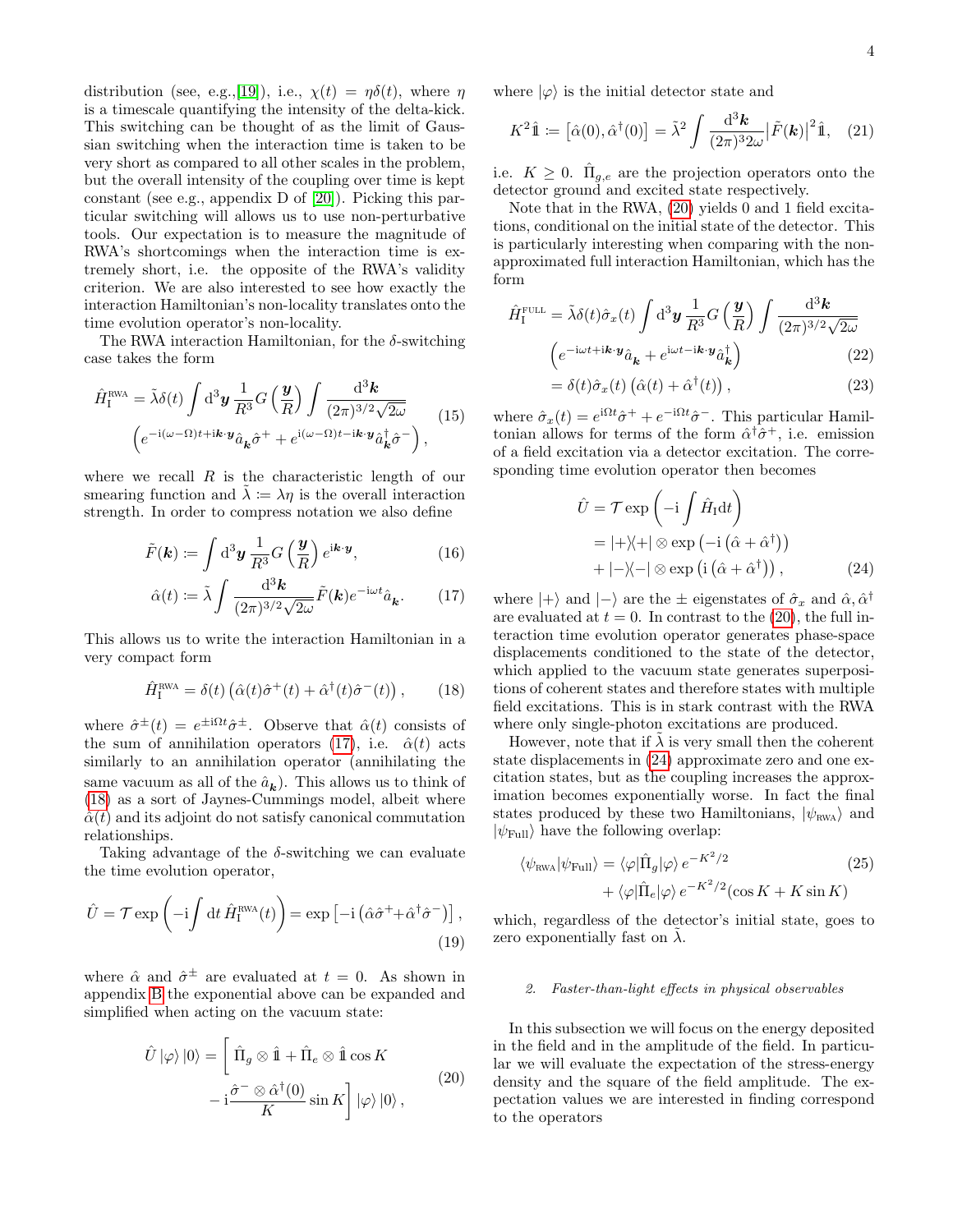distribution (see, e.g.,[19]), i.e., $\chi(t) = \eta\delta(t)$, where $\eta$ is a timescale quantifying the intensity of the delta-kick. This switching can be thought of as the limit of Gaussian switching when the interaction time is taken to be very short as compared to all other scales in the problem, but the overall intensity of the coupling over time is kept constant (see e.g., appendix D of [20]). Picking this particular switching will allows us to use non-perturbative tools. Our expectation is to measure the magnitude of RWA's shortcomings when the interaction time is extremely short, i.e. the opposite of the RWA's validity criterion. We are also interested to see how exactly the interaction Hamiltonian's non-locality translates onto the time evolution operator's non-locality.

The RWA interaction Hamiltonian, for the $\delta$-switching case takes the form

$$\hat{H}_{\text{I}}^{\text{RWA}} = \tilde{\lambda}\delta(t) \int \mathrm{d}^3\boldsymbol{y}\, \frac{1}{R^3} G\left(\frac{\boldsymbol{y}}{R}\right) \int \frac{\mathrm{d}^3\boldsymbol{k}}{(2\pi)^{3/2}\sqrt{2\omega}} \left(e^{-\mathrm{i}(\omega-\Omega)t+\mathrm{i}\boldsymbol{k}\cdot\boldsymbol{y}}\hat{a}_{\boldsymbol{k}}\hat{\sigma}^+ + e^{\mathrm{i}(\omega-\Omega)t-\mathrm{i}\boldsymbol{k}\cdot\boldsymbol{y}}\hat{a}_{\boldsymbol{k}}^\dagger\hat{\sigma}^-\right), \tag{15}$$

where we recall $R$ is the characteristic length of our smearing function and $\tilde{\lambda} \coloneqq \lambda\eta$ is the overall interaction strength. In order to compress notation we also define

$$\tilde{F}(\boldsymbol{k}) \coloneqq \int \mathrm{d}^3\boldsymbol{y}\, \frac{1}{R^3} G\left(\frac{\boldsymbol{y}}{R}\right) e^{\mathrm{i}\boldsymbol{k}\cdot\boldsymbol{y}}, \tag{16}$$

$$\hat{\alpha}(t) \coloneqq \tilde{\lambda} \int \frac{\mathrm{d}^3\boldsymbol{k}}{(2\pi)^{3/2}\sqrt{2\omega}} \tilde{F}(\boldsymbol{k}) e^{-\mathrm{i}\omega t}\hat{a}_{\boldsymbol{k}}. \tag{17}$$

This allows us to write the interaction Hamiltonian in a very compact form

$$\hat{H}_{\text{I}}^{\text{RWA}} = \delta(t)\left(\hat{\alpha}(t)\hat{\sigma}^+(t) + \hat{\alpha}^\dagger(t)\hat{\sigma}^-(t)\right), \tag{18}$$

where $\hat{\sigma}^\pm(t) = e^{\pm\mathrm{i}\Omega t}\hat{\sigma}^\pm$. Observe that $\hat{\alpha}(t)$ consists of the sum of annihilation operators (17), i.e. $\hat{\alpha}(t)$ acts similarly to an annihilation operator (annihilating the same vacuum as all of the $\hat{a}_{\boldsymbol{k}}$). This allows us to think of (18) as a sort of Jaynes-Cummings model, albeit where $\hat{\alpha}(t)$ and its adjoint do not satisfy canonical commutation relationships.

Taking advantage of the $\delta$-switching we can evaluate the time evolution operator,

$$\hat{U} = \mathcal{T}\exp\left(-\mathrm{i}\int \mathrm{d}t\, \hat{H}_{\text{I}}^{\text{RWA}}(t)\right) = \exp\left[-\mathrm{i}\left(\hat{\alpha}\hat{\sigma}^+ + \hat{\alpha}^\dagger\hat{\sigma}^-\right)\right], \tag{19}$$

where $\hat{\alpha}$ and $\hat{\sigma}^\pm$ are evaluated at $t = 0$. As shown in appendix B the exponential above can be expanded and simplified when acting on the vacuum state:

$$\hat{U}\left|\varphi\right\rangle\left|0\right\rangle = \left[\hat{\Pi}_g \otimes \hat{\mathbb{1}} + \hat{\Pi}_e \otimes \hat{\mathbb{1}}\cos K - \mathrm{i}\frac{\hat{\sigma}^- \otimes \hat{\alpha}^\dagger(0)}{K}\sin K\right]\left|\varphi\right\rangle\left|0\right\rangle, \tag{20}$$

where $\left|\varphi\right\rangle$ is the initial detector state and

$$K^2\hat{\mathbb{1}} \coloneqq \left[\hat{\alpha}(0), \hat{\alpha}^\dagger(0)\right] = \tilde{\lambda}^2 \int \frac{\mathrm{d}^3\boldsymbol{k}}{(2\pi)^3 2\omega}\left|\tilde{F}(\boldsymbol{k})\right|^2\hat{\mathbb{1}}, \tag{21}$$

i.e. $K \geq 0$. $\hat{\Pi}_{g,e}$ are the projection operators onto the detector ground and excited state respectively.

Note that in the RWA, (20) yields 0 and 1 field excitations, conditional on the initial state of the detector. This is particularly interesting when comparing with the non-approximated full interaction Hamiltonian, which has the form

$$\begin{aligned}\hat{H}_{\text{I}}^{\text{FULL}} &= \tilde{\lambda}\delta(t)\hat{\sigma}_x(t) \int \mathrm{d}^3\boldsymbol{y}\, \frac{1}{R^3} G\left(\frac{\boldsymbol{y}}{R}\right) \int \frac{\mathrm{d}^3\boldsymbol{k}}{(2\pi)^{3/2}\sqrt{2\omega}} \\ &\quad \left(e^{-\mathrm{i}\omega t+\mathrm{i}\boldsymbol{k}\cdot\boldsymbol{y}}\hat{a}_{\boldsymbol{k}} + e^{\mathrm{i}\omega t-\mathrm{i}\boldsymbol{k}\cdot\boldsymbol{y}}\hat{a}_{\boldsymbol{k}}^\dagger\right) \qquad (22) \\ &= \delta(t)\hat{\sigma}_x(t)\left(\hat{\alpha}(t) + \hat{\alpha}^\dagger(t)\right), \qquad (23)\end{aligned}$$

where $\hat{\sigma}_x(t) = e^{\mathrm{i}\Omega t}\hat{\sigma}^+ + e^{-\mathrm{i}\Omega t}\hat{\sigma}^-$. This particular Hamiltonian allows for terms of the form $\hat{\alpha}^\dagger\hat{\sigma}^+$, i.e. emission of a field excitation via a detector excitation. The corresponding time evolution operator then becomes

$$\begin{aligned}\hat{U} &= \mathcal{T}\exp\left(-\mathrm{i}\int \hat{H}_{\text{I}}\mathrm{d}t\right) \\ &= \left|+\right\rangle\!\left\langle+\right| \otimes \exp\left(-\mathrm{i}\left(\hat{\alpha} + \hat{\alpha}^\dagger\right)\right) \\ &\quad + \left|-\right\rangle\!\left\langle-\right| \otimes \exp\left(\mathrm{i}\left(\hat{\alpha} + \hat{\alpha}^\dagger\right)\right), \qquad (24)\end{aligned}$$

where $\left|+\right\rangle$ and $\left|-\right\rangle$ are the $\pm$ eigenstates of $\hat{\sigma}_x$ and $\hat{\alpha}, \hat{\alpha}^\dagger$ are evaluated at $t = 0$. In contrast to the (20), the full interaction time evolution operator generates phase-space displacements conditioned to the state of the detector, which applied to the vacuum state generates superpositions of coherent states and therefore states with multiple field excitations. This is in stark contrast with the RWA where only single-photon excitations are produced.

However, note that if $\tilde{\lambda}$ is very small then the coherent state displacements in (24) approximate zero and one excitation states, but as the coupling increases the approximation becomes exponentially worse. In fact the final states produced by these two Hamiltonians, $\left|\psi_{\text{RWA}}\right\rangle$ and $\left|\psi_{\text{Full}}\right\rangle$ have the following overlap:

$$\begin{aligned}\left\langle\psi_{\text{RWA}}\middle|\psi_{\text{Full}}\right\rangle &= \left\langle\varphi\right|\hat{\Pi}_g\left|\varphi\right\rangle e^{-K^2/2} \qquad (25) \\ &\quad + \left\langle\varphi\right|\hat{\Pi}_e\left|\varphi\right\rangle e^{-K^2/2}(\cos K + K\sin K)\end{aligned}$$

which, regardless of the detector's initial state, goes to zero exponentially fast on $\tilde{\lambda}$.

#### 2. Faster-than-light effects in physical observables

In this subsection we will focus on the energy deposited in the field and in the amplitude of the field. In particular we will evaluate the expectation of the stress-energy density and the square of the field amplitude. The expectation values we are interested in finding correspond to the operators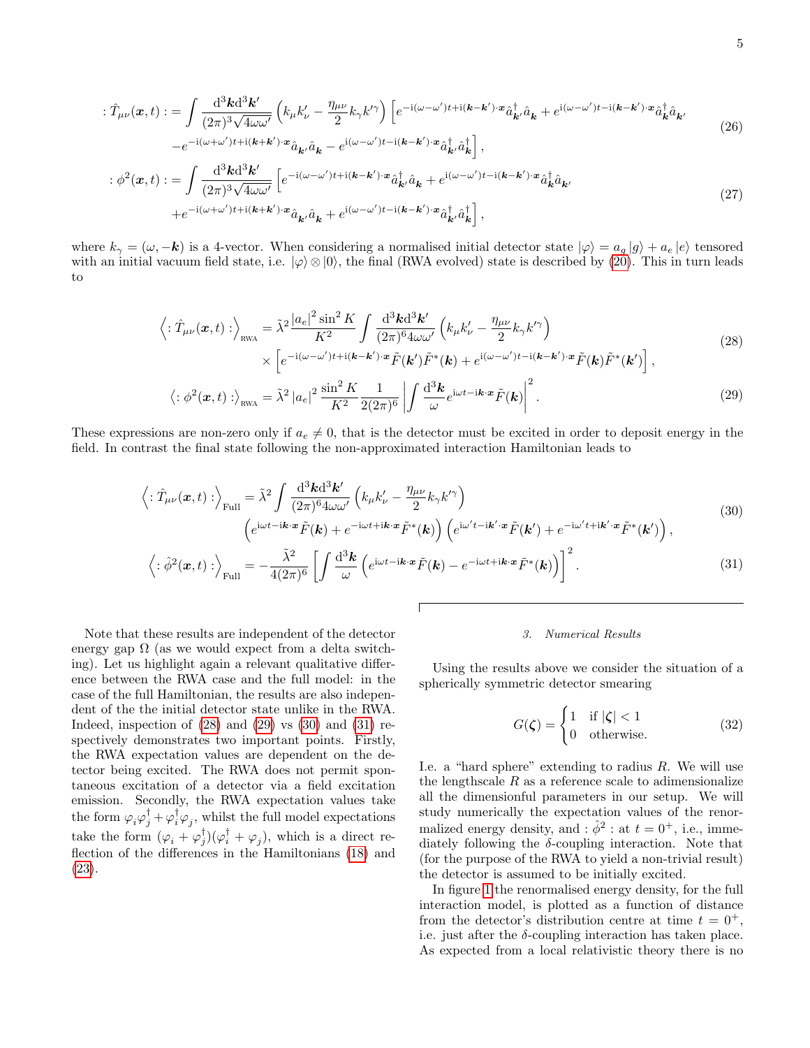$$
\begin{aligned}
:\hat{T}_{\mu\nu}(\boldsymbol{x},t): = \int \frac{\mathrm{d}^3\boldsymbol{k}\mathrm{d}^3\boldsymbol{k}'}{(2\pi)^3\sqrt{4\omega\omega'}} \left(k_\mu k'_\nu - \frac{\eta_{\mu\nu}}{2}k_\gamma k'^\gamma\right) \Big[ & e^{-\mathrm{i}(\omega-\omega')t+\mathrm{i}(\boldsymbol{k}-\boldsymbol{k}')\cdot\boldsymbol{x}}\hat{a}^\dagger_{\boldsymbol{k}'}\hat{a}_{\boldsymbol{k}} + e^{\mathrm{i}(\omega-\omega')t-\mathrm{i}(\boldsymbol{k}-\boldsymbol{k}')\cdot\boldsymbol{x}}\hat{a}^\dagger_{\boldsymbol{k}}\hat{a}_{\boldsymbol{k}'} \\
& -e^{-\mathrm{i}(\omega+\omega')t+\mathrm{i}(\boldsymbol{k}+\boldsymbol{k}')\cdot\boldsymbol{x}}\hat{a}_{\boldsymbol{k}'}\hat{a}_{\boldsymbol{k}} - e^{\mathrm{i}(\omega-\omega')t-\mathrm{i}(\boldsymbol{k}-\boldsymbol{k}')\cdot\boldsymbol{x}}\hat{a}^\dagger_{\boldsymbol{k}'}\hat{a}^\dagger_{\boldsymbol{k}} \Big],
\end{aligned}
\tag{26}
$$

$$
\begin{aligned}
:\phi^2(\boldsymbol{x},t): = \int \frac{\mathrm{d}^3\boldsymbol{k}\mathrm{d}^3\boldsymbol{k}'}{(2\pi)^3\sqrt{4\omega\omega'}} \Big[ & e^{-\mathrm{i}(\omega-\omega')t+\mathrm{i}(\boldsymbol{k}-\boldsymbol{k}')\cdot\boldsymbol{x}}\hat{a}^\dagger_{\boldsymbol{k}'}\hat{a}_{\boldsymbol{k}} + e^{\mathrm{i}(\omega-\omega')t-\mathrm{i}(\boldsymbol{k}-\boldsymbol{k}')\cdot\boldsymbol{x}}\hat{a}^\dagger_{\boldsymbol{k}}\hat{a}_{\boldsymbol{k}'} \\
& +e^{-\mathrm{i}(\omega+\omega')t+\mathrm{i}(\boldsymbol{k}+\boldsymbol{k}')\cdot\boldsymbol{x}}\hat{a}_{\boldsymbol{k}'}\hat{a}_{\boldsymbol{k}} + e^{\mathrm{i}(\omega-\omega')t-\mathrm{i}(\boldsymbol{k}-\boldsymbol{k}')\cdot\boldsymbol{x}}\hat{a}^\dagger_{\boldsymbol{k}'}\hat{a}^\dagger_{\boldsymbol{k}} \Big],
\end{aligned}
\tag{27}
$$

where $k_\gamma = (\omega, -\boldsymbol{k})$ is a 4-vector. When considering a normalised initial detector state $|\varphi\rangle = a_g|g\rangle + a_e|e\rangle$ tensored with an initial vacuum field state, i.e. $|\varphi\rangle \otimes |0\rangle$, the final (RWA evolved) state is described by (20). This in turn leads to

$$
\begin{aligned}
\Big\langle :\hat{T}_{\mu\nu}(\boldsymbol{x},t): \Big\rangle_{\text{RWA}} = \tilde{\lambda}^2 \frac{|a_e|^2 \sin^2 K}{K^2} \int \frac{\mathrm{d}^3\boldsymbol{k}\mathrm{d}^3\boldsymbol{k}'}{(2\pi)^6 4\omega\omega'} \left(k_\mu k'_\nu - \frac{\eta_{\mu\nu}}{2}k_\gamma k'^\gamma\right) & \\
\times \Big[ e^{-\mathrm{i}(\omega-\omega')t+\mathrm{i}(\boldsymbol{k}-\boldsymbol{k}')\cdot\boldsymbol{x}}\tilde{F}(\boldsymbol{k}')\tilde{F}^*(\boldsymbol{k}) + e^{\mathrm{i}(\omega-\omega')t-\mathrm{i}(\boldsymbol{k}-\boldsymbol{k}')\cdot\boldsymbol{x}}\tilde{F}(\boldsymbol{k})\tilde{F}^*(\boldsymbol{k}') \Big]&,
\end{aligned}
\tag{28}
$$

$$
\big\langle :\phi^2(\boldsymbol{x},t): \big\rangle_{\text{RWA}} = \tilde{\lambda}^2 |a_e|^2 \frac{\sin^2 K}{K^2} \frac{1}{2(2\pi)^6} \left| \int \frac{\mathrm{d}^3\boldsymbol{k}}{\omega} e^{\mathrm{i}\omega t - \mathrm{i}\boldsymbol{k}\cdot\boldsymbol{x}} \tilde{F}(\boldsymbol{k}) \right|^2.
\tag{29}
$$

These expressions are non-zero only if $a_e \neq 0$, that is the detector must be excited in order to deposit energy in the field. In contrast the final state following the non-approximated interaction Hamiltonian leads to

$$
\begin{aligned}
\Big\langle :\hat{T}_{\mu\nu}(\boldsymbol{x},t): \Big\rangle_{\text{Full}} = \tilde{\lambda}^2 \int \frac{\mathrm{d}^3\boldsymbol{k}\mathrm{d}^3\boldsymbol{k}'}{(2\pi)^6 4\omega\omega'} \left(k_\mu k'_\nu - \frac{\eta_{\mu\nu}}{2}k_\gamma k'^\gamma\right) & \\
\left( e^{\mathrm{i}\omega t - \mathrm{i}\boldsymbol{k}\cdot\boldsymbol{x}}\tilde{F}(\boldsymbol{k}) + e^{-\mathrm{i}\omega t + \mathrm{i}\boldsymbol{k}\cdot\boldsymbol{x}}\tilde{F}^*(\boldsymbol{k}) \right) \left( e^{\mathrm{i}\omega' t - \mathrm{i}\boldsymbol{k}'\cdot\boldsymbol{x}}\tilde{F}(\boldsymbol{k}') + e^{-\mathrm{i}\omega' t + \mathrm{i}\boldsymbol{k}'\cdot\boldsymbol{x}}\tilde{F}^*(\boldsymbol{k}') \right)&,
\end{aligned}
\tag{30}
$$

$$
\Big\langle :\hat{\phi}^2(\boldsymbol{x},t): \Big\rangle_{\text{Full}} = -\frac{\tilde{\lambda}^2}{4(2\pi)^6} \left[ \int \frac{\mathrm{d}^3\boldsymbol{k}}{\omega} \left( e^{\mathrm{i}\omega t - \mathrm{i}\boldsymbol{k}\cdot\boldsymbol{x}}\tilde{F}(\boldsymbol{k}) - e^{-\mathrm{i}\omega t + \mathrm{i}\boldsymbol{k}\cdot\boldsymbol{x}}\tilde{F}^*(\boldsymbol{k}) \right) \right]^2.
\tag{31}
$$

Note that these results are independent of the detector energy gap $\Omega$ (as we would expect from a delta switching). Let us highlight again a relevant qualitative difference between the RWA case and the full model: in the case of the full Hamiltonian, the results are also independent of the the initial detector state unlike in the RWA. Indeed, inspection of (28) and (29) vs (30) and (31) respectively demonstrates two important points. Firstly, the RWA expectation values are dependent on the detector being excited. The RWA does not permit spontaneous excitation of a detector via a field excitation emission. Secondly, the RWA expectation values take the form $\varphi_i\varphi_j^\dagger + \varphi_i^\dagger\varphi_j$, whilst the full model expectations take the form $(\varphi_i + \varphi_j^\dagger)(\varphi_i^\dagger + \varphi_j)$, which is a direct reflection of the differences in the Hamiltonians (18) and (23).

### 3. Numerical Results

Using the results above we consider the situation of a spherically symmetric detector smearing

$$
G(\boldsymbol{\zeta}) = \begin{cases} 1 & \text{if } |\boldsymbol{\zeta}| < 1 \\ 0 & \text{otherwise.} \end{cases}
\tag{32}
$$

I.e. a "hard sphere" extending to radius $R$. We will use the lengthscale $R$ as a reference scale to adimensionalize all the dimensionful parameters in our setup. We will study numerically the expectation values of the renormalized energy density, and $:\hat{\phi}^2:$ at $t = 0^+$, i.e., immediately following the $\delta$-coupling interaction. Note that (for the purpose of the RWA to yield a non-trivial result) the detector is assumed to be initially excited.

In figure 1 the renormalised energy density, for the full interaction model, is plotted as a function of distance from the detector's distribution centre at time $t = 0^+$, i.e. just after the $\delta$-coupling interaction has taken place. As expected from a local relativistic theory there is no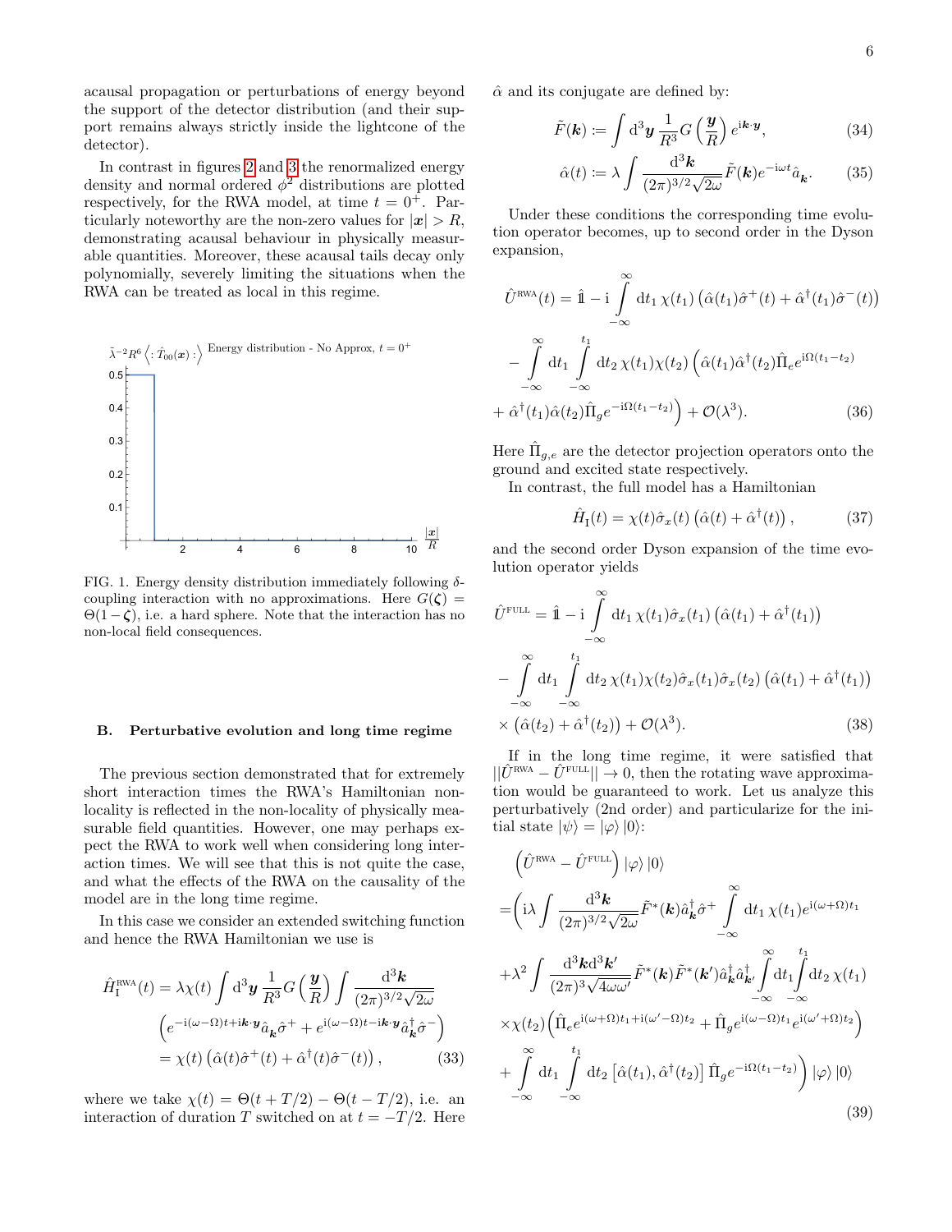acausal propagation or perturbations of energy beyond the support of the detector distribution (and their support remains always strictly inside the lightcone of the detector).

In contrast in figures 2 and 3 the renormalized energy density and normal ordered $\phi^2$ distributions are plotted respectively, for the RWA model, at time $t = 0^+$. Particularly noteworthy are the non-zero values for $|\boldsymbol{x}| > R$, demonstrating acausal behaviour in physically measurable quantities. Moreover, these acausal tails decay only polynomially, severely limiting the situations when the RWA can be treated as local in this regime.

FIG. 1. Energy density distribution immediately following $\delta$-coupling interaction with no approximations. Here $G(\boldsymbol{\zeta}) = \Theta(1-\boldsymbol{\zeta})$, i.e. a hard sphere. Note that the interaction has no non-local field consequences.

### B. Perturbative evolution and long time regime

The previous section demonstrated that for extremely short interaction times the RWA's Hamiltonian nonlocality is reflected in the non-locality of physically measurable field quantities. However, one may perhaps expect the RWA to work well when considering long interaction times. We will see that this is not quite the case, and what the effects of the RWA on the causality of the model are in the long time regime.

In this case we consider an extended switching function and hence the RWA Hamiltonian we use is

$$
\begin{aligned}
\hat{H}_{\text{I}}^{\text{RWA}}(t) &= \lambda\chi(t)\int \mathrm{d}^3\boldsymbol{y}\,\frac{1}{R^3}G\left(\frac{\boldsymbol{y}}{R}\right)\int\frac{\mathrm{d}^3\boldsymbol{k}}{(2\pi)^{3/2}\sqrt{2\omega}} \\
&\quad\left(e^{-\mathrm{i}(\omega-\Omega)t+\mathrm{i}\boldsymbol{k}\cdot\boldsymbol{y}}\hat{a}_{\boldsymbol{k}}\hat{\sigma}^+ + e^{\mathrm{i}(\omega-\Omega)t-\mathrm{i}\boldsymbol{k}\cdot\boldsymbol{y}}\hat{a}^\dagger_{\boldsymbol{k}}\hat{\sigma}^-\right) \\
&= \chi(t)\left(\hat{\alpha}(t)\hat{\sigma}^+(t) + \hat{\alpha}^\dagger(t)\hat{\sigma}^-(t)\right),
\end{aligned}
\tag{33}
$$

where we take $\chi(t) = \Theta(t+T/2) - \Theta(t-T/2)$, i.e. an interaction of duration $T$ switched on at $t = -T/2$. Here $\hat{\alpha}$ and its conjugate are defined by:

$$
\tilde{F}(\boldsymbol{k}) \coloneqq \int \mathrm{d}^3\boldsymbol{y}\,\frac{1}{R^3}G\left(\frac{\boldsymbol{y}}{R}\right)e^{\mathrm{i}\boldsymbol{k}\cdot\boldsymbol{y}}, \tag{34}
$$

$$
\hat{\alpha}(t) \coloneqq \lambda\int\frac{\mathrm{d}^3\boldsymbol{k}}{(2\pi)^{3/2}\sqrt{2\omega}}\tilde{F}(\boldsymbol{k})e^{-\mathrm{i}\omega t}\hat{a}_{\boldsymbol{k}}. \tag{35}
$$

Under these conditions the corresponding time evolution operator becomes, up to second order in the Dyson expansion,

$$
\begin{aligned}
\hat{U}^{\text{RWA}}(t) &= \hat{\mathbb{1}} - \mathrm{i}\int_{-\infty}^{\infty}\mathrm{d}t_1\,\chi(t_1)\left(\hat{\alpha}(t_1)\hat{\sigma}^+(t) + \hat{\alpha}^\dagger(t_1)\hat{\sigma}^-(t)\right) \\
&- \int_{-\infty}^{\infty}\mathrm{d}t_1\int_{-\infty}^{t_1}\mathrm{d}t_2\,\chi(t_1)\chi(t_2)\Big(\hat{\alpha}(t_1)\hat{\alpha}^\dagger(t_2)\hat{\Pi}_e e^{\mathrm{i}\Omega(t_1-t_2)} \\
&+ \hat{\alpha}^\dagger(t_1)\hat{\alpha}(t_2)\hat{\Pi}_g e^{-\mathrm{i}\Omega(t_1-t_2)}\Big) + \mathcal{O}(\lambda^3).
\end{aligned}
\tag{36}
$$

Here $\hat{\Pi}_{g,e}$ are the detector projection operators onto the ground and excited state respectively.

In contrast, the full model has a Hamiltonian

$$
\hat{H}_{\text{I}}(t) = \chi(t)\hat{\sigma}_x(t)\left(\hat{\alpha}(t) + \hat{\alpha}^\dagger(t)\right), \tag{37}
$$

and the second order Dyson expansion of the time evolution operator yields

$$
\begin{aligned}
\hat{U}^{\text{FULL}} &= \hat{\mathbb{1}} - \mathrm{i}\int_{-\infty}^{\infty}\mathrm{d}t_1\,\chi(t_1)\hat{\sigma}_x(t_1)\left(\hat{\alpha}(t_1) + \hat{\alpha}^\dagger(t_1)\right) \\
&- \int_{-\infty}^{\infty}\mathrm{d}t_1\int_{-\infty}^{t_1}\mathrm{d}t_2\,\chi(t_1)\chi(t_2)\hat{\sigma}_x(t_1)\hat{\sigma}_x(t_2)\left(\hat{\alpha}(t_1) + \hat{\alpha}^\dagger(t_1)\right) \\
&\times\left(\hat{\alpha}(t_2) + \hat{\alpha}^\dagger(t_2)\right) + \mathcal{O}(\lambda^3).
\end{aligned}
\tag{38}
$$

If in the long time regime, it were satisfied that $||\hat{U}^{\text{RWA}} - \hat{U}^{\text{FULL}}|| \to 0$, then the rotating wave approximation would be guaranteed to work. Let us analyze this perturbatively (2nd order) and particularize for the initial state $|\psi\rangle = |\varphi\rangle\,|0\rangle$:

$$
\begin{aligned}
&\left(\hat{U}^{\text{RWA}} - \hat{U}^{\text{FULL}}\right)|\varphi\rangle\,|0\rangle \\
&= \Bigg(\mathrm{i}\lambda\int\frac{\mathrm{d}^3\boldsymbol{k}}{(2\pi)^{3/2}\sqrt{2\omega}}\tilde{F}^*(\boldsymbol{k})\hat{a}^\dagger_{\boldsymbol{k}}\hat{\sigma}^+\int_{-\infty}^{\infty}\mathrm{d}t_1\,\chi(t_1)e^{\mathrm{i}(\omega+\Omega)t_1} \\
&+ \lambda^2\int\frac{\mathrm{d}^3\boldsymbol{k}\mathrm{d}^3\boldsymbol{k}'}{(2\pi)^3\sqrt{4\omega\omega'}}\tilde{F}^*(\boldsymbol{k})\tilde{F}^*(\boldsymbol{k}')\hat{a}^\dagger_{\boldsymbol{k}}\hat{a}^\dagger_{\boldsymbol{k}'}\int_{-\infty}^{\infty}\mathrm{d}t_1\int_{-\infty}^{t_1}\mathrm{d}t_2\,\chi(t_1) \\
&\times\chi(t_2)\left(\hat{\Pi}_e e^{\mathrm{i}(\omega+\Omega)t_1+\mathrm{i}(\omega'-\Omega)t_2} + \hat{\Pi}_g e^{\mathrm{i}(\omega-\Omega)t_1}e^{\mathrm{i}(\omega'+\Omega)t_2}\right) \\
&+ \int_{-\infty}^{\infty}\mathrm{d}t_1\int_{-\infty}^{t_1}\mathrm{d}t_2\left[\hat{\alpha}(t_1),\hat{\alpha}^\dagger(t_2)\right]\hat{\Pi}_g e^{-\mathrm{i}\Omega(t_1-t_2)}\Bigg)|\varphi\rangle\,|0\rangle
\end{aligned}
\tag{39}
$$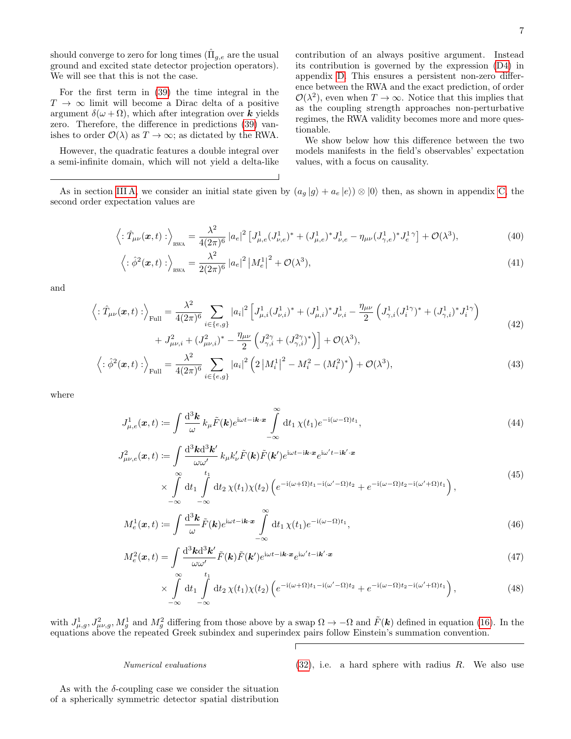should converge to zero for long times ($\hat{\Pi}_{g,e}$ are the usual ground and excited state detector projection operators). We will see that this is not the case.

For the first term in (39) the time integral in the $T \to \infty$ limit will become a Dirac delta of a positive argument $\delta(\omega + \Omega)$, which after integration over $\boldsymbol{k}$ yields zero. Therefore, the difference in predictions (39) vanishes to order $\mathcal{O}(\lambda)$ as $T \to \infty$; as dictated by the RWA.

However, the quadratic features a double integral over a semi-infinite domain, which will not yield a delta-like contribution of an always positive argument. Instead its contribution is governed by the expression (D4) in appendix D. This ensures a persistent non-zero difference between the RWA and the exact prediction, of order $\mathcal{O}(\lambda^2)$, even when $T \to \infty$. Notice that this implies that as the coupling strength approaches non-perturbative regimes, the RWA validity becomes more and more questionable.

We show below how this difference between the two models manifests in the field's observables' expectation values, with a focus on causality.

As in section III A, we consider an initial state given by $(a_g |g\rangle + a_e |e\rangle) \otimes |0\rangle$ then, as shown in appendix C, the second order expectation values are

$$\Big\langle :\hat{T}_{\mu\nu}(\boldsymbol{x},t): \Big\rangle_{\text{RWA}} = \frac{\lambda^2}{4(2\pi)^6} |a_e|^2 \left[ J^1_{\mu,e}(J^1_{\nu,e})^* + (J^1_{\mu,e})^* J^1_{\nu,e} - \eta_{\mu\nu}(J^1_{\gamma,e})^* J_e^{1\,\gamma} \right] + \mathcal{O}(\lambda^3), \tag{40}$$

$$\Big\langle :\hat{\phi}^2(\boldsymbol{x},t): \Big\rangle_{\text{RWA}} = \frac{\lambda^2}{2(2\pi)^6} |a_e|^2 \left| M_e^1 \right|^2 + \mathcal{O}(\lambda^3), \tag{41}$$

and

$$\begin{aligned}\Big\langle :\hat{T}_{\mu\nu}(\boldsymbol{x},t): \Big\rangle_{\text{Full}} = \frac{\lambda^2}{4(2\pi)^6} \sum_{i\in\{e,g\}} |a_i|^2 \Big[ & J^1_{\mu,i}(J^1_{\nu,i})^* + (J^1_{\mu,i})^* J^1_{\nu,i} - \frac{\eta_{\mu\nu}}{2}\left( J^1_{\gamma,i}(J_i^{1\gamma})^* + (J^1_{\gamma,i})^* J_i^{1\gamma} \right) \\ & + J^2_{\mu\nu,i} + (J^2_{\mu\nu,i})^* - \frac{\eta_{\mu\nu}}{2}\left( J^{2\gamma}_{\gamma,i} + (J^{2\gamma}_{\gamma,i})^* \right) \Big] + \mathcal{O}(\lambda^3),\end{aligned} \tag{42}$$

$$\Big\langle :\hat{\phi}^2(\boldsymbol{x},t): \Big\rangle_{\text{Full}} = \frac{\lambda^2}{4(2\pi)^6} \sum_{i\in\{e,g\}} |a_i|^2 \left( 2\left| M_i^1 \right|^2 - M_i^2 - (M_i^2)^* \right) + \mathcal{O}(\lambda^3), \tag{43}$$

where

$$J^1_{\mu,e}(\boldsymbol{x},t) \coloneqq \int \frac{\mathrm{d}^3\boldsymbol{k}}{\omega}\, k_\mu \tilde{F}(\boldsymbol{k}) e^{\mathrm{i}\omega t - \mathrm{i}\boldsymbol{k}\cdot\boldsymbol{x}} \int_{-\infty}^{\infty} \mathrm{d}t_1\, \chi(t_1) e^{-\mathrm{i}(\omega-\Omega)t_1}, \tag{44}$$

$$\begin{aligned} J^2_{\mu\nu,e}(\boldsymbol{x},t) \coloneqq \int \frac{\mathrm{d}^3\boldsymbol{k}\mathrm{d}^3\boldsymbol{k}'}{\omega\omega'}\, k_\mu k'_\nu \tilde{F}(\boldsymbol{k})\tilde{F}(\boldsymbol{k}') e^{\mathrm{i}\omega t - \mathrm{i}\boldsymbol{k}\cdot\boldsymbol{x}} e^{\mathrm{i}\omega' t - \mathrm{i}\boldsymbol{k}'\cdot\boldsymbol{x}} \\ \times \int_{-\infty}^{\infty} \mathrm{d}t_1 \int_{-\infty}^{t_1} \mathrm{d}t_2\, \chi(t_1)\chi(t_2) \left( e^{-\mathrm{i}(\omega+\Omega)t_1 - \mathrm{i}(\omega'-\Omega)t_2} + e^{-\mathrm{i}(\omega-\Omega)t_2 - \mathrm{i}(\omega'+\Omega)t_1} \right), \end{aligned} \tag{45}$$

$$M^1_e(\boldsymbol{x},t) \coloneqq \int \frac{\mathrm{d}^3\boldsymbol{k}}{\omega} \tilde{F}(\boldsymbol{k}) e^{\mathrm{i}\omega t - \mathrm{i}\boldsymbol{k}\cdot\boldsymbol{x}} \int_{-\infty}^{\infty} \mathrm{d}t_1\, \chi(t_1) e^{-\mathrm{i}(\omega-\Omega)t_1}, \tag{46}$$

$$M^2_e(\boldsymbol{x},t) = \int \frac{\mathrm{d}^3\boldsymbol{k}\mathrm{d}^3\boldsymbol{k}'}{\omega\omega'} \tilde{F}(\boldsymbol{k})\tilde{F}(\boldsymbol{k}') e^{\mathrm{i}\omega t - \mathrm{i}\boldsymbol{k}\cdot\boldsymbol{x}} e^{\mathrm{i}\omega' t - \mathrm{i}\boldsymbol{k}'\cdot\boldsymbol{x}} \tag{47}$$

$$\times \int_{-\infty}^{\infty} \mathrm{d}t_1 \int_{-\infty}^{t_1} \mathrm{d}t_2\, \chi(t_1)\chi(t_2) \left( e^{-\mathrm{i}(\omega+\Omega)t_1 - \mathrm{i}(\omega'-\Omega)t_2} + e^{-\mathrm{i}(\omega-\Omega)t_2 - \mathrm{i}(\omega'+\Omega)t_1} \right), \tag{48}$$

with $J^1_{\mu,g}, J^2_{\mu\nu,g}, M^1_g$ and $M^2_g$ differing from those above by a swap $\Omega \to -\Omega$ and $\tilde{F}(\boldsymbol{k})$ defined in equation (16). In the equations above the repeated Greek subindex and superindex pairs follow Einstein's summation convention.

*Numerical evaluations*

As with the $\delta$-coupling case we consider the situation of a spherically symmetric detector spatial distribution (32), i.e. a hard sphere with radius $R$. We also use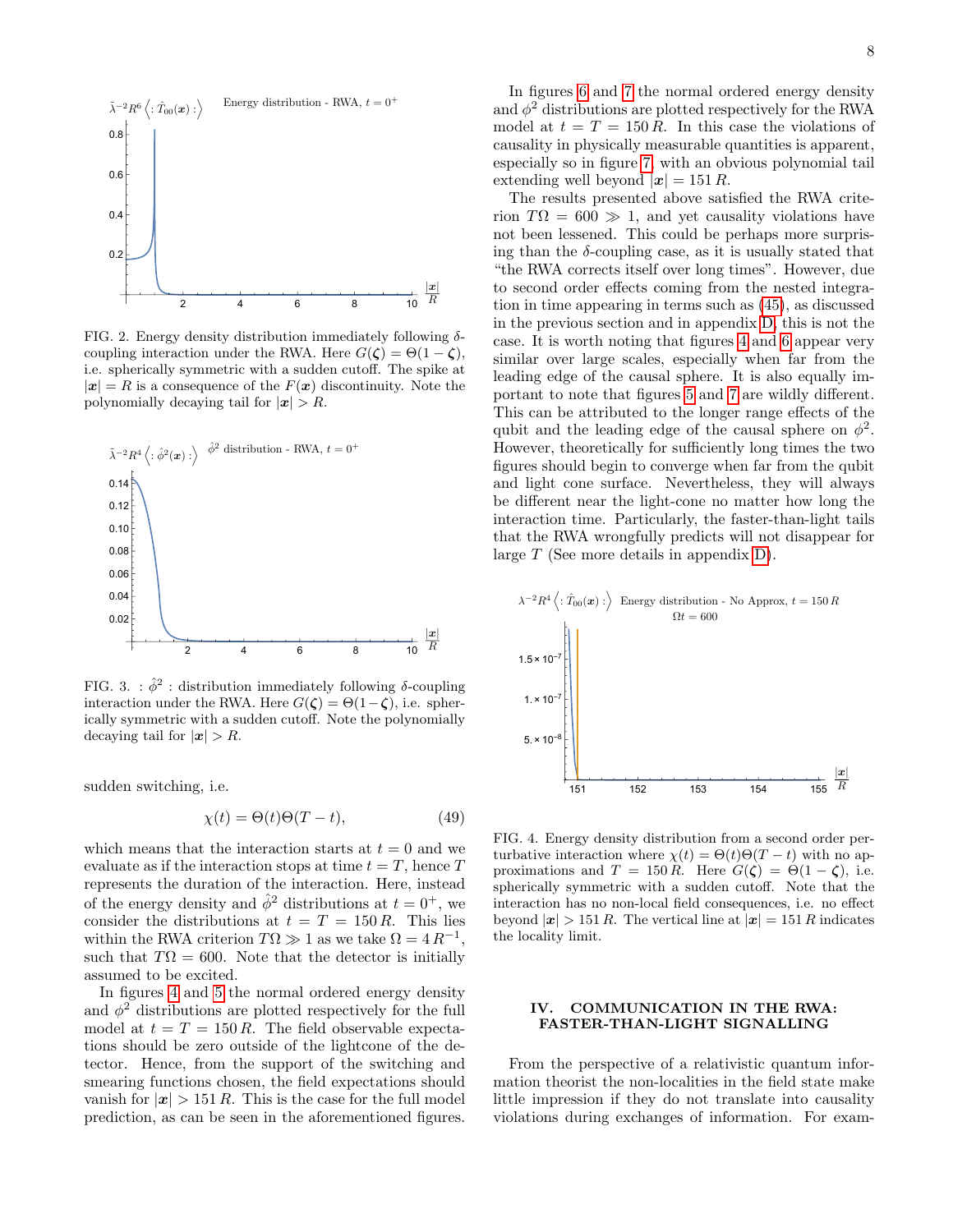FIG. 2. Energy density distribution immediately following $\delta$-coupling interaction under the RWA. Here $G(\boldsymbol{\zeta}) = \Theta(1-\boldsymbol{\zeta})$, i.e. spherically symmetric with a sudden cutoff. The spike at $|\boldsymbol{x}| = R$ is a consequence of the $F(\boldsymbol{x})$ discontinuity. Note the polynomially decaying tail for $|\boldsymbol{x}| > R$.

FIG. 3. $:\hat{\phi}^2:$ distribution immediately following $\delta$-coupling interaction under the RWA. Here $G(\boldsymbol{\zeta}) = \Theta(1-\boldsymbol{\zeta})$, i.e. spherically symmetric with a sudden cutoff. Note the polynomially decaying tail for $|\boldsymbol{x}| > R$.

sudden switching, i.e.

$$\chi(t) = \Theta(t)\Theta(T-t), \tag{49}$$

which means that the interaction starts at $t = 0$ and we evaluate as if the interaction stops at time $t = T$, hence $T$ represents the duration of the interaction. Here, instead of the energy density and $\hat{\phi}^2$ distributions at $t = 0^+$, we consider the distributions at $t = T = 150\,R$. This lies within the RWA criterion $T\Omega \gg 1$ as we take $\Omega = 4\,R^{-1}$, such that $T\Omega = 600$. Note that the detector is initially assumed to be excited.

In figures 4 and 5 the normal ordered energy density and $\phi^2$ distributions are plotted respectively for the full model at $t = T = 150\,R$. The field observable expectations should be zero outside of the lightcone of the detector. Hence, from the support of the switching and smearing functions chosen, the field expectations should vanish for $|\boldsymbol{x}| > 151\,R$. This is the case for the full model prediction, as can be seen in the aforementioned figures.

In figures 6 and 7 the normal ordered energy density and $\phi^2$ distributions are plotted respectively for the RWA model at $t = T = 150\,R$. In this case the violations of causality in physically measurable quantities is apparent, especially so in figure 7, with an obvious polynomial tail extending well beyond $|\boldsymbol{x}| = 151\,R$.

The results presented above satisfied the RWA criterion $T\Omega = 600 \gg 1$, and yet causality violations have not been lessened. This could be perhaps more surprising than the $\delta$-coupling case, as it is usually stated that "the RWA corrects itself over long times". However, due to second order effects coming from the nested integration in time appearing in terms such as (45), as discussed in the previous section and in appendix D, this is not the case. It is worth noting that figures 4 and 6 appear very similar over large scales, especially when far from the leading edge of the causal sphere. It is also equally important to note that figures 5 and 7 are wildly different. This can be attributed to the longer range effects of the qubit and the leading edge of the causal sphere on $\phi^2$. However, theoretically for sufficiently long times the two figures should begin to converge when far from the qubit and light cone surface. Nevertheless, they will always be different near the light-cone no matter how long the interaction time. Particularly, the faster-than-light tails that the RWA wrongfully predicts will not disappear for large $T$ (See more details in appendix D).

FIG. 4. Energy density distribution from a second order perturbative interaction where $\chi(t) = \Theta(t)\Theta(T-t)$ with no approximations and $T = 150\,R$. Here $G(\boldsymbol{\zeta}) = \Theta(1-\boldsymbol{\zeta})$, i.e. spherically symmetric with a sudden cutoff. Note that the interaction has no non-local field consequences, i.e. no effect beyond $|\boldsymbol{x}| > 151\,R$. The vertical line at $|\boldsymbol{x}| = 151\,R$ indicates the locality limit.

## IV. COMMUNICATION IN THE RWA: FASTER-THAN-LIGHT SIGNALLING

From the perspective of a relativistic quantum information theorist the non-localities in the field state make little impression if they do not translate into causality violations during exchanges of information. For exam-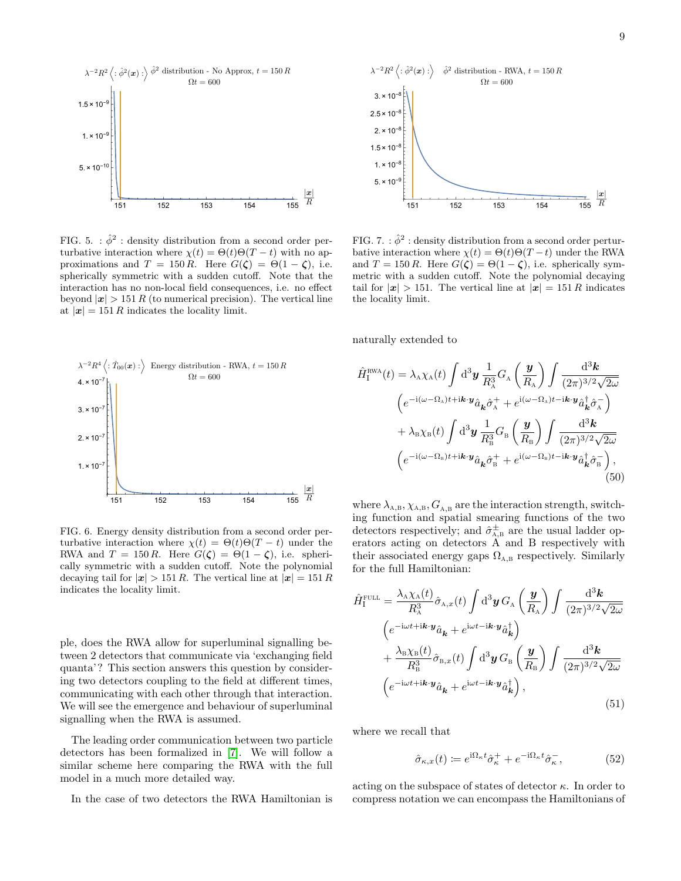FIG. 5. $:\hat{\phi}^2:$ density distribution from a second order perturbative interaction where $\chi(t) = \Theta(t)\Theta(T-t)$ with no approximations and $T = 150\,R$. Here $G(\boldsymbol{\zeta}) = \Theta(1-\boldsymbol{\zeta})$, i.e. spherically symmetric with a sudden cutoff. Note that the interaction has no non-local field consequences, i.e. no effect beyond $|\boldsymbol{x}| > 151\,R$ (to numerical precision). The vertical line at $|\boldsymbol{x}| = 151\,R$ indicates the locality limit.

FIG. 6. Energy density distribution from a second order perturbative interaction where $\chi(t) = \Theta(t)\Theta(T-t)$ under the RWA and $T = 150\,R$. Here $G(\boldsymbol{\zeta}) = \Theta(1-\boldsymbol{\zeta})$, i.e. spherically symmetric with a sudden cutoff. Note the polynomial decaying tail for $|\boldsymbol{x}| > 151\,R$. The vertical line at $|\boldsymbol{x}| = 151\,R$ indicates the locality limit.

FIG. 7. $:\hat{\phi}^2:$ density distribution from a second order perturbative interaction where $\chi(t) = \Theta(t)\Theta(T-t)$ under the RWA and $T = 150\,R$. Here $G(\boldsymbol{\zeta}) = \Theta(1-\boldsymbol{\zeta})$, i.e. spherically symmetric with a sudden cutoff. Note the polynomial decaying tail for $|\boldsymbol{x}| > 151$. The vertical line at $|\boldsymbol{x}| = 151\,R$ indicates the locality limit.

ple, does the RWA allow for superluminal signalling between 2 detectors that communicate via 'exchanging field quanta'? This section answers this question by considering two detectors coupling to the field at different times, communicating with each other through that interaction. We will see the emergence and behaviour of superluminal signalling when the RWA is assumed.

The leading order communication between two particle detectors has been formalized in [7]. We will follow a similar scheme here comparing the RWA with the full model in a much more detailed way.

In the case of two detectors the RWA Hamiltonian is naturally extended to

$$
\begin{aligned}
\hat{H}_{\text{I}}^{\text{RWA}}(t) = {} & \lambda_{\text{A}}\chi_{\text{A}}(t)\int \mathrm{d}^3\boldsymbol{y}\,\frac{1}{R_{\text{A}}^3}G_{\text{A}}\left(\frac{\boldsymbol{y}}{R_{\text{A}}}\right)\int\frac{\mathrm{d}^3\boldsymbol{k}}{(2\pi)^{3/2}\sqrt{2\omega}} \\
& \left(e^{-\mathrm{i}(\omega-\Omega_{\text{A}})t+\mathrm{i}\boldsymbol{k}\cdot\boldsymbol{y}}\hat{a}_{\boldsymbol{k}}\hat{\sigma}_{\text{A}}^{+} + e^{\mathrm{i}(\omega-\Omega_{\text{A}})t-\mathrm{i}\boldsymbol{k}\cdot\boldsymbol{y}}\hat{a}_{\boldsymbol{k}}^{\dagger}\hat{\sigma}_{\text{A}}^{-}\right) \\
& + \lambda_{\text{B}}\chi_{\text{B}}(t)\int \mathrm{d}^3\boldsymbol{y}\,\frac{1}{R_{\text{B}}^3}G_{\text{B}}\left(\frac{\boldsymbol{y}}{R_{\text{B}}}\right)\int\frac{\mathrm{d}^3\boldsymbol{k}}{(2\pi)^{3/2}\sqrt{2\omega}} \\
& \left(e^{-\mathrm{i}(\omega-\Omega_{\text{B}})t+\mathrm{i}\boldsymbol{k}\cdot\boldsymbol{y}}\hat{a}_{\boldsymbol{k}}\hat{\sigma}_{\text{B}}^{+} + e^{\mathrm{i}(\omega-\Omega_{\text{B}})t-\mathrm{i}\boldsymbol{k}\cdot\boldsymbol{y}}\hat{a}_{\boldsymbol{k}}^{\dagger}\hat{\sigma}_{\text{B}}^{-}\right),
\end{aligned}
\tag{50}
$$

where $\lambda_{\text{A,B}}, \chi_{\text{A,B}}, G_{\text{A,B}}$ are the interaction strength, switching function and spatial smearing functions of the two detectors respectively; and $\hat{\sigma}^{\pm}_{\text{A,B}}$ are the usual ladder operators acting on detectors A and B respectively with their associated energy gaps $\Omega_{\text{A,B}}$ respectively. Similarly for the full Hamiltonian:

$$
\begin{aligned}
\hat{H}_{\text{I}}^{\text{FULL}} = {} & \frac{\lambda_{\text{A}}\chi_{\text{A}}(t)}{R_{\text{A}}^3}\hat{\sigma}_{\text{A},x}(t)\int \mathrm{d}^3\boldsymbol{y}\,G_{\text{A}}\left(\frac{\boldsymbol{y}}{R_{\text{A}}}\right)\int\frac{\mathrm{d}^3\boldsymbol{k}}{(2\pi)^{3/2}\sqrt{2\omega}} \\
& \left(e^{-\mathrm{i}\omega t+\mathrm{i}\boldsymbol{k}\cdot\boldsymbol{y}}\hat{a}_{\boldsymbol{k}} + e^{\mathrm{i}\omega t-\mathrm{i}\boldsymbol{k}\cdot\boldsymbol{y}}\hat{a}_{\boldsymbol{k}}^{\dagger}\right) \\
& + \frac{\lambda_{\text{B}}\chi_{\text{B}}(t)}{R_{\text{B}}^3}\hat{\sigma}_{\text{B},x}(t)\int \mathrm{d}^3\boldsymbol{y}\,G_{\text{B}}\left(\frac{\boldsymbol{y}}{R_{\text{B}}}\right)\int\frac{\mathrm{d}^3\boldsymbol{k}}{(2\pi)^{3/2}\sqrt{2\omega}} \\
& \left(e^{-\mathrm{i}\omega t+\mathrm{i}\boldsymbol{k}\cdot\boldsymbol{y}}\hat{a}_{\boldsymbol{k}} + e^{\mathrm{i}\omega t-\mathrm{i}\boldsymbol{k}\cdot\boldsymbol{y}}\hat{a}_{\boldsymbol{k}}^{\dagger}\right),
\end{aligned}
\tag{51}
$$

where we recall that

$$
\hat{\sigma}_{\kappa,x}(t) := e^{\mathrm{i}\Omega_\kappa t}\hat{\sigma}_{\kappa}^{+} + e^{-\mathrm{i}\Omega_\kappa t}\hat{\sigma}_{\kappa}^{-},
\tag{52}
$$

acting on the subspace of states of detector $\kappa$. In order to compress notation we can encompass the Hamiltonians of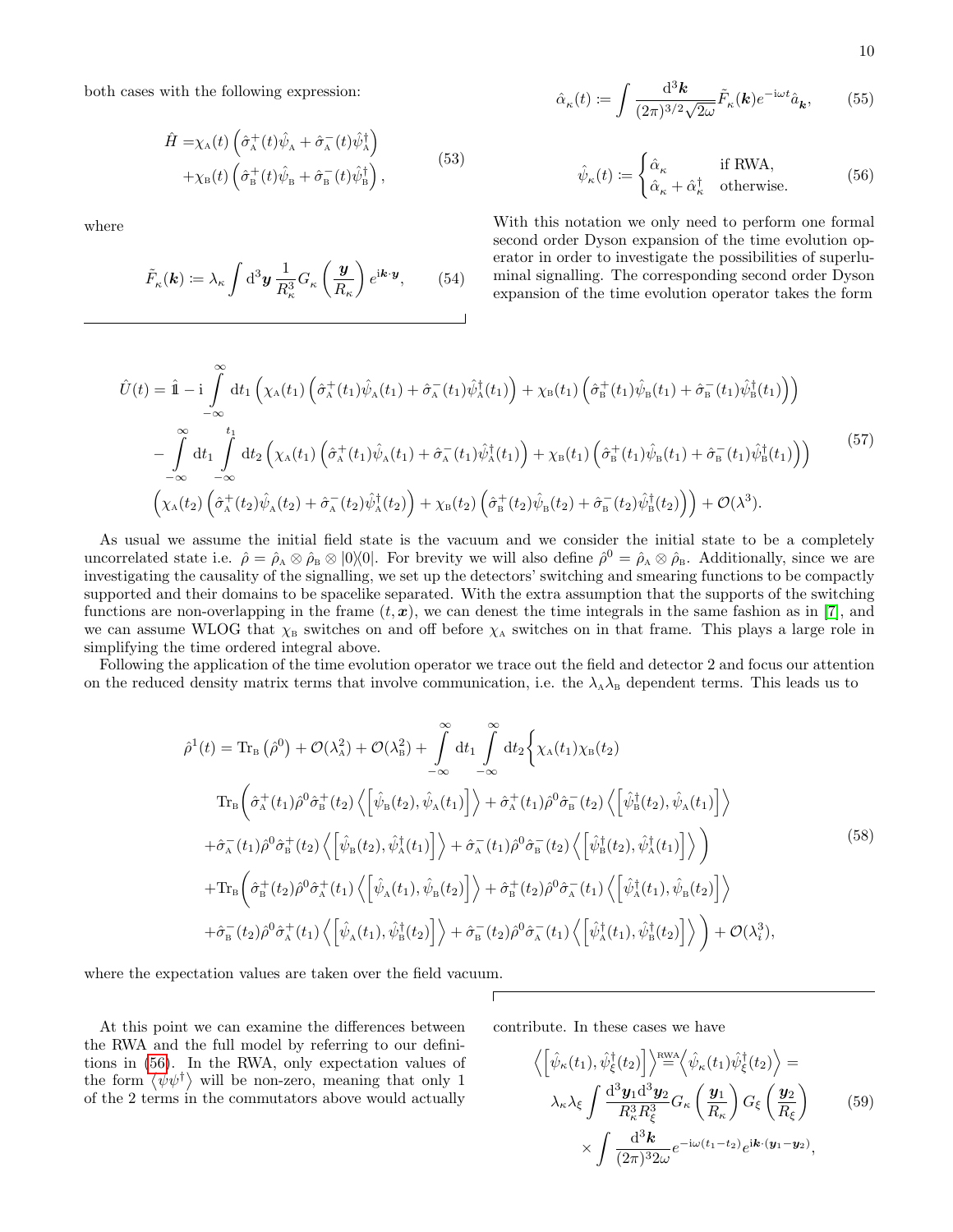both cases with the following expression:

$$
\begin{aligned}
\hat{H} =& \chi_{\text{A}}(t)\left(\hat{\sigma}^{+}_{\text{A}}(t)\hat{\psi}_{\text{A}} + \hat{\sigma}^{-}_{\text{A}}(t)\hat{\psi}^{\dagger}_{\text{A}}\right) \\
&+ \chi_{\text{B}}(t)\left(\hat{\sigma}^{+}_{\text{B}}(t)\hat{\psi}_{\text{B}} + \hat{\sigma}^{-}_{\text{B}}(t)\hat{\psi}^{\dagger}_{\text{B}}\right),
\end{aligned}
\tag{53}
$$

where

$$
\tilde{F}_{\kappa}(\boldsymbol{k}) \coloneqq \lambda_{\kappa}\int \mathrm{d}^3\boldsymbol{y}\,\frac{1}{R_{\kappa}^3} G_{\kappa}\left(\frac{\boldsymbol{y}}{R_{\kappa}}\right) e^{\mathrm{i}\boldsymbol{k}\cdot\boldsymbol{y}},
\tag{54}
$$

$$
\hat{\alpha}_{\kappa}(t) \coloneqq \int \frac{\mathrm{d}^3\boldsymbol{k}}{(2\pi)^{3/2}\sqrt{2\omega}}\tilde{F}_{\kappa}(\boldsymbol{k})e^{-\mathrm{i}\omega t}\hat{a}_{\boldsymbol{k}},
\tag{55}
$$

$$
\hat{\psi}_{\kappa}(t) \coloneqq \begin{cases} \hat{\alpha}_{\kappa} & \text{if RWA,} \\ \hat{\alpha}_{\kappa} + \hat{\alpha}^{\dagger}_{\kappa} & \text{otherwise.} \end{cases}
\tag{56}
$$

With this notation we only need to perform one formal second order Dyson expansion of the time evolution operator in order to investigate the possibilities of superluminal signalling. The corresponding second order Dyson expansion of the time evolution operator takes the form

$$
\begin{aligned}
\hat{U}(t) = \hat{\mathbb{1}} &- \mathrm{i}\int_{-\infty}^{\infty}\mathrm{d}t_1\Big(\chi_{\text{A}}(t_1)\left(\hat{\sigma}^{+}_{\text{A}}(t_1)\hat{\psi}_{\text{A}}(t_1) + \hat{\sigma}^{-}_{\text{A}}(t_1)\hat{\psi}^{\dagger}_{\text{A}}(t_1)\right) + \chi_{\text{B}}(t_1)\left(\hat{\sigma}^{+}_{\text{B}}(t_1)\hat{\psi}_{\text{B}}(t_1) + \hat{\sigma}^{-}_{\text{B}}(t_1)\hat{\psi}^{\dagger}_{\text{B}}(t_1)\right)\Big) \\
&- \int_{-\infty}^{\infty}\mathrm{d}t_1\int_{-\infty}^{t_1}\mathrm{d}t_2\Big(\chi_{\text{A}}(t_1)\left(\hat{\sigma}^{+}_{\text{A}}(t_1)\hat{\psi}_{\text{A}}(t_1) + \hat{\sigma}^{-}_{\text{A}}(t_1)\hat{\psi}^{\dagger}_{\text{A}}(t_1)\right) + \chi_{\text{B}}(t_1)\left(\hat{\sigma}^{+}_{\text{B}}(t_1)\hat{\psi}_{\text{B}}(t_1) + \hat{\sigma}^{-}_{\text{B}}(t_1)\hat{\psi}^{\dagger}_{\text{B}}(t_1)\right)\Big) \\
&\Big(\chi_{\text{A}}(t_2)\left(\hat{\sigma}^{+}_{\text{A}}(t_2)\hat{\psi}_{\text{A}}(t_2) + \hat{\sigma}^{-}_{\text{A}}(t_2)\hat{\psi}^{\dagger}_{\text{A}}(t_2)\right) + \chi_{\text{B}}(t_2)\left(\hat{\sigma}^{+}_{\text{B}}(t_2)\hat{\psi}_{\text{B}}(t_2) + \hat{\sigma}^{-}_{\text{B}}(t_2)\hat{\psi}^{\dagger}_{\text{B}}(t_2)\right)\Big) + \mathcal{O}(\lambda^3).
\end{aligned}
\tag{57}
$$

As usual we assume the initial field state is the vacuum and we consider the initial state to be a completely uncorrelated state i.e. $\hat{\rho} = \hat{\rho}_{\text{A}} \otimes \hat{\rho}_{\text{B}} \otimes |0\rangle\langle 0|$. For brevity we will also define $\hat{\rho}^0 = \hat{\rho}_{\text{A}} \otimes \hat{\rho}_{\text{B}}$. Additionally, since we are investigating the causality of the signalling, we set up the detectors' switching and smearing functions to be compactly supported and their domains to be spacelike separated. With the extra assumption that the supports of the switching functions are non-overlapping in the frame $(t, \boldsymbol{x})$, we can denest the time integrals in the same fashion as in [7], and we can assume WLOG that $\chi_{\text{B}}$ switches on and off before $\chi_{\text{A}}$ switches on in that frame. This plays a large role in simplifying the time ordered integral above.

Following the application of the time evolution operator we trace out the field and detector 2 and focus our attention on the reduced density matrix terms that involve communication, i.e. the $\lambda_{\text{A}}\lambda_{\text{B}}$ dependent terms. This leads us to

$$
\begin{aligned}
\hat{\rho}^1(t) = \operatorname{Tr}_{\text{B}}\left(\hat{\rho}^0\right) &+ \mathcal{O}(\lambda_{\text{A}}^2) + \mathcal{O}(\lambda_{\text{B}}^2) + \int_{-\infty}^{\infty}\mathrm{d}t_1\int_{-\infty}^{\infty}\mathrm{d}t_2\Big\{\chi_{\text{A}}(t_1)\chi_{\text{B}}(t_2) \\
&\operatorname{Tr}_{\text{B}}\Big(\hat{\sigma}^{+}_{\text{A}}(t_1)\hat{\rho}^0\hat{\sigma}^{+}_{\text{B}}(t_2)\left\langle\left[\hat{\psi}_{\text{B}}(t_2),\hat{\psi}_{\text{A}}(t_1)\right]\right\rangle + \hat{\sigma}^{+}_{\text{A}}(t_1)\hat{\rho}^0\hat{\sigma}^{-}_{\text{B}}(t_2)\left\langle\left[\hat{\psi}^{\dagger}_{\text{B}}(t_2),\hat{\psi}_{\text{A}}(t_1)\right]\right\rangle \\
&+\hat{\sigma}^{-}_{\text{A}}(t_1)\hat{\rho}^0\hat{\sigma}^{+}_{\text{B}}(t_2)\left\langle\left[\hat{\psi}_{\text{B}}(t_2),\hat{\psi}^{\dagger}_{\text{A}}(t_1)\right]\right\rangle + \hat{\sigma}^{-}_{\text{A}}(t_1)\hat{\rho}^0\hat{\sigma}^{-}_{\text{B}}(t_2)\left\langle\left[\hat{\psi}^{\dagger}_{\text{B}}(t_2),\hat{\psi}^{\dagger}_{\text{A}}(t_1)\right]\right\rangle\Big) \\
&+\operatorname{Tr}_{\text{B}}\Big(\hat{\sigma}^{+}_{\text{B}}(t_2)\hat{\rho}^0\hat{\sigma}^{+}_{\text{A}}(t_1)\left\langle\left[\hat{\psi}_{\text{A}}(t_1),\hat{\psi}_{\text{B}}(t_2)\right]\right\rangle + \hat{\sigma}^{+}_{\text{B}}(t_2)\hat{\rho}^0\hat{\sigma}^{-}_{\text{A}}(t_1)\left\langle\left[\hat{\psi}^{\dagger}_{\text{A}}(t_1),\hat{\psi}_{\text{B}}(t_2)\right]\right\rangle \\
&+\hat{\sigma}^{-}_{\text{B}}(t_2)\hat{\rho}^0\hat{\sigma}^{+}_{\text{A}}(t_1)\left\langle\left[\hat{\psi}_{\text{A}}(t_1),\hat{\psi}^{\dagger}_{\text{B}}(t_2)\right]\right\rangle + \hat{\sigma}^{-}_{\text{B}}(t_2)\hat{\rho}^0\hat{\sigma}^{-}_{\text{A}}(t_1)\left\langle\left[\hat{\psi}^{\dagger}_{\text{A}}(t_1),\hat{\psi}^{\dagger}_{\text{B}}(t_2)\right]\right\rangle\Big) + \mathcal{O}(\lambda_i^3),
\end{aligned}
\tag{58}
$$

where the expectation values are taken over the field vacuum.

At this point we can examine the differences between the RWA and the full model, only referring to our definitions in (56). In the RWA, only expectation values of the form $\langle\psi\psi^{\dagger}\rangle$ will be non-zero, meaning that only 1 of the 2 terms in the commutators above would actually contribute. In these cases we have

$$
\begin{aligned}
\left\langle\left[\hat{\psi}_{\kappa}(t_1),\hat{\psi}^{\dagger}_{\xi}(t_2)\right]\right\rangle \overset{\text{RWA}}{=} &\left\langle\hat{\psi}_{\kappa}(t_1)\hat{\psi}^{\dagger}_{\xi}(t_2)\right\rangle = \\
&\lambda_{\kappa}\lambda_{\xi}\int\frac{\mathrm{d}^3\boldsymbol{y}_1\mathrm{d}^3\boldsymbol{y}_2}{R_{\kappa}^3 R_{\xi}^3}G_{\kappa}\left(\frac{\boldsymbol{y}_1}{R_{\kappa}}\right)G_{\xi}\left(\frac{\boldsymbol{y}_2}{R_{\xi}}\right) \\
&\times\int\frac{\mathrm{d}^3\boldsymbol{k}}{(2\pi)^3 2\omega}e^{-\mathrm{i}\omega(t_1-t_2)}e^{\mathrm{i}\boldsymbol{k}\cdot(\boldsymbol{y}_1-\boldsymbol{y}_2)},
\end{aligned}
\tag{59}
$$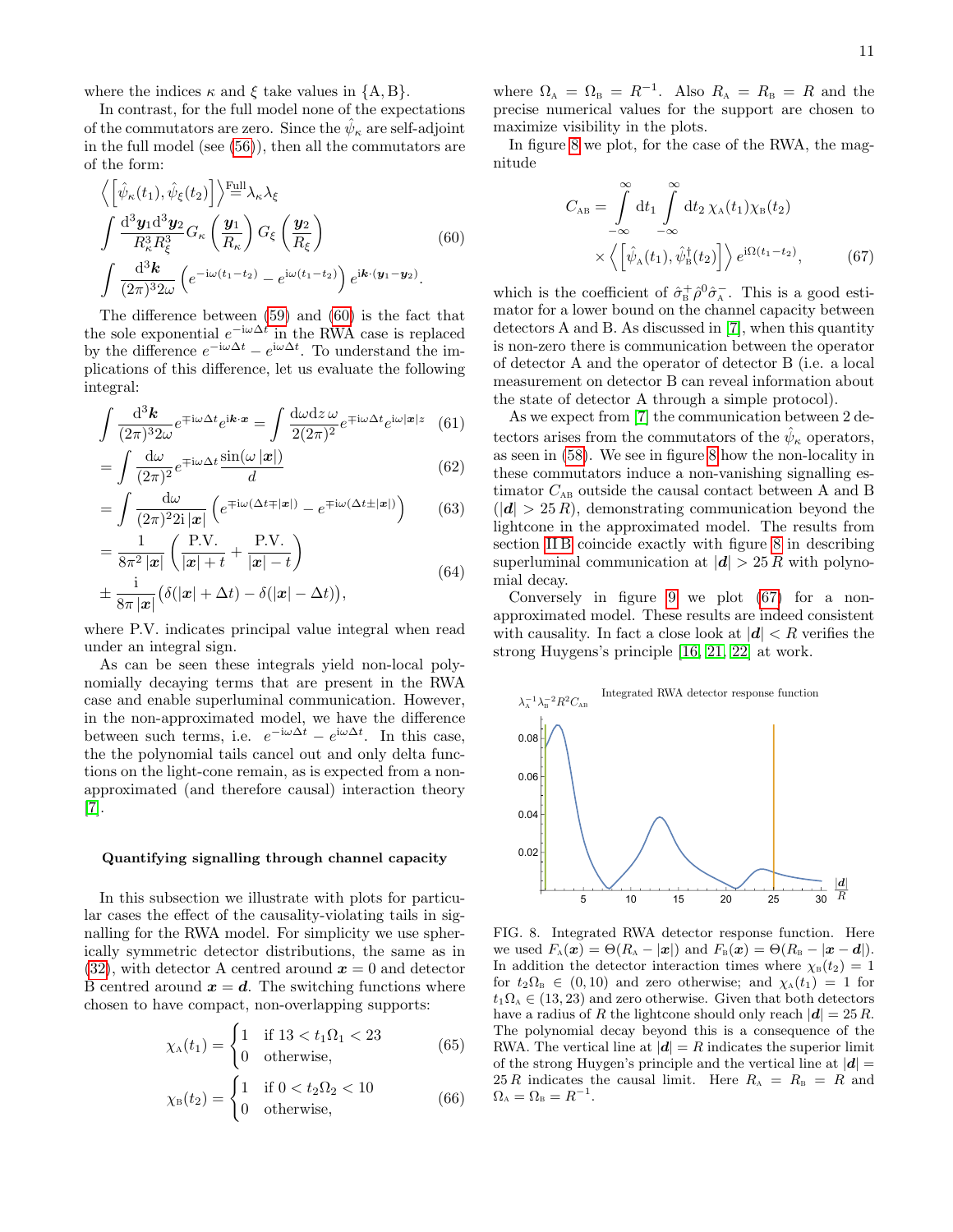where the indices $\kappa$ and $\xi$ take values in $\{A, B\}$.

In contrast, for the full model none of the expectations of the commutators are zero. Since the $\hat{\psi}_\kappa$ are self-adjoint in the full model (see (56)), then all the commutators are of the form:

$$
\begin{aligned}
\left\langle\left[\hat{\psi}_\kappa(t_1), \hat{\psi}_\xi(t_2)\right]\right\rangle &\overset{\text{Full}}{=} \lambda_\kappa \lambda_\xi \\
&\int \frac{\mathrm{d}^3\boldsymbol{y}_1 \mathrm{d}^3\boldsymbol{y}_2}{R_\kappa^3 R_\xi^3} G_\kappa\left(\frac{\boldsymbol{y}_1}{R_\kappa}\right) G_\xi\left(\frac{\boldsymbol{y}_2}{R_\xi}\right) \\
&\int \frac{\mathrm{d}^3\boldsymbol{k}}{(2\pi)^3 2\omega}\left(e^{-\mathrm{i}\omega(t_1-t_2)} - e^{\mathrm{i}\omega(t_1-t_2)}\right) e^{\mathrm{i}\boldsymbol{k}\cdot(\boldsymbol{y}_1-\boldsymbol{y}_2)}.
\end{aligned}
\tag{60}
$$

The difference between (59) and (60) is the fact that the sole exponential $e^{-\mathrm{i}\omega\Delta t}$ in the RWA case is replaced by the difference $e^{-\mathrm{i}\omega\Delta t} - e^{\mathrm{i}\omega\Delta t}$. To understand the implications of this difference, let us evaluate the following integral:

$$
\int \frac{\mathrm{d}^3\boldsymbol{k}}{(2\pi)^3 2\omega} e^{\mp\mathrm{i}\omega\Delta t} e^{\mathrm{i}\boldsymbol{k}\cdot\boldsymbol{x}} = \int \frac{\mathrm{d}\omega \mathrm{d}z\, \omega}{2(2\pi)^2} e^{\mp\mathrm{i}\omega\Delta t} e^{\mathrm{i}\omega|\boldsymbol{x}|z} \tag{61}
$$

$$
= \int \frac{\mathrm{d}\omega}{(2\pi)^2} e^{\mp\mathrm{i}\omega\Delta t} \frac{\sin(\omega\,|\boldsymbol{x}|)}{d} \tag{62}
$$

$$
= \int \frac{\mathrm{d}\omega}{(2\pi)^2 2\mathrm{i}\,|\boldsymbol{x}|}\left(e^{\mp\mathrm{i}\omega(\Delta t \mp |\boldsymbol{x}|)} - e^{\mp\mathrm{i}\omega(\Delta t \pm |\boldsymbol{x}|)}\right) \tag{63}
$$

$$
\begin{aligned}
&= \frac{1}{8\pi^2\,|\boldsymbol{x}|}\left(\frac{\text{P.V.}}{|\boldsymbol{x}|+t} + \frac{\text{P.V.}}{|\boldsymbol{x}|-t}\right) \\
&\pm \frac{\mathrm{i}}{8\pi\,|\boldsymbol{x}|}\big(\delta(|\boldsymbol{x}|+\Delta t) - \delta(|\boldsymbol{x}|-\Delta t)\big),
\end{aligned}
\tag{64}
$$

where P.V. indicates principal value integral when read under an integral sign.

As can be seen these integrals yield non-local polynomially decaying terms that are present in the RWA case and enable superluminal communication. However, in the non-approximated model, we have the difference between such terms, i.e. $e^{-\mathrm{i}\omega\Delta t} - e^{\mathrm{i}\omega\Delta t}$. In this case, the the polynomial tails cancel out and only delta functions on the light-cone remain, as is expected from a non-approximated (and therefore causal) interaction theory [7].

### Quantifying signalling through channel capacity

In this subsection we illustrate with plots for particular cases the effect of the causality-violating tails in signalling for the RWA model. For simplicity we use spherically symmetric detector distributions, the same as in (32), with detector A centred around $\boldsymbol{x} = 0$ and detector B centred around $\boldsymbol{x} = \boldsymbol{d}$. The switching functions where chosen to have compact, non-overlapping supports:

$$
\chi_{\text{A}}(t_1) = \begin{cases} 1 & \text{if } 13 < t_1\Omega_1 < 23 \\ 0 & \text{otherwise,} \end{cases} \tag{65}
$$

$$
\chi_{\text{B}}(t_2) = \begin{cases} 1 & \text{if } 0 < t_2\Omega_2 < 10 \\ 0 & \text{otherwise,} \end{cases} \tag{66}
$$

where $\Omega_{\text{A}} = \Omega_{\text{B}} = R^{-1}$. Also $R_{\text{A}} = R_{\text{B}} = R$ and the precise numerical values for the support are chosen to maximize visibility in the plots.

In figure 8 we plot, for the case of the RWA, the magnitude

$$
\begin{aligned}
C_{\text{AB}} = &\int_{-\infty}^{\infty} \mathrm{d}t_1 \int_{-\infty}^{\infty} \mathrm{d}t_2\, \chi_{\text{A}}(t_1)\chi_{\text{B}}(t_2) \\
&\times \left\langle\left[\hat{\psi}_{\text{A}}(t_1), \hat{\psi}_{\text{B}}^\dagger(t_2)\right]\right\rangle e^{\mathrm{i}\Omega(t_1-t_2)},
\end{aligned}
\tag{67}
$$

which is the coefficient of $\hat{\sigma}_{\text{B}}^+\hat{\rho}^0\hat{\sigma}_{\text{A}}^-$. This is a good estimator for a lower bound on the channel capacity between detectors A and B. As discussed in [7], when this quantity is non-zero there is communication between the operator of detector A and the operator of detector B (i.e. a local measurement on detector B can reveal information about the state of detector A through a simple protocol).

As we expect from [7] the communication between 2 detectors arises from the commutators of the $\hat{\psi}_\kappa$ operators, as seen in (58). We see in figure 8 how the non-locality in these commutators induce a non-vanishing signalling estimator $C_{\text{AB}}$ outside the causal contact between A and B ($|\boldsymbol{d}| > 25\,R$), demonstrating communication beyond the lightcone in the approximated model. The results from section II B coincide exactly with figure 8 in describing superluminal communication at $|\boldsymbol{d}| > 25\,R$ with polynomial decay.

Conversely in figure 9 we plot (67) for a non-approximated model. These results are indeed consistent with causality. In fact a close look at $|\boldsymbol{d}| < R$ verifies the strong Huygens's principle [16, 21, 22] at work.

FIG. 8. Integrated RWA detector response function. Here we used $F_{\text{A}}(\boldsymbol{x}) = \Theta(R_{\text{A}} - |\boldsymbol{x}|)$ and $F_{\text{B}}(\boldsymbol{x}) = \Theta(R_{\text{B}} - |\boldsymbol{x} - \boldsymbol{d}|)$. In addition the detector interaction times where $\chi_{\text{B}}(t_2) = 1$ for $t_2\Omega_{\text{B}} \in (0, 10)$ and zero otherwise; and $\chi_{\text{A}}(t_1) = 1$ for $t_1\Omega_{\text{A}} \in (13, 23)$ and zero otherwise. Given that both detectors have a radius of $R$ the lightcone should only reach $|\boldsymbol{d}| = 25\,R$. The polynomial decay beyond this is a consequence of the RWA. The vertical line at $|\boldsymbol{d}| = R$ indicates the superior limit of the strong Huygen's principle and the vertical line at $|\boldsymbol{d}| = 25\,R$ indicates the causal limit. Here $R_{\text{A}} = R_{\text{B}} = R$ and $\Omega_{\text{A}} = \Omega_{\text{B}} = R^{-1}$.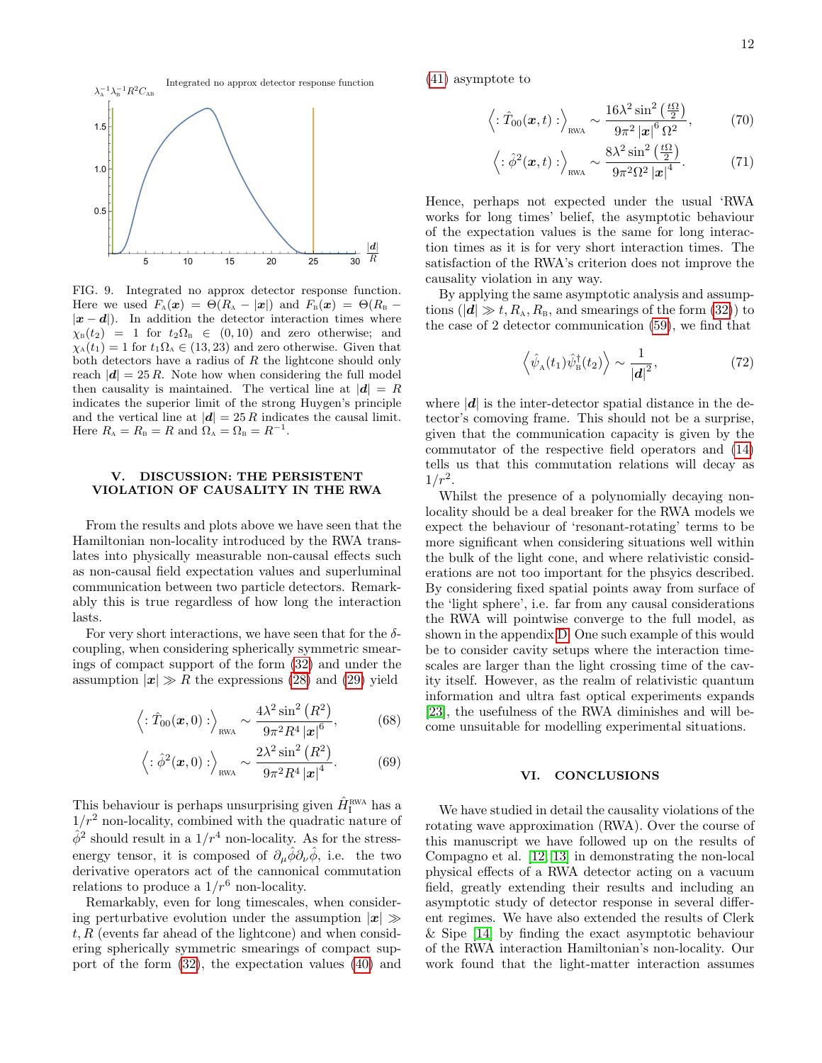FIG. 9. Integrated no approx detector response function. Here we used $F_{\text{A}}(\boldsymbol{x}) = \Theta(R_{\text{A}} - |\boldsymbol{x}|)$ and $F_{\text{B}}(\boldsymbol{x}) = \Theta(R_{\text{B}} - |\boldsymbol{x} - \boldsymbol{d}|)$. In addition the detector interaction times where $\chi_{\text{B}}(t_2) = 1$ for $t_2\Omega_{\text{B}} \in (0, 10)$ and zero otherwise; and $\chi_{\text{A}}(t_1) = 1$ for $t_1\Omega_{\text{A}} \in (13, 23)$ and zero otherwise. Given that both detectors have a radius of $R$ the lightcone should only reach $|\boldsymbol{d}| = 25\,R$. Note how when considering the full model then causality is maintained. The vertical line at $|\boldsymbol{d}| = R$ indicates the superior limit of the strong Huygen's principle and the vertical line at $|\boldsymbol{d}| = 25\,R$ indicates the causal limit. Here $R_{\text{A}} = R_{\text{B}} = R$ and $\Omega_{\text{A}} = \Omega_{\text{B}} = R^{-1}$.

## V. DISCUSSION: THE PERSISTENT VIOLATION OF CAUSALITY IN THE RWA

From the results and plots above we have seen that the Hamiltonian non-locality introduced by the RWA translates into physically measurable non-causal effects such as non-causal field expectation values and superluminal communication between two particle detectors. Remarkably this is true regardless of how long the interaction lasts.

For very short interactions, we have seen that for the $\delta$-coupling, when considering spherically symmetric smearings of compact support of the form (32) and under the assumption $|\boldsymbol{x}| \gg R$ the expressions (28) and (29) yield

$$\left\langle : \hat{T}_{00}(\boldsymbol{x}, 0) : \right\rangle_{\text{RWA}} \sim \frac{4\lambda^2 \sin^2\left(R^2\right)}{9\pi^2 R^4 |\boldsymbol{x}|^6}, \tag{68}$$

$$\left\langle : \hat{\phi}^2(\boldsymbol{x}, 0) : \right\rangle_{\text{RWA}} \sim \frac{2\lambda^2 \sin^2\left(R^2\right)}{9\pi^2 R^4 |\boldsymbol{x}|^4}. \tag{69}$$

This behaviour is perhaps unsurprising given $\hat{H}_{\text{I}}^{\text{RWA}}$ has a $1/r^2$ non-locality, combined with the quadratic nature of $\hat{\phi}^2$ should result in a $1/r^4$ non-locality. As for the stress-energy tensor, it is composed of $\partial_\mu \hat{\phi} \partial_\nu \hat{\phi}$, i.e. the two derivative operators act of the cannonical commutation relations to produce a $1/r^6$ non-locality.

Remarkably, even for long timescales, when considering perturbative evolution under the assumption $|\boldsymbol{x}| \gg t, R$ (events far ahead of the lightcone) and when considering spherically symmetric smearings of compact support of the form (32), the expectation values (40) and (41) asymptote to

$$\left\langle : \hat{T}_{00}(\boldsymbol{x}, t) : \right\rangle_{\text{RWA}} \sim \frac{16\lambda^2 \sin^2\left(\frac{t\Omega}{2}\right)}{9\pi^2 |\boldsymbol{x}|^6 \Omega^2}, \tag{70}$$

$$\left\langle : \hat{\phi}^2(\boldsymbol{x}, t) : \right\rangle_{\text{RWA}} \sim \frac{8\lambda^2 \sin^2\left(\frac{t\Omega}{2}\right)}{9\pi^2 \Omega^2 |\boldsymbol{x}|^4}. \tag{71}$$

Hence, perhaps not expected under the usual 'RWA works for long times' belief, the asymptotic behaviour of the expectation values is the same for long interaction times as it is for very short interaction times. The satisfaction of the RWA's criterion does not improve the causality violation in any way.

By applying the same asymptotic analysis and assumptions ($|\boldsymbol{d}| \gg t, R_{\text{A}}, R_{\text{B}}$, and smearings of the form (32)) to the case of 2 detector communication (59), we find that

$$\left\langle \hat{\psi}_{\text{A}}(t_1) \hat{\psi}_{\text{B}}^\dagger(t_2) \right\rangle \sim \frac{1}{|\boldsymbol{d}|^2}, \tag{72}$$

where $|\boldsymbol{d}|$ is the inter-detector spatial distance in the detector's comoving frame. This should not be a surprise, given that the communication capacity is given by the commutator of the respective field operators and (14) tells us that this commutation relations will decay as $1/r^2$.

Whilst the presence of a polynomially decaying non-locality should be a deal breaker for the RWA models we expect the behaviour of 'resonant-rotating' terms to be more significant when considering situations well within the bulk of the light cone, and where relativistic considerations are not too important for the phsyics described. By considering fixed spatial points away from surface of the 'light sphere', i.e. far from any causal considerations the RWA will pointwise converge to the full model, as shown in the appendix D. One such example of this would be to consider cavity setups where the interaction timescales are larger than the light crossing time of the cavity itself. However, as the realm of relativistic quantum information and ultra fast optical experiments expands [23], the usefulness of the RWA diminishes and will become unsuitable for modelling experimental situations.

## VI. CONCLUSIONS

We have studied in detail the causality violations of the rotating wave approximation (RWA). Over the course of this manuscript we have followed up on the results of Compagno et al. [12, 13] in demonstrating the non-local physical effects of a RWA detector acting on a vacuum field, greatly extending their results and including an asymptotic study of detector response in several different regimes. We have also extended the results of Clerk & Sipe [14] by finding the exact asymptotic behaviour of the RWA interaction Hamiltonian's non-locality. Our work found that the light-matter interaction assumes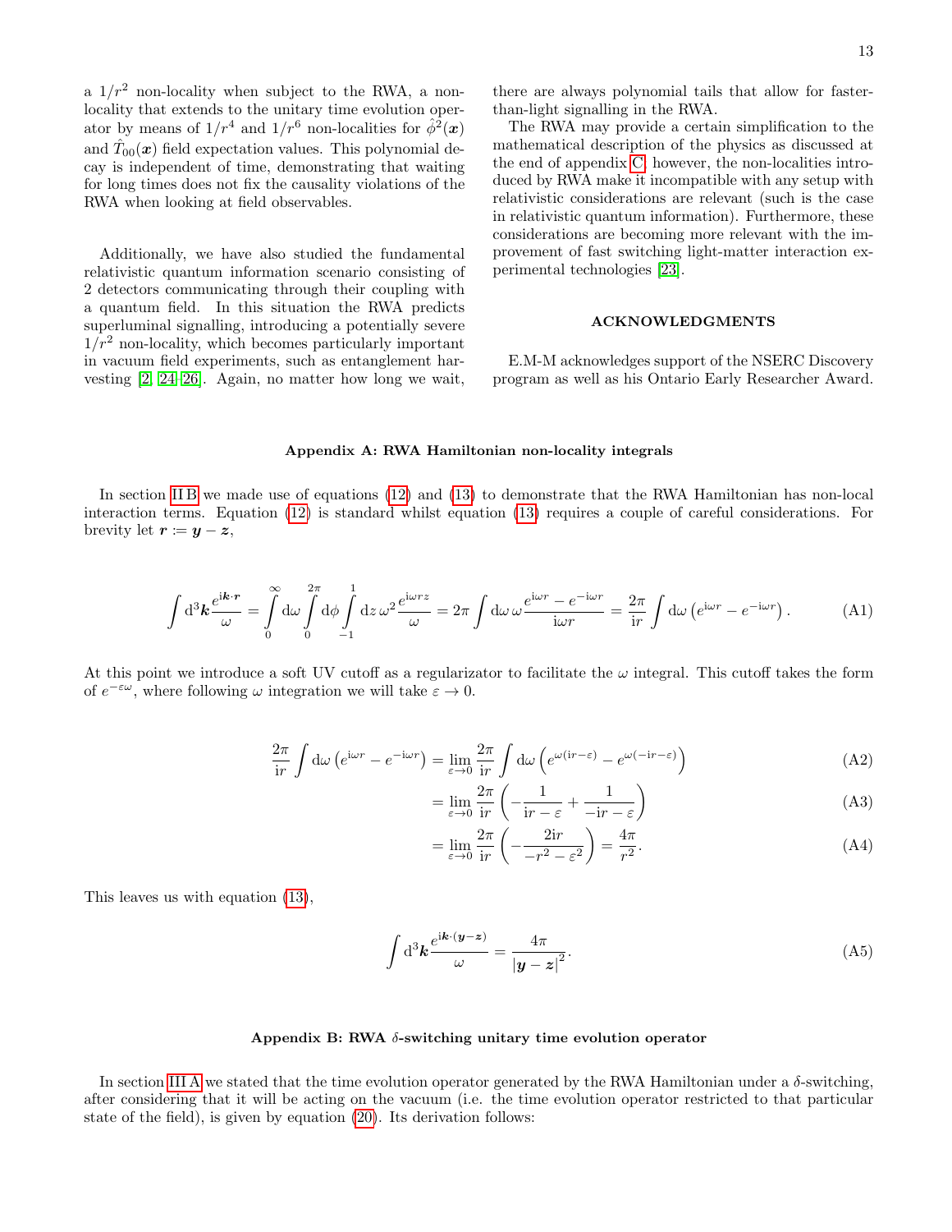a $1/r^2$ non-locality when subject to the RWA, a non-locality that extends to the unitary time evolution operator by means of $1/r^4$ and $1/r^6$ non-localities for $\hat{\phi}^2(\boldsymbol{x})$ and $\hat{T}_{00}(\boldsymbol{x})$ field expectation values. This polynomial decay is independent of time, demonstrating that waiting for long times does not fix the causality violations of the RWA when looking at field observables.

Additionally, we have also studied the fundamental relativistic quantum information scenario consisting of 2 detectors communicating through their coupling with a quantum field. In this situation the RWA predicts superluminal signalling, introducing a potentially severe $1/r^2$ non-locality, which becomes particularly important in vacuum field experiments, such as entanglement harvesting [2, 24–26]. Again, no matter how long we wait, there are always polynomial tails that allow for faster-than-light signalling in the RWA.

The RWA may provide a certain simplification to the mathematical description of the physics as discussed at the end of appendix C, however, the non-localities introduced by RWA make it incompatible with any setup with relativistic considerations are relevant (such is the case in relativistic quantum information). Furthermore, these considerations are becoming more relevant with the improvement of fast switching light-matter interaction experimental technologies [23].

## ACKNOWLEDGMENTS

E.M-M acknowledges support of the NSERC Discovery program as well as his Ontario Early Researcher Award.

## Appendix A: RWA Hamiltonian non-locality integrals

In section II B we made use of equations (12) and (13) to demonstrate that the RWA Hamiltonian has non-local interaction terms. Equation (12) is standard whilst equation (13) requires a couple of careful considerations. For brevity let $\boldsymbol{r} := \boldsymbol{y} - \boldsymbol{z}$,

$$\int \mathrm{d}^3\boldsymbol{k} \frac{e^{\mathrm{i}\boldsymbol{k}\cdot\boldsymbol{r}}}{\omega} = \int_0^\infty \mathrm{d}\omega \int_0^{2\pi} \mathrm{d}\phi \int_{-1}^{1} \mathrm{d}z\, \omega^2 \frac{e^{\mathrm{i}\omega r z}}{\omega} = 2\pi \int \mathrm{d}\omega\, \omega \frac{e^{\mathrm{i}\omega r} - e^{-\mathrm{i}\omega r}}{\mathrm{i}\omega r} = \frac{2\pi}{\mathrm{i}r} \int \mathrm{d}\omega \left(e^{\mathrm{i}\omega r} - e^{-\mathrm{i}\omega r}\right). \tag{A1}$$

At this point we introduce a soft UV cutoff as a regularizator to facilitate the $\omega$ integral. This cutoff takes the form of $e^{-\varepsilon\omega}$, where following $\omega$ integration we will take $\varepsilon \to 0$.

$$\frac{2\pi}{\mathrm{i}r} \int \mathrm{d}\omega \left(e^{\mathrm{i}\omega r} - e^{-\mathrm{i}\omega r}\right) = \lim_{\varepsilon\to 0} \frac{2\pi}{\mathrm{i}r} \int \mathrm{d}\omega \left(e^{\omega(\mathrm{i}r - \varepsilon)} - e^{\omega(-\mathrm{i}r-\varepsilon)}\right) \tag{A2}$$

$$= \lim_{\varepsilon\to 0} \frac{2\pi}{\mathrm{i}r} \left(-\frac{1}{\mathrm{i}r - \varepsilon} + \frac{1}{-\mathrm{i}r - \varepsilon}\right) \tag{A3}$$

$$= \lim_{\varepsilon\to 0} \frac{2\pi}{\mathrm{i}r} \left(-\frac{2\mathrm{i}r}{-r^2 - \varepsilon^2}\right) = \frac{4\pi}{r^2}. \tag{A4}$$

This leaves us with equation (13),

$$\int \mathrm{d}^3\boldsymbol{k} \frac{e^{\mathrm{i}\boldsymbol{k}\cdot(\boldsymbol{y}-\boldsymbol{z})}}{\omega} = \frac{4\pi}{|\boldsymbol{y}-\boldsymbol{z}|^2}. \tag{A5}$$

## Appendix B: RWA $\delta$-switching unitary time evolution operator

In section III A we stated that the time evolution operator generated by the RWA Hamiltonian under a $\delta$-switching, after considering that it will be acting on the vacuum (i.e. the time evolution operator restricted to that particular state of the field), is given by equation (20). Its derivation follows: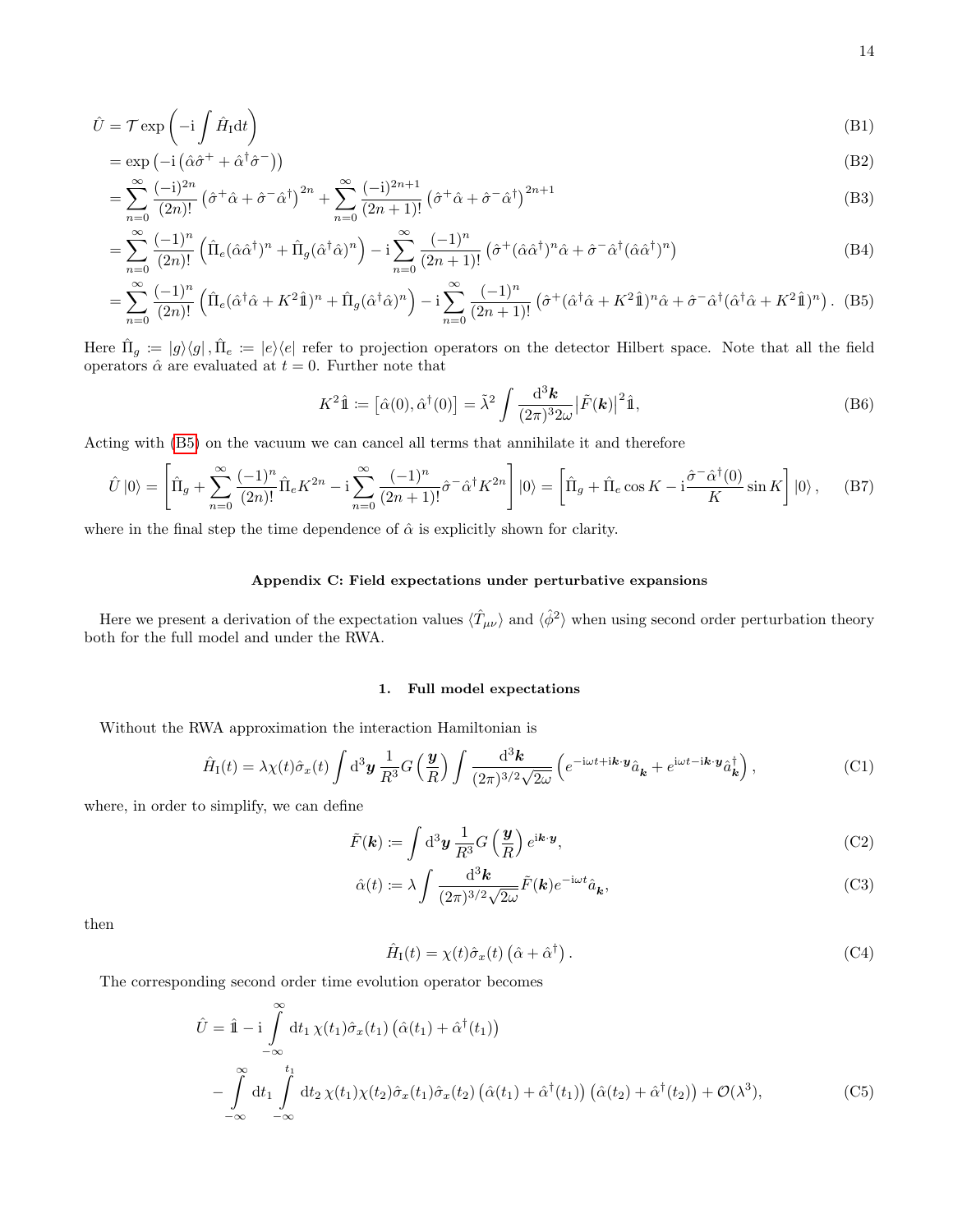$$
\begin{aligned}
\hat{U} &= \mathcal{T} \exp\left(-\mathrm{i}\int \hat{H}_{\mathrm{I}} \mathrm{d}t\right) && \text{(B1)}\\
&= \exp\left(-\mathrm{i}\left(\hat{\alpha}\hat{\sigma}^+ + \hat{\alpha}^\dagger\hat{\sigma}^-\right)\right) && \text{(B2)}\\
&= \sum_{n=0}^{\infty} \frac{(-\mathrm{i})^{2n}}{(2n)!}\left(\hat{\sigma}^+\hat{\alpha} + \hat{\sigma}^-\hat{\alpha}^\dagger\right)^{2n} + \sum_{n=0}^{\infty} \frac{(-\mathrm{i})^{2n+1}}{(2n+1)!}\left(\hat{\sigma}^+\hat{\alpha} + \hat{\sigma}^-\hat{\alpha}^\dagger\right)^{2n+1} && \text{(B3)}\\
&= \sum_{n=0}^{\infty} \frac{(-1)^n}{(2n)!}\left(\hat{\Pi}_e(\hat{\alpha}\hat{\alpha}^\dagger)^n + \hat{\Pi}_g(\hat{\alpha}^\dagger\hat{\alpha})^n\right) - \mathrm{i}\sum_{n=0}^{\infty} \frac{(-1)^n}{(2n+1)!}\left(\hat{\sigma}^+(\hat{\alpha}\hat{\alpha}^\dagger)^n\hat{\alpha} + \hat{\sigma}^-\hat{\alpha}^\dagger(\hat{\alpha}\hat{\alpha}^\dagger)^n\right) && \text{(B4)}\\
&= \sum_{n=0}^{\infty} \frac{(-1)^n}{(2n)!}\left(\hat{\Pi}_e(\hat{\alpha}^\dagger\hat{\alpha} + K^2\hat{\mathbb{1}})^n + \hat{\Pi}_g(\hat{\alpha}^\dagger\hat{\alpha})^n\right) - \mathrm{i}\sum_{n=0}^{\infty} \frac{(-1)^n}{(2n+1)!}\left(\hat{\sigma}^+(\hat{\alpha}^\dagger\hat{\alpha} + K^2\hat{\mathbb{1}})^n\hat{\alpha} + \hat{\sigma}^-\hat{\alpha}^\dagger(\hat{\alpha}^\dagger\hat{\alpha} + K^2\hat{\mathbb{1}})^n\right). && \text{(B5)}
\end{aligned}
$$

Here $\hat{\Pi}_g := |g\rangle\langle g|\,, \hat{\Pi}_e := |e\rangle\langle e|$ refer to projection operators on the detector Hilbert space. Note that all the field operators $\hat{\alpha}$ are evaluated at $t = 0$. Further note that

$$
K^2\hat{\mathbb{1}} := \left[\hat{\alpha}(0), \hat{\alpha}^\dagger(0)\right] = \tilde{\lambda}^2 \int \frac{\mathrm{d}^3\boldsymbol{k}}{(2\pi)^3 2\omega}\left|\tilde{F}(\boldsymbol{k})\right|^2\hat{\mathbb{1}}, \tag{B6}
$$

Acting with (B5) on the vacuum we can cancel all terms that annihilate it and therefore

$$
\hat{U}\,|0\rangle = \left[\hat{\Pi}_g + \sum_{n=0}^{\infty}\frac{(-1)^n}{(2n)!}\hat{\Pi}_e K^{2n} - \mathrm{i}\sum_{n=0}^{\infty}\frac{(-1)^n}{(2n+1)!}\hat{\sigma}^-\hat{\alpha}^\dagger K^{2n}\right]|0\rangle = \left[\hat{\Pi}_g + \hat{\Pi}_e\cos K - \mathrm{i}\frac{\hat{\sigma}^-\hat{\alpha}^\dagger(0)}{K}\sin K\right]|0\rangle\,, \tag{B7}
$$

where in the final step the time dependence of $\hat{\alpha}$ is explicitly shown for clarity.

## Appendix C: Field expectations under perturbative expansions

Here we present a derivation of the expectation values $\langle\hat{T}_{\mu\nu}\rangle$ and $\langle\hat{\phi}^2\rangle$ when using second order perturbation theory both for the full model and under the RWA.

### 1. Full model expectations

Without the RWA approximation the interaction Hamiltonian is

$$
\hat{H}_{\mathrm{I}}(t) = \lambda\chi(t)\hat{\sigma}_x(t)\int \mathrm{d}^3\boldsymbol{y}\,\frac{1}{R^3}G\left(\frac{\boldsymbol{y}}{R}\right)\int\frac{\mathrm{d}^3\boldsymbol{k}}{(2\pi)^{3/2}\sqrt{2\omega}}\left(e^{-\mathrm{i}\omega t + \mathrm{i}\boldsymbol{k}\cdot\boldsymbol{y}}\hat{a}_{\boldsymbol{k}} + e^{\mathrm{i}\omega t - \mathrm{i}\boldsymbol{k}\cdot\boldsymbol{y}}\hat{a}^\dagger_{\boldsymbol{k}}\right), \tag{C1}
$$

where, in order to simplify, we can define

$$
\tilde{F}(\boldsymbol{k}) := \int \mathrm{d}^3\boldsymbol{y}\,\frac{1}{R^3}G\left(\frac{\boldsymbol{y}}{R}\right)e^{\mathrm{i}\boldsymbol{k}\cdot\boldsymbol{y}}, \tag{C2}
$$

$$
\hat{\alpha}(t) := \lambda\int\frac{\mathrm{d}^3\boldsymbol{k}}{(2\pi)^{3/2}\sqrt{2\omega}}\tilde{F}(\boldsymbol{k})e^{-\mathrm{i}\omega t}\hat{a}_{\boldsymbol{k}}, \tag{C3}
$$

then

$$
\hat{H}_{\mathrm{I}}(t) = \chi(t)\hat{\sigma}_x(t)\left(\hat{\alpha} + \hat{\alpha}^\dagger\right). \tag{C4}
$$

The corresponding second order time evolution operator becomes

$$
\begin{aligned}
\hat{U} = \hat{\mathbb{1}} &- \mathrm{i}\int_{-\infty}^{\infty}\mathrm{d}t_1\,\chi(t_1)\hat{\sigma}_x(t_1)\left(\hat{\alpha}(t_1) + \hat{\alpha}^\dagger(t_1)\right)\\
&- \int_{-\infty}^{\infty}\mathrm{d}t_1\int_{-\infty}^{t_1}\mathrm{d}t_2\,\chi(t_1)\chi(t_2)\hat{\sigma}_x(t_1)\hat{\sigma}_x(t_2)\left(\hat{\alpha}(t_1) + \hat{\alpha}^\dagger(t_1)\right)\left(\hat{\alpha}(t_2) + \hat{\alpha}^\dagger(t_2)\right) + \mathcal{O}(\lambda^3),
\end{aligned} \tag{C5}
$$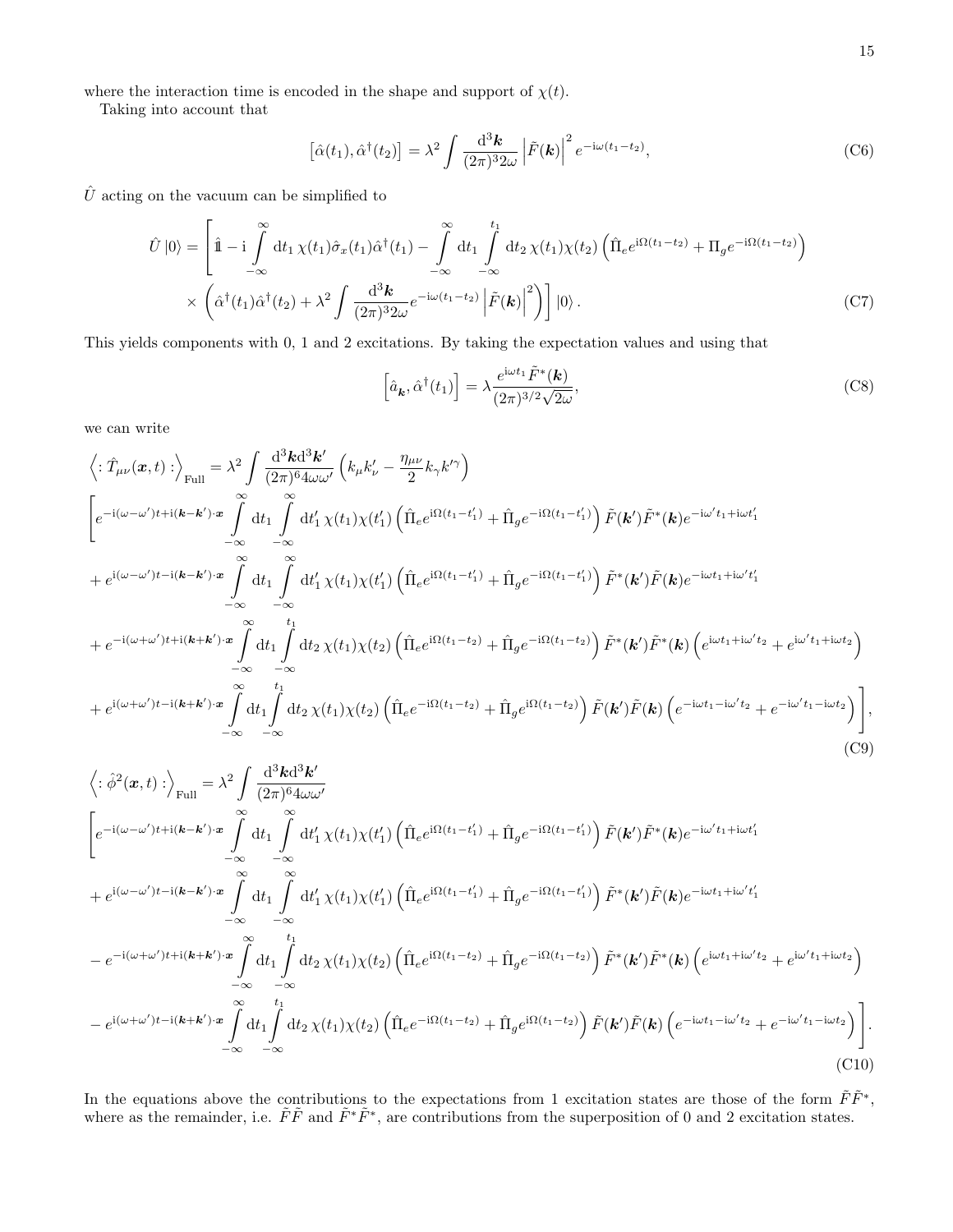where the interaction time is encoded in the shape and support of $\chi(t)$.

Taking into account that

$$\left[\hat{\alpha}(t_1), \hat{\alpha}^\dagger(t_2)\right] = \lambda^2 \int \frac{\mathrm{d}^3\boldsymbol{k}}{(2\pi)^3 2\omega} \left|\tilde{F}(\boldsymbol{k})\right|^2 e^{-\mathrm{i}\omega(t_1-t_2)}, \tag{C6}$$

$\hat{U}$ acting on the vacuum can be simplified to

$$\begin{aligned}
\hat{U}\left|0\right\rangle = &\left[\hat{\mathbb{1}} - \mathrm{i}\int_{-\infty}^{\infty} \mathrm{d}t_1\, \chi(t_1)\hat{\sigma}_x(t_1)\hat{\alpha}^\dagger(t_1) - \int_{-\infty}^{\infty}\mathrm{d}t_1 \int_{-\infty}^{t_1}\mathrm{d}t_2\, \chi(t_1)\chi(t_2)\left(\hat{\Pi}_e e^{\mathrm{i}\Omega(t_1-t_2)} + \Pi_g e^{-\mathrm{i}\Omega(t_1-t_2)}\right)\right.\\
&\left.\times\left(\hat{\alpha}^\dagger(t_1)\hat{\alpha}^\dagger(t_2) + \lambda^2\int\frac{\mathrm{d}^3\boldsymbol{k}}{(2\pi)^3 2\omega}e^{-\mathrm{i}\omega(t_1-t_2)}\left|\tilde{F}(\boldsymbol{k})\right|^2\right)\right]\left|0\right\rangle.
\end{aligned}\tag{C7}$$

This yields components with 0, 1 and 2 excitations. By taking the expectation values and using that

$$\left[\hat{a}_{\boldsymbol{k}}, \hat{\alpha}^\dagger(t_1)\right] = \lambda\frac{e^{\mathrm{i}\omega t_1}\tilde{F}^*(\boldsymbol{k})}{(2\pi)^{3/2}\sqrt{2\omega}}, \tag{C8}$$

we can write

$$\begin{aligned}
\left\langle :\hat{T}_{\mu\nu}(\boldsymbol{x},t): \right\rangle_{\text{Full}} = &\lambda^2\int\frac{\mathrm{d}^3\boldsymbol{k}\mathrm{d}^3\boldsymbol{k}'}{(2\pi)^6 4\omega\omega'}\left(k_\mu k'_\nu - \frac{\eta_{\mu\nu}}{2}k_\gamma k'^\gamma\right)\\
&\left[e^{-\mathrm{i}(\omega-\omega')t+\mathrm{i}(\boldsymbol{k}-\boldsymbol{k}')\cdot\boldsymbol{x}}\int_{-\infty}^{\infty}\mathrm{d}t_1\int_{-\infty}^{\infty}\mathrm{d}t'_1\,\chi(t_1)\chi(t'_1)\left(\hat{\Pi}_e e^{\mathrm{i}\Omega(t_1-t'_1)} + \hat{\Pi}_g e^{-\mathrm{i}\Omega(t_1-t'_1)}\right)\tilde{F}(\boldsymbol{k}')\tilde{F}^*(\boldsymbol{k})e^{-\mathrm{i}\omega' t_1+\mathrm{i}\omega t'_1}\right.\\
&+ e^{\mathrm{i}(\omega-\omega')t-\mathrm{i}(\boldsymbol{k}-\boldsymbol{k}')\cdot\boldsymbol{x}}\int_{-\infty}^{\infty}\mathrm{d}t_1\int_{-\infty}^{\infty}\mathrm{d}t'_1\,\chi(t_1)\chi(t'_1)\left(\hat{\Pi}_e e^{\mathrm{i}\Omega(t_1-t'_1)} + \hat{\Pi}_g e^{-\mathrm{i}\Omega(t_1-t'_1)}\right)\tilde{F}^*(\boldsymbol{k}')\tilde{F}(\boldsymbol{k})e^{-\mathrm{i}\omega t_1+\mathrm{i}\omega' t'_1}\\
&+ e^{-\mathrm{i}(\omega+\omega')t+\mathrm{i}(\boldsymbol{k}+\boldsymbol{k}')\cdot\boldsymbol{x}}\int_{-\infty}^{\infty}\mathrm{d}t_1\int_{-\infty}^{t_1}\mathrm{d}t_2\,\chi(t_1)\chi(t_2)\left(\hat{\Pi}_e e^{\mathrm{i}\Omega(t_1-t_2)} + \hat{\Pi}_g e^{-\mathrm{i}\Omega(t_1-t_2)}\right)\tilde{F}^*(\boldsymbol{k}')\tilde{F}^*(\boldsymbol{k})\left(e^{\mathrm{i}\omega t_1+\mathrm{i}\omega' t_2} + e^{\mathrm{i}\omega' t_1+\mathrm{i}\omega t_2}\right)\\
&\left.+ e^{\mathrm{i}(\omega+\omega')t-\mathrm{i}(\boldsymbol{k}+\boldsymbol{k}')\cdot\boldsymbol{x}}\int_{-\infty}^{\infty}\mathrm{d}t_1\int_{-\infty}^{t_1}\mathrm{d}t_2\,\chi(t_1)\chi(t_2)\left(\hat{\Pi}_e e^{-\mathrm{i}\Omega(t_1-t_2)} + \hat{\Pi}_g e^{\mathrm{i}\Omega(t_1-t_2)}\right)\tilde{F}(\boldsymbol{k}')\tilde{F}(\boldsymbol{k})\left(e^{-\mathrm{i}\omega t_1-\mathrm{i}\omega' t_2} + e^{-\mathrm{i}\omega' t_1-\mathrm{i}\omega t_2}\right)\right],
\end{aligned}\tag{C9}$$

$$\begin{aligned}
\left\langle :\hat{\phi}^2(\boldsymbol{x},t): \right\rangle_{\text{Full}} = &\lambda^2\int\frac{\mathrm{d}^3\boldsymbol{k}\mathrm{d}^3\boldsymbol{k}'}{(2\pi)^6 4\omega\omega'}\\
&\left[e^{-\mathrm{i}(\omega-\omega')t+\mathrm{i}(\boldsymbol{k}-\boldsymbol{k}')\cdot\boldsymbol{x}}\int_{-\infty}^{\infty}\mathrm{d}t_1\int_{-\infty}^{\infty}\mathrm{d}t'_1\,\chi(t_1)\chi(t'_1)\left(\hat{\Pi}_e e^{\mathrm{i}\Omega(t_1-t'_1)} + \hat{\Pi}_g e^{-\mathrm{i}\Omega(t_1-t'_1)}\right)\tilde{F}(\boldsymbol{k}')\tilde{F}^*(\boldsymbol{k})e^{-\mathrm{i}\omega' t_1+\mathrm{i}\omega t'_1}\right.\\
&+ e^{\mathrm{i}(\omega-\omega')t-\mathrm{i}(\boldsymbol{k}-\boldsymbol{k}')\cdot\boldsymbol{x}}\int_{-\infty}^{\infty}\mathrm{d}t_1\int_{-\infty}^{\infty}\mathrm{d}t'_1\,\chi(t_1)\chi(t'_1)\left(\hat{\Pi}_e e^{\mathrm{i}\Omega(t_1-t'_1)} + \hat{\Pi}_g e^{-\mathrm{i}\Omega(t_1-t'_1)}\right)\tilde{F}^*(\boldsymbol{k}')\tilde{F}(\boldsymbol{k})e^{-\mathrm{i}\omega t_1+\mathrm{i}\omega' t'_1}\\
&- e^{-\mathrm{i}(\omega+\omega')t+\mathrm{i}(\boldsymbol{k}+\boldsymbol{k}')\cdot\boldsymbol{x}}\int_{-\infty}^{\infty}\mathrm{d}t_1\int_{-\infty}^{t_1}\mathrm{d}t_2\,\chi(t_1)\chi(t_2)\left(\hat{\Pi}_e e^{\mathrm{i}\Omega(t_1-t_2)} + \hat{\Pi}_g e^{-\mathrm{i}\Omega(t_1-t_2)}\right)\tilde{F}^*(\boldsymbol{k}')\tilde{F}^*(\boldsymbol{k})\left(e^{\mathrm{i}\omega t_1+\mathrm{i}\omega' t_2} + e^{\mathrm{i}\omega' t_1+\mathrm{i}\omega t_2}\right)\\
&\left.- e^{\mathrm{i}(\omega+\omega')t-\mathrm{i}(\boldsymbol{k}+\boldsymbol{k}')\cdot\boldsymbol{x}}\int_{-\infty}^{\infty}\mathrm{d}t_1\int_{-\infty}^{t_1}\mathrm{d}t_2\,\chi(t_1)\chi(t_2)\left(\hat{\Pi}_e e^{-\mathrm{i}\Omega(t_1-t_2)} + \hat{\Pi}_g e^{\mathrm{i}\Omega(t_1-t_2)}\right)\tilde{F}(\boldsymbol{k}')\tilde{F}(\boldsymbol{k})\left(e^{-\mathrm{i}\omega t_1-\mathrm{i}\omega' t_2} + e^{-\mathrm{i}\omega' t_1-\mathrm{i}\omega t_2}\right)\right].
\end{aligned}\tag{C10}$$

In the equations above the contributions to the expectations from 1 excitation states are those of the form $\tilde{F}\tilde{F}^*$, where as the remainder, i.e. $\tilde{F}\tilde{F}$ and $\tilde{F}^*\tilde{F}^*$, are contributions from the superposition of 0 and 2 excitation states.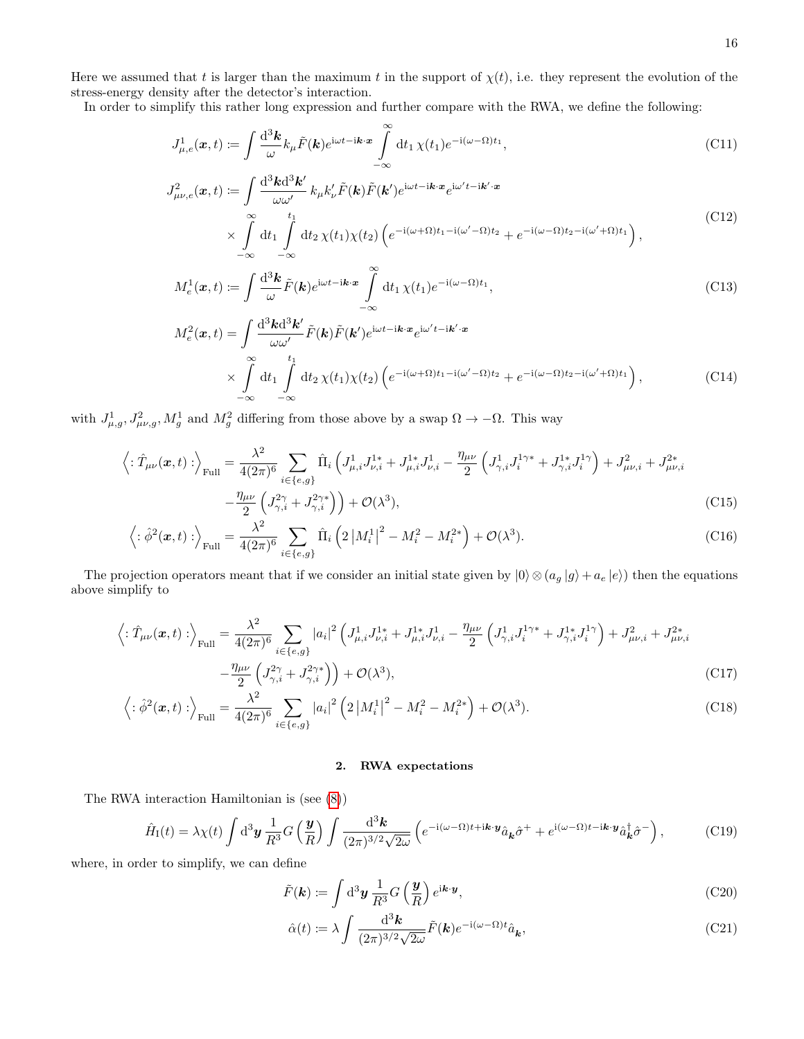Here we assumed that $t$ is larger than the maximum $t$ in the support of $\chi(t)$, i.e. they represent the evolution of the stress-energy density after the detector's interaction.

In order to simplify this rather long expression and further compare with the RWA, we define the following:

$$
J^1_{\mu,e}(\boldsymbol{x},t) := \int \frac{\mathrm{d}^3\boldsymbol{k}}{\omega} k_\mu \tilde{F}(\boldsymbol{k}) e^{\mathrm{i}\omega t - \mathrm{i}\boldsymbol{k}\cdot\boldsymbol{x}} \int_{-\infty}^{\infty} \mathrm{d}t_1\, \chi(t_1) e^{-\mathrm{i}(\omega-\Omega)t_1}, \tag{C11}
$$

$$
\begin{aligned}
J^2_{\mu\nu,e}(\boldsymbol{x},t) := \int & \frac{\mathrm{d}^3\boldsymbol{k}\mathrm{d}^3\boldsymbol{k}'}{\omega\omega'} k_\mu k'_\nu \tilde{F}(\boldsymbol{k})\tilde{F}(\boldsymbol{k}') e^{\mathrm{i}\omega t - \mathrm{i}\boldsymbol{k}\cdot\boldsymbol{x}} e^{\mathrm{i}\omega' t - \mathrm{i}\boldsymbol{k}'\cdot\boldsymbol{x}} \\
& \times \int_{-\infty}^{\infty} \mathrm{d}t_1 \int_{-\infty}^{t_1} \mathrm{d}t_2\, \chi(t_1)\chi(t_2) \left( e^{-\mathrm{i}(\omega+\Omega)t_1 - \mathrm{i}(\omega'-\Omega)t_2} + e^{-\mathrm{i}(\omega-\Omega)t_2 - \mathrm{i}(\omega'+\Omega)t_1} \right),
\end{aligned} \tag{C12}
$$

$$
M^1_e(\boldsymbol{x},t) := \int \frac{\mathrm{d}^3\boldsymbol{k}}{\omega} \tilde{F}(\boldsymbol{k}) e^{\mathrm{i}\omega t - \mathrm{i}\boldsymbol{k}\cdot\boldsymbol{x}} \int_{-\infty}^{\infty} \mathrm{d}t_1\, \chi(t_1) e^{-\mathrm{i}(\omega-\Omega)t_1}, \tag{C13}
$$

$$
\begin{aligned}
M^2_e(\boldsymbol{x},t) = \int & \frac{\mathrm{d}^3\boldsymbol{k}\mathrm{d}^3\boldsymbol{k}'}{\omega\omega'} \tilde{F}(\boldsymbol{k})\tilde{F}(\boldsymbol{k}') e^{\mathrm{i}\omega t - \mathrm{i}\boldsymbol{k}\cdot\boldsymbol{x}} e^{\mathrm{i}\omega' t - \mathrm{i}\boldsymbol{k}'\cdot\boldsymbol{x}} \\
& \times \int_{-\infty}^{\infty} \mathrm{d}t_1 \int_{-\infty}^{t_1} \mathrm{d}t_2\, \chi(t_1)\chi(t_2) \left( e^{-\mathrm{i}(\omega+\Omega)t_1 - \mathrm{i}(\omega'-\Omega)t_2} + e^{-\mathrm{i}(\omega-\Omega)t_2 - \mathrm{i}(\omega'+\Omega)t_1} \right),
\end{aligned} \tag{C14}
$$

with $J^1_{\mu,g}, J^2_{\mu\nu,g}, M^1_g$ and $M^2_g$ differing from those above by a swap $\Omega \to -\Omega$. This way

$$
\begin{aligned}
\Big\langle :\hat{T}_{\mu\nu}(\boldsymbol{x},t): \Big\rangle_{\text{Full}} = \frac{\lambda^2}{4(2\pi)^6} \sum_{i\in\{e,g\}} \hat{\Pi}_i \Big( & J^1_{\mu,i}J^{1*}_{\nu,i} + J^{1*}_{\mu,i}J^1_{\nu,i} - \frac{\eta_{\mu\nu}}{2}\left( J^1_{\gamma,i}J^{1\gamma*}_i + J^{1*}_{\gamma,i}J^{1\gamma}_i \right) + J^2_{\mu\nu,i} + J^{2*}_{\mu\nu,i} \\
& - \frac{\eta_{\mu\nu}}{2}\left( J^{2\gamma}_{\gamma,i} + J^{2\gamma*}_{\gamma,i} \right) \Big) + \mathcal{O}(\lambda^3),
\end{aligned} \tag{C15}
$$

$$
\Big\langle :\hat{\phi}^2(\boldsymbol{x},t): \Big\rangle_{\text{Full}} = \frac{\lambda^2}{4(2\pi)^6} \sum_{i\in\{e,g\}} \hat{\Pi}_i \left( 2\left|M^1_i\right|^2 - M^2_i - M^{2*}_i \right) + \mathcal{O}(\lambda^3). \tag{C16}
$$

The projection operators meant that if we consider an initial state given by $|0\rangle \otimes (a_g|g\rangle + a_e|e\rangle)$ then the equations above simplify to

$$
\begin{aligned}
\Big\langle :\hat{T}_{\mu\nu}(\boldsymbol{x},t): \Big\rangle_{\text{Full}} = \frac{\lambda^2}{4(2\pi)^6} \sum_{i\in\{e,g\}} |a_i|^2 \Big( & J^1_{\mu,i}J^{1*}_{\nu,i} + J^{1*}_{\mu,i}J^1_{\nu,i} - \frac{\eta_{\mu\nu}}{2}\left( J^1_{\gamma,i}J^{1\gamma*}_i + J^{1*}_{\gamma,i}J^{1\gamma}_i \right) + J^2_{\mu\nu,i} + J^{2*}_{\mu\nu,i} \\
& - \frac{\eta_{\mu\nu}}{2}\left( J^{2\gamma}_{\gamma,i} + J^{2\gamma*}_{\gamma,i} \right) \Big) + \mathcal{O}(\lambda^3),
\end{aligned} \tag{C17}
$$

$$
\Big\langle :\hat{\phi}^2(\boldsymbol{x},t): \Big\rangle_{\text{Full}} = \frac{\lambda^2}{4(2\pi)^6} \sum_{i\in\{e,g\}} |a_i|^2 \left( 2\left|M^1_i\right|^2 - M^2_i - M^{2*}_i \right) + \mathcal{O}(\lambda^3). \tag{C18}
$$

### 2. RWA expectations

The RWA interaction Hamiltonian is (see (8))

$$
\hat{H}_{\text{I}}(t) = \lambda\chi(t) \int \mathrm{d}^3\boldsymbol{y}\, \frac{1}{R^3} G\left(\frac{\boldsymbol{y}}{R}\right) \int \frac{\mathrm{d}^3\boldsymbol{k}}{(2\pi)^{3/2}\sqrt{2\omega}} \left( e^{-\mathrm{i}(\omega-\Omega)t + \mathrm{i}\boldsymbol{k}\cdot\boldsymbol{y}} \hat{a}_{\boldsymbol{k}}\hat{\sigma}^+ + e^{\mathrm{i}(\omega-\Omega)t - \mathrm{i}\boldsymbol{k}\cdot\boldsymbol{y}} \hat{a}^\dagger_{\boldsymbol{k}}\hat{\sigma}^- \right), \tag{C19}
$$

where, in order to simplify, we can define

$$
\tilde{F}(\boldsymbol{k}) := \int \mathrm{d}^3\boldsymbol{y}\, \frac{1}{R^3} G\left(\frac{\boldsymbol{y}}{R}\right) e^{\mathrm{i}\boldsymbol{k}\cdot\boldsymbol{y}}, \tag{C20}
$$

$$
\hat{\alpha}(t) := \lambda \int \frac{\mathrm{d}^3\boldsymbol{k}}{(2\pi)^{3/2}\sqrt{2\omega}} \tilde{F}(\boldsymbol{k}) e^{-\mathrm{i}(\omega-\Omega)t} \hat{a}_{\boldsymbol{k}}, \tag{C21}
$$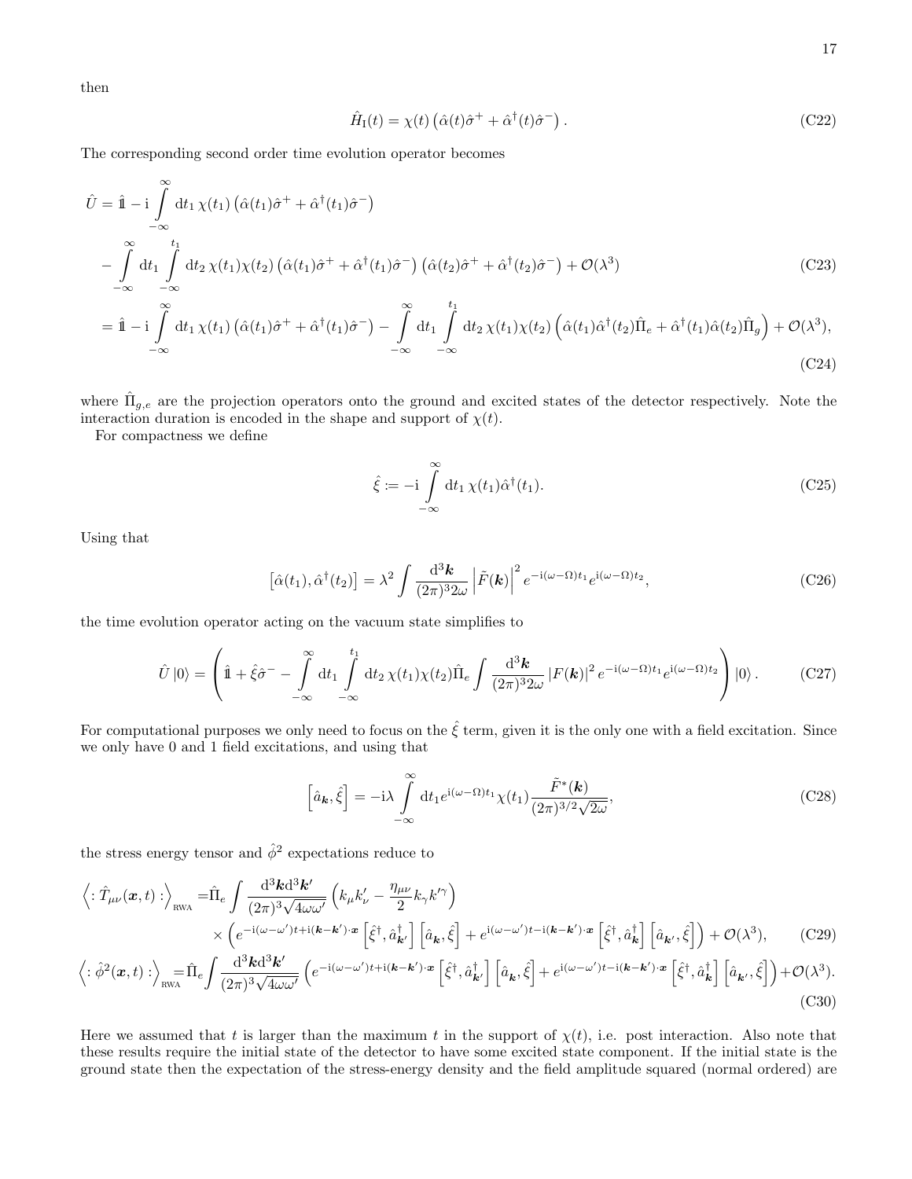then

$$
\hat{H}_{\mathrm{I}}(t) = \chi(t)\left(\hat{\alpha}(t)\hat{\sigma}^{+} + \hat{\alpha}^{\dagger}(t)\hat{\sigma}^{-}\right). \tag{C22}
$$

The corresponding second order time evolution operator becomes

$$
\begin{aligned}
\hat{U} &= \hat{\mathbb{1}} - \mathrm{i}\int_{-\infty}^{\infty} \mathrm{d}t_1\, \chi(t_1)\left(\hat{\alpha}(t_1)\hat{\sigma}^{+} + \hat{\alpha}^{\dagger}(t_1)\hat{\sigma}^{-}\right) \\
&\quad - \int_{-\infty}^{\infty} \mathrm{d}t_1 \int_{-\infty}^{t_1} \mathrm{d}t_2\, \chi(t_1)\chi(t_2)\left(\hat{\alpha}(t_1)\hat{\sigma}^{+} + \hat{\alpha}^{\dagger}(t_1)\hat{\sigma}^{-}\right)\left(\hat{\alpha}(t_2)\hat{\sigma}^{+} + \hat{\alpha}^{\dagger}(t_2)\hat{\sigma}^{-}\right) + \mathcal{O}(\lambda^3) \qquad \text{(C23)}\\
&= \hat{\mathbb{1}} - \mathrm{i}\int_{-\infty}^{\infty} \mathrm{d}t_1\, \chi(t_1)\left(\hat{\alpha}(t_1)\hat{\sigma}^{+} + \hat{\alpha}^{\dagger}(t_1)\hat{\sigma}^{-}\right) - \int_{-\infty}^{\infty} \mathrm{d}t_1 \int_{-\infty}^{t_1} \mathrm{d}t_2\, \chi(t_1)\chi(t_2)\left(\hat{\alpha}(t_1)\hat{\alpha}^{\dagger}(t_2)\hat{\Pi}_e + \hat{\alpha}^{\dagger}(t_1)\hat{\alpha}(t_2)\hat{\Pi}_g\right) + \mathcal{O}(\lambda^3), \qquad \text{(C24)}
\end{aligned}
$$

where $\hat{\Pi}_{g,e}$ are the projection operators onto the ground and excited states of the detector respectively. Note the interaction duration is encoded in the shape and support of $\chi(t)$.

For compactness we define

$$
\hat{\xi} \coloneqq -\mathrm{i}\int_{-\infty}^{\infty} \mathrm{d}t_1\, \chi(t_1)\hat{\alpha}^{\dagger}(t_1). \tag{C25}
$$

Using that

$$
\left[\hat{\alpha}(t_1), \hat{\alpha}^{\dagger}(t_2)\right] = \lambda^2 \int \frac{\mathrm{d}^3\boldsymbol{k}}{(2\pi)^3 2\omega}\left|\tilde{F}(\boldsymbol{k})\right|^2 e^{-\mathrm{i}(\omega-\Omega)t_1} e^{\mathrm{i}(\omega-\Omega)t_2}, \tag{C26}
$$

the time evolution operator acting on the vacuum state simplifies to

$$
\hat{U}\left|0\right\rangle = \left(\hat{\mathbb{1}} + \hat{\xi}\hat{\sigma}^{-} - \int_{-\infty}^{\infty} \mathrm{d}t_1 \int_{-\infty}^{t_1} \mathrm{d}t_2\, \chi(t_1)\chi(t_2)\hat{\Pi}_e \int \frac{\mathrm{d}^3\boldsymbol{k}}{(2\pi)^3 2\omega}\left|F(\boldsymbol{k})\right|^2 e^{-\mathrm{i}(\omega-\Omega)t_1} e^{\mathrm{i}(\omega-\Omega)t_2}\right)\left|0\right\rangle. \tag{C27}
$$

For computational purposes we only need to focus on the $\hat{\xi}$ term, given it is the only one with a field excitation. Since we only have 0 and 1 field excitations, and using that

$$
\left[\hat{a}_{\boldsymbol{k}}, \hat{\xi}\right] = -\mathrm{i}\lambda \int_{-\infty}^{\infty} \mathrm{d}t_1 e^{\mathrm{i}(\omega-\Omega)t_1}\chi(t_1)\frac{\tilde{F}^{*}(\boldsymbol{k})}{(2\pi)^{3/2}\sqrt{2\omega}}, \tag{C28}
$$

the stress energy tensor and $\hat{\phi}^2$ expectations reduce to

$$
\begin{aligned}
\left\langle :\hat{T}_{\mu\nu}(\boldsymbol{x},t): \right\rangle_{\text{RWA}} =& \hat{\Pi}_e \int \frac{\mathrm{d}^3\boldsymbol{k}\mathrm{d}^3\boldsymbol{k'}}{(2\pi)^3\sqrt{4\omega\omega'}}\left(k_\mu k'_\nu - \frac{\eta_{\mu\nu}}{2}k_\gamma k'^{\gamma}\right) \\
&\times\left(e^{-\mathrm{i}(\omega-\omega')t+\mathrm{i}(\boldsymbol{k}-\boldsymbol{k'})\cdot\boldsymbol{x}}\left[\hat{\xi}^{\dagger}, \hat{a}^{\dagger}_{\boldsymbol{k'}}\right]\left[\hat{a}_{\boldsymbol{k}}, \hat{\xi}\right] + e^{\mathrm{i}(\omega-\omega')t-\mathrm{i}(\boldsymbol{k}-\boldsymbol{k'})\cdot\boldsymbol{x}}\left[\hat{\xi}^{\dagger}, \hat{a}^{\dagger}_{\boldsymbol{k}}\right]\left[\hat{a}_{\boldsymbol{k'}}, \hat{\xi}\right]\right) + \mathcal{O}(\lambda^3), \qquad \text{(C29)}
\end{aligned}
$$

$$
\left\langle :\hat{\phi}^2(\boldsymbol{x},t): \right\rangle_{\text{RWA}} = \hat{\Pi}_e \int \frac{\mathrm{d}^3\boldsymbol{k}\mathrm{d}^3\boldsymbol{k'}}{(2\pi)^3\sqrt{4\omega\omega'}}\left(e^{-\mathrm{i}(\omega-\omega')t+\mathrm{i}(\boldsymbol{k}-\boldsymbol{k'})\cdot\boldsymbol{x}}\left[\hat{\xi}^{\dagger}, \hat{a}^{\dagger}_{\boldsymbol{k'}}\right]\left[\hat{a}_{\boldsymbol{k}}, \hat{\xi}\right] + e^{\mathrm{i}(\omega-\omega')t-\mathrm{i}(\boldsymbol{k}-\boldsymbol{k'})\cdot\boldsymbol{x}}\left[\hat{\xi}^{\dagger}, \hat{a}^{\dagger}_{\boldsymbol{k}}\right]\left[\hat{a}_{\boldsymbol{k'}}, \hat{\xi}\right]\right) + \mathcal{O}(\lambda^3). \tag{C30}
$$

Here we assumed that $t$ is larger than the maximum $t$ in the support of $\chi(t)$, i.e. post interaction. Also note that these results require the initial state of the detector to have some excited state component. If the initial state is the ground state then the expectation of the stress-energy density and the field amplitude squared (normal ordered) are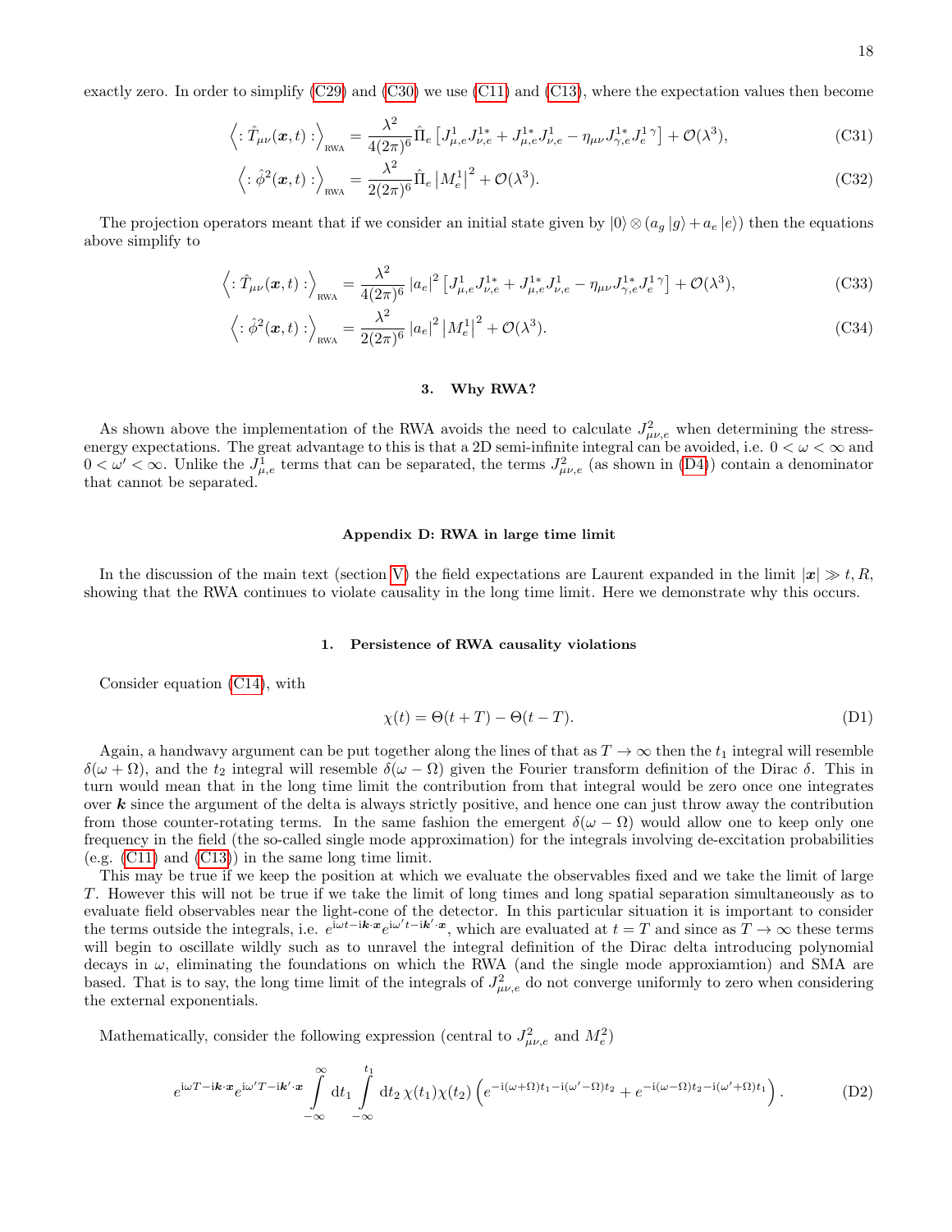exactly zero. In order to simplify (C29) and (C30) we use (C11) and (C13), where the expectation values then become

$$\Big\langle :\hat{T}_{\mu\nu}(\boldsymbol{x},t): \Big\rangle_{\text{RWA}} = \frac{\lambda^2}{4(2\pi)^6}\hat{\Pi}_e\left[J^1_{\mu,e}J^{1*}_{\nu,e} + J^{1*}_{\mu,e}J^1_{\nu,e} - \eta_{\mu\nu}J^{1*}_{\gamma,e}J^{1\,\gamma}_{e}\right] + \mathcal{O}(\lambda^3), \tag{C31}$$

$$\Big\langle :\hat{\phi}^2(\boldsymbol{x},t): \Big\rangle_{\text{RWA}} = \frac{\lambda^2}{2(2\pi)^6}\hat{\Pi}_e\left|M^1_e\right|^2 + \mathcal{O}(\lambda^3). \tag{C32}$$

The projection operators meant that if we consider an initial state given by $|0\rangle\otimes(a_g|g\rangle + a_e|e\rangle)$ then the equations above simplify to

$$\Big\langle :\hat{T}_{\mu\nu}(\boldsymbol{x},t): \Big\rangle_{\text{RWA}} = \frac{\lambda^2}{4(2\pi)^6}\left|a_e\right|^2\left[J^1_{\mu,e}J^{1*}_{\nu,e} + J^{1*}_{\mu,e}J^1_{\nu,e} - \eta_{\mu\nu}J^{1*}_{\gamma,e}J^{1\,\gamma}_{e}\right] + \mathcal{O}(\lambda^3), \tag{C33}$$

$$\Big\langle :\hat{\phi}^2(\boldsymbol{x},t): \Big\rangle_{\text{RWA}} = \frac{\lambda^2}{2(2\pi)^6}\left|a_e\right|^2\left|M^1_e\right|^2 + \mathcal{O}(\lambda^3). \tag{C34}$$

### 3. Why RWA?

As shown above the implementation of the RWA avoids the need to calculate $J^2_{\mu\nu,e}$ when determining the stress-energy expectations. The great advantage to this is that a 2D semi-infinite integral can be avoided, i.e. $0<\omega<\infty$ and $0<\omega'<\infty$. Unlike the $J^1_{\mu,e}$ terms that can be separated, the terms $J^2_{\mu\nu,e}$ (as shown in (D4)) contain a denominator that cannot be separated.

## Appendix D: RWA in large time limit

In the discussion of the main text (section V) the field expectations are Laurent expanded in the limit $|\boldsymbol{x}|\gg t,R$, showing that the RWA continues to violate causality in the long time limit. Here we demonstrate why this occurs.

### 1. Persistence of RWA causality violations

Consider equation (C14), with

$$\chi(t) = \Theta(t+T) - \Theta(t-T). \tag{D1}$$

Again, a handwavy argument can be put together along the lines of that as $T\to\infty$ then the $t_1$ integral will resemble $\delta(\omega+\Omega)$, and the $t_2$ integral will resemble $\delta(\omega-\Omega)$ given the Fourier transform definition of the Dirac $\delta$. This in turn would mean that in the long time limit the contribution from that integral would be zero once one integrates over $\boldsymbol{k}$ since the argument of the delta is always strictly positive, and hence one can just throw away the contribution from those counter-rotating terms. In the same fashion the emergent $\delta(\omega-\Omega)$ would allow one to keep only one frequency in the field (the so-called single mode approximation) for the integrals involving de-excitation probabilities (e.g. (C11) and (C13)) in the same long time limit.

This may be true if we keep the position at which we evaluate the observables fixed and we take the limit of large $T$. However this will not be true if we take the limit of long times and long spatial separation simultaneously as to evaluate field observables near the light-cone of the detector. In this particular situation it is important to consider the terms outside the integrals, i.e. $e^{\mathrm{i}\omega t-\mathrm{i}\boldsymbol{k}\cdot\boldsymbol{x}}e^{\mathrm{i}\omega' t-\mathrm{i}\boldsymbol{k}'\cdot\boldsymbol{x}}$, which are evaluated at $t=T$ and since as $T\to\infty$ these terms will begin to oscillate wildly such as to unravel the integral definition of the Dirac delta introducing polynomial decays in $\omega$, eliminating the foundations on which the RWA (and the single mode approxiamtion) and SMA are based. That is to say, the long time limit of the integrals of $J^2_{\mu\nu,e}$ do not converge uniformly to zero when considering the external exponentials.

Mathematically, consider the following expression (central to $J^2_{\mu\nu,e}$ and $M^2_e$)

$$e^{\mathrm{i}\omega T-\mathrm{i}\boldsymbol{k}\cdot\boldsymbol{x}}e^{\mathrm{i}\omega' T-\mathrm{i}\boldsymbol{k}'\cdot\boldsymbol{x}}\int\limits_{-\infty}^{\infty}\mathrm{d}t_1\int\limits_{-\infty}^{t_1}\mathrm{d}t_2\,\chi(t_1)\chi(t_2)\left(e^{-\mathrm{i}(\omega+\Omega)t_1-\mathrm{i}(\omega'-\Omega)t_2} + e^{-\mathrm{i}(\omega-\Omega)t_2-\mathrm{i}(\omega'+\Omega)t_1}\right). \tag{D2}$$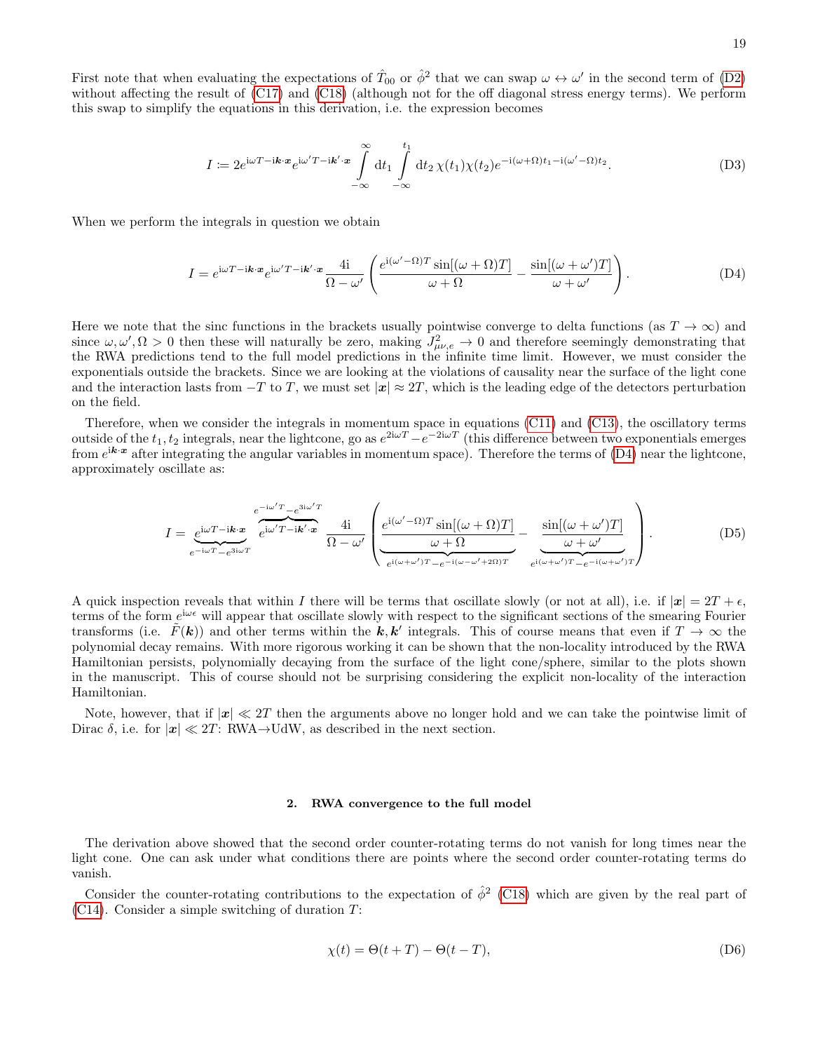First note that when evaluating the expectations of $\hat{T}_{00}$ or $\hat{\phi}^2$ that we can swap $\omega \leftrightarrow \omega'$ in the second term of (D2) without affecting the result of (C17) and (C18) (although not for the off diagonal stress energy terms). We perform this swap to simplify the equations in this derivation, i.e. the expression becomes

$$I := 2e^{\mathrm{i}\omega T - \mathrm{i}\boldsymbol{k}\cdot\boldsymbol{x}} e^{\mathrm{i}\omega' T - \mathrm{i}\boldsymbol{k}'\cdot\boldsymbol{x}} \int_{-\infty}^{\infty} \mathrm{d}t_1 \int_{-\infty}^{t_1} \mathrm{d}t_2\, \chi(t_1)\chi(t_2) e^{-\mathrm{i}(\omega+\Omega)t_1 - \mathrm{i}(\omega'-\Omega)t_2}. \tag{D3}$$

When we perform the integrals in question we obtain

$$I = e^{\mathrm{i}\omega T - \mathrm{i}\boldsymbol{k}\cdot\boldsymbol{x}} e^{\mathrm{i}\omega' T - \mathrm{i}\boldsymbol{k}'\cdot\boldsymbol{x}} \frac{4\mathrm{i}}{\Omega - \omega'} \left( \frac{e^{\mathrm{i}(\omega'-\Omega)T} \sin[(\omega+\Omega)T]}{\omega+\Omega} - \frac{\sin[(\omega+\omega')T]}{\omega+\omega'} \right). \tag{D4}$$

Here we note that the sinc functions in the brackets usually pointwise converge to delta functions (as $T \to \infty$) and since $\omega, \omega', \Omega > 0$ then these will naturally be zero, making $J^2_{\mu\nu,e} \to 0$ and therefore seemingly demonstrating that the RWA predictions tend to the full model predictions in the infinite time limit. However, we must consider the exponentials outside the brackets. Since we are looking at the violations of causality near the surface of the light cone and the interaction lasts from $-T$ to $T$, we must set $|\boldsymbol{x}| \approx 2T$, which is the leading edge of the detectors perturbation on the field.

Therefore, when we consider the integrals in momentum space in equations (C11) and (C13), the oscillatory terms outside of the $t_1, t_2$ integrals, near the lightcone, go as $e^{2\mathrm{i}\omega T} - e^{-2\mathrm{i}\omega T}$ (this difference between two exponentials emerges from $e^{\mathrm{i}\boldsymbol{k}\cdot\boldsymbol{x}}$ after integrating the angular variables in momentum space). Therefore the terms of (D4) near the lightcone, approximately oscillate as:

$$I = \underbrace{e^{\mathrm{i}\omega T - \mathrm{i}\boldsymbol{k}\cdot\boldsymbol{x}}}_{e^{-\mathrm{i}\omega T} - e^{3\mathrm{i}\omega T}} \overbrace{e^{\mathrm{i}\omega' T - \mathrm{i}\boldsymbol{k}'\cdot\boldsymbol{x}}}^{e^{-\mathrm{i}\omega' T} - e^{3\mathrm{i}\omega' T}} \frac{4\mathrm{i}}{\Omega - \omega'} \left( \underbrace{\frac{e^{\mathrm{i}(\omega'-\Omega)T} \sin[(\omega+\Omega)T]}{\omega+\Omega}}_{e^{\mathrm{i}(\omega+\omega')T} - e^{-\mathrm{i}(\omega-\omega'+2\Omega)T}} - \underbrace{\frac{\sin[(\omega+\omega')T]}{\omega+\omega'}}_{e^{\mathrm{i}(\omega+\omega')T} - e^{-\mathrm{i}(\omega+\omega')T}} \right). \tag{D5}$$

A quick inspection reveals that within $I$ there will be terms that oscillate slowly (or not at all), i.e. if $|\boldsymbol{x}| = 2T + \epsilon$, terms of the form $e^{\mathrm{i}\omega\epsilon}$ will appear that oscillate slowly with respect to the significant sections of the smearing Fourier transforms (i.e. $\tilde{F}(\boldsymbol{k})$) and other terms within the $\boldsymbol{k}, \boldsymbol{k}'$ integrals. This of course means that even if $T \to \infty$ the polynomial decay remains. With more rigorous working it can be shown that the non-locality introduced by the RWA Hamiltonian persists, polynomially decaying from the surface of the light cone/sphere, similar to the plots shown in the manuscript. This of course should not be surprising considering the explicit non-locality of the interaction Hamiltonian.

Note, however, that if $|\boldsymbol{x}| \ll 2T$ then the arguments above no longer hold and we can take the pointwise limit of Dirac $\delta$, i.e. for $|\boldsymbol{x}| \ll 2T$: RWA$\to$UdW, as described in the next section.

### 2. RWA convergence to the full model

The derivation above showed that the second order counter-rotating terms do not vanish for long times near the light cone. One can ask under what conditions there are points where the second order counter-rotating terms do vanish.

Consider the counter-rotating contributions to the expectation of $\hat{\phi}^2$ (C18) which are given by the real part of (C14). Consider a simple switching of duration $T$:

$$\chi(t) = \Theta(t+T) - \Theta(t-T), \tag{D6}$$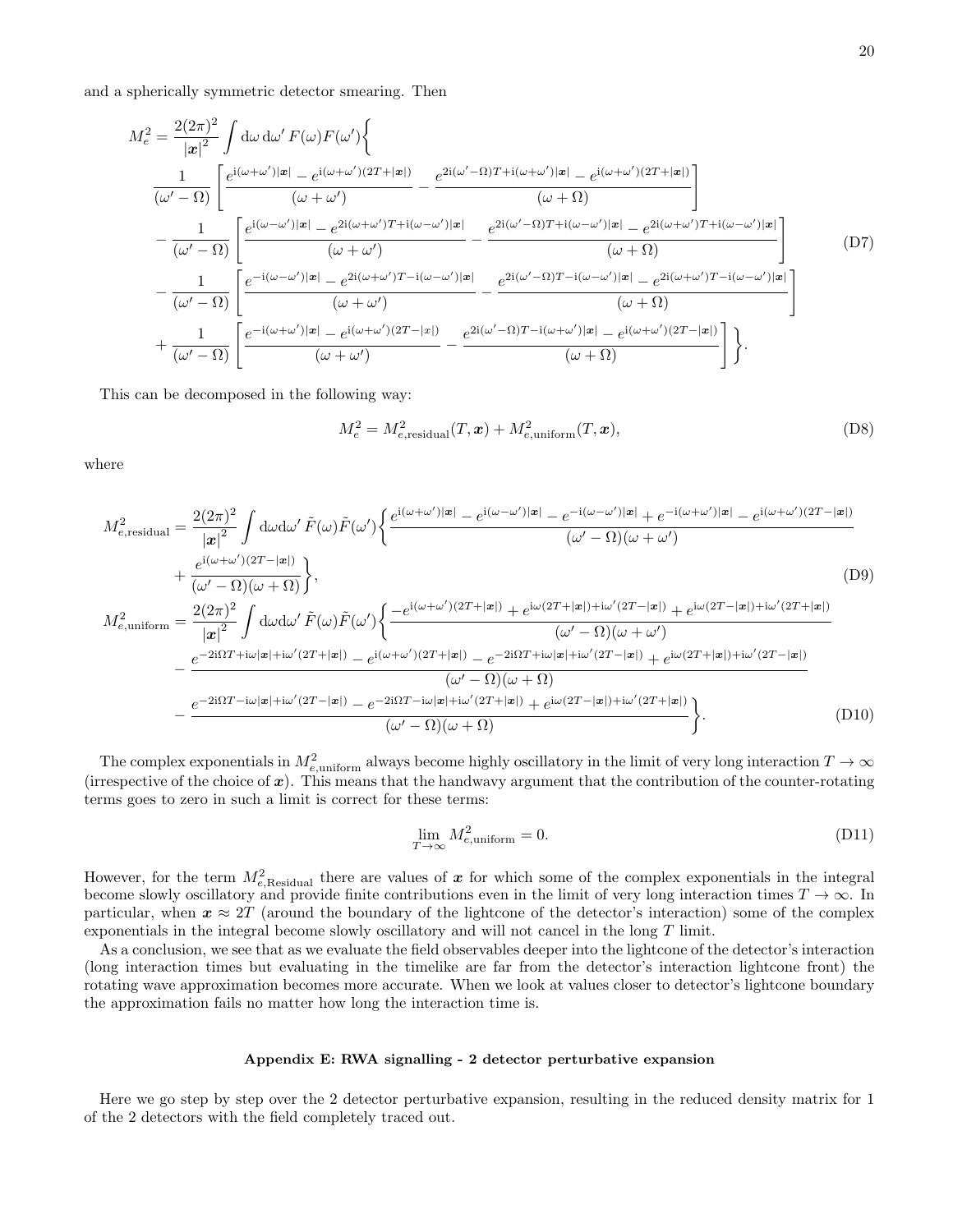and a spherically symmetric detector smearing. Then

$$
\begin{aligned}
M_e^2 = \frac{2(2\pi)^2}{|\boldsymbol{x}|^2} \int \mathrm{d}\omega\, \mathrm{d}\omega'\, F(\omega) F(\omega') \Big\{ \\
&\frac{1}{(\omega' - \Omega)} \left[ \frac{e^{\mathrm{i}(\omega+\omega')|\boldsymbol{x}|} - e^{\mathrm{i}(\omega+\omega')(2T+|\boldsymbol{x}|)}}{(\omega+\omega')} - \frac{e^{2\mathrm{i}(\omega'-\Omega)T+\mathrm{i}(\omega+\omega')|\boldsymbol{x}|} - e^{\mathrm{i}(\omega+\omega')(2T+|\boldsymbol{x}|)}}{(\omega+\Omega)} \right] \\
&- \frac{1}{(\omega' - \Omega)} \left[ \frac{e^{\mathrm{i}(\omega-\omega')|\boldsymbol{x}|} - e^{2\mathrm{i}(\omega+\omega')T+\mathrm{i}(\omega-\omega')|\boldsymbol{x}|}}{(\omega+\omega')} - \frac{e^{2\mathrm{i}(\omega'-\Omega)T+\mathrm{i}(\omega-\omega')|\boldsymbol{x}|} - e^{2\mathrm{i}(\omega+\omega')T+\mathrm{i}(\omega-\omega')|\boldsymbol{x}|}}{(\omega+\Omega)} \right] \\
&- \frac{1}{(\omega' - \Omega)} \left[ \frac{e^{-\mathrm{i}(\omega-\omega')|\boldsymbol{x}|} - e^{2\mathrm{i}(\omega+\omega')T-\mathrm{i}(\omega-\omega')|\boldsymbol{x}|}}{(\omega+\omega')} - \frac{e^{2\mathrm{i}(\omega'-\Omega)T-\mathrm{i}(\omega-\omega')|\boldsymbol{x}|} - e^{2\mathrm{i}(\omega+\omega')T-\mathrm{i}(\omega-\omega')|\boldsymbol{x}|}}{(\omega+\Omega)} \right] \\
&+ \frac{1}{(\omega' - \Omega)} \left[ \frac{e^{-\mathrm{i}(\omega+\omega')|\boldsymbol{x}|} - e^{\mathrm{i}(\omega+\omega')(2T-|x|)}}{(\omega+\omega')} - \frac{e^{2\mathrm{i}(\omega'-\Omega)T-\mathrm{i}(\omega+\omega')|\boldsymbol{x}|} - e^{\mathrm{i}(\omega+\omega')(2T-|\boldsymbol{x}|)}}{(\omega+\Omega)} \right] \Big\}.
\end{aligned}
\tag{D7}
$$

This can be decomposed in the following way:

$$
M_e^2 = M^2_{e,\text{residual}}(T,\boldsymbol{x}) + M^2_{e,\text{uniform}}(T,\boldsymbol{x}), \tag{D8}
$$

where

$$
\begin{aligned}
M^2_{e,\text{residual}} &= \frac{2(2\pi)^2}{|\boldsymbol{x}|^2} \int \mathrm{d}\omega \mathrm{d}\omega'\, \tilde{F}(\omega)\tilde{F}(\omega') \Big\{ \frac{e^{\mathrm{i}(\omega+\omega')|\boldsymbol{x}|} - e^{\mathrm{i}(\omega-\omega')|\boldsymbol{x}|} - e^{-\mathrm{i}(\omega-\omega')|\boldsymbol{x}|} + e^{-\mathrm{i}(\omega+\omega')|\boldsymbol{x}|} - e^{\mathrm{i}(\omega+\omega')(2T-|\boldsymbol{x}|)}}{(\omega'-\Omega)(\omega+\omega')} \\
&\quad + \frac{e^{\mathrm{i}(\omega+\omega')(2T-|\boldsymbol{x}|)}}{(\omega'-\Omega)(\omega+\Omega)} \Big\}, \\
M^2_{e,\text{uniform}} &= \frac{2(2\pi)^2}{|\boldsymbol{x}|^2} \int \mathrm{d}\omega \mathrm{d}\omega'\, \tilde{F}(\omega)\tilde{F}(\omega') \Big\{ \frac{-e^{\mathrm{i}(\omega+\omega')(2T+|\boldsymbol{x}|)} + e^{\mathrm{i}\omega(2T+|\boldsymbol{x}|)+\mathrm{i}\omega'(2T-|\boldsymbol{x}|)} + e^{\mathrm{i}\omega(2T-|\boldsymbol{x}|)+\mathrm{i}\omega'(2T+|\boldsymbol{x}|)}}{(\omega'-\Omega)(\omega+\omega')} \\
&\quad - \frac{e^{-2\mathrm{i}\Omega T+\mathrm{i}\omega|\boldsymbol{x}|+\mathrm{i}\omega'(2T+|\boldsymbol{x}|)} - e^{\mathrm{i}(\omega+\omega')(2T+|\boldsymbol{x}|)} - e^{-2\mathrm{i}\Omega T+\mathrm{i}\omega|\boldsymbol{x}|+\mathrm{i}\omega'(2T-|\boldsymbol{x}|)} + e^{\mathrm{i}\omega(2T+|\boldsymbol{x}|)+\mathrm{i}\omega'(2T-|\boldsymbol{x}|)}}{(\omega'-\Omega)(\omega+\Omega)} \\
&\quad - \frac{e^{-2\mathrm{i}\Omega T-\mathrm{i}\omega|\boldsymbol{x}|+\mathrm{i}\omega'(2T-|\boldsymbol{x}|)} - e^{-2\mathrm{i}\Omega T-\mathrm{i}\omega|\boldsymbol{x}|+\mathrm{i}\omega'(2T+|\boldsymbol{x}|)} + e^{\mathrm{i}\omega(2T-|\boldsymbol{x}|)+\mathrm{i}\omega'(2T+|\boldsymbol{x}|)}}{(\omega'-\Omega)(\omega+\Omega)} \Big\}.
\end{aligned}
\tag{D9, D10}
$$

The complex exponentials in $M^2_{e,\text{uniform}}$ always become highly oscillatory in the limit of very long interaction $T \to \infty$ (irrespective of the choice of $\boldsymbol{x}$). This means that the handwavy argument that the contribution of the counter-rotating terms goes to zero in such a limit is correct for these terms:

$$
\lim_{T\to\infty} M^2_{e,\text{uniform}} = 0. \tag{D11}
$$

However, for the term $M^2_{e,\text{Residual}}$ there are values of $\boldsymbol{x}$ for which some of the complex exponentials in the integral become slowly oscillatory and provide finite contributions even in the limit of very long interaction times $T \to \infty$. In particular, when $\boldsymbol{x} \approx 2T$ (around the boundary of the lightcone of the detector's interaction) some of the complex exponentials in the integral become slowly oscillatory and will not cancel in the long $T$ limit.

As a conclusion, we see that as we evaluate the field observables deeper into the lightcone of the detector's interaction (long interaction times but evaluating in the timelike are far from the detector's interaction lightcone front) the rotating wave approximation becomes more accurate. When we look at values closer to detector's lightcone boundary the approximation fails no matter how long the interaction time is.

## Appendix E: RWA signalling - 2 detector perturbative expansion

Here we go step by step over the 2 detector perturbative expansion, resulting in the reduced density matrix for 1 of the 2 detectors with the field completely traced out.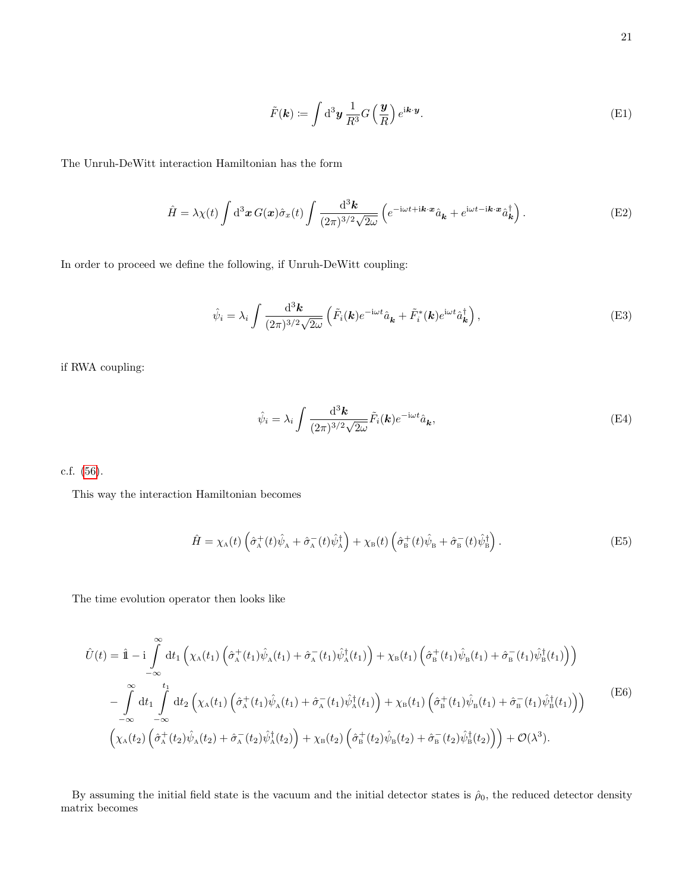$$\tilde{F}(\boldsymbol{k}) := \int \mathrm{d}^3\boldsymbol{y}\, \frac{1}{R^3} G\left(\frac{\boldsymbol{y}}{R}\right) e^{\mathrm{i}\boldsymbol{k}\cdot\boldsymbol{y}}. \tag{E1}$$

The Unruh-DeWitt interaction Hamiltonian has the form

$$\hat{H} = \lambda\chi(t) \int \mathrm{d}^3\boldsymbol{x}\, G(\boldsymbol{x}) \hat{\sigma}_x(t) \int \frac{\mathrm{d}^3\boldsymbol{k}}{(2\pi)^{3/2}\sqrt{2\omega}} \left( e^{-\mathrm{i}\omega t + \mathrm{i}\boldsymbol{k}\cdot\boldsymbol{x}} \hat{a}_{\boldsymbol{k}} + e^{\mathrm{i}\omega t - \mathrm{i}\boldsymbol{k}\cdot\boldsymbol{x}} \hat{a}^\dagger_{\boldsymbol{k}} \right). \tag{E2}$$

In order to proceed we define the following, if Unruh-DeWitt coupling:

$$\hat{\psi}_i = \lambda_i \int \frac{\mathrm{d}^3\boldsymbol{k}}{(2\pi)^{3/2}\sqrt{2\omega}} \left( \tilde{F}_i(\boldsymbol{k}) e^{-\mathrm{i}\omega t} \hat{a}_{\boldsymbol{k}} + \tilde{F}^*_i(\boldsymbol{k}) e^{\mathrm{i}\omega t} \hat{a}^\dagger_{\boldsymbol{k}} \right), \tag{E3}$$

if RWA coupling:

$$\hat{\psi}_i = \lambda_i \int \frac{\mathrm{d}^3\boldsymbol{k}}{(2\pi)^{3/2}\sqrt{2\omega}} \tilde{F}_i(\boldsymbol{k}) e^{-\mathrm{i}\omega t} \hat{a}_{\boldsymbol{k}}, \tag{E4}$$

c.f. (56).

This way the interaction Hamiltonian becomes

$$\hat{H} = \chi_{\mathrm{A}}(t) \left( \hat{\sigma}^+_{\mathrm{A}}(t) \hat{\psi}_{\mathrm{A}} + \hat{\sigma}^-_{\mathrm{A}}(t) \hat{\psi}^\dagger_{\mathrm{A}} \right) + \chi_{\mathrm{B}}(t) \left( \hat{\sigma}^+_{\mathrm{B}}(t) \hat{\psi}_{\mathrm{B}} + \hat{\sigma}^-_{\mathrm{B}}(t) \hat{\psi}^\dagger_{\mathrm{B}} \right). \tag{E5}$$

The time evolution operator then looks like

$$\begin{aligned}
\hat{U}(t) = \hat{\mathbb{1}} - \mathrm{i} \int_{-\infty}^{\infty} \mathrm{d}t_1 \Big( &\chi_{\mathrm{A}}(t_1) \left( \hat{\sigma}^+_{\mathrm{A}}(t_1) \hat{\psi}_{\mathrm{A}}(t_1) + \hat{\sigma}^-_{\mathrm{A}}(t_1) \hat{\psi}^\dagger_{\mathrm{A}}(t_1) \right) + \chi_{\mathrm{B}}(t_1) \left( \hat{\sigma}^+_{\mathrm{B}}(t_1) \hat{\psi}_{\mathrm{B}}(t_1) + \hat{\sigma}^-_{\mathrm{B}}(t_1) \hat{\psi}^\dagger_{\mathrm{B}}(t_1) \right) \Big) \\
- \int_{-\infty}^{\infty} \mathrm{d}t_1 \int_{-\infty}^{t_1} \mathrm{d}t_2 \Big( &\chi_{\mathrm{A}}(t_1) \left( \hat{\sigma}^+_{\mathrm{A}}(t_1) \hat{\psi}_{\mathrm{A}}(t_1) + \hat{\sigma}^-_{\mathrm{A}}(t_1) \hat{\psi}^\dagger_{\mathrm{A}}(t_1) \right) + \chi_{\mathrm{B}}(t_1) \left( \hat{\sigma}^+_{\mathrm{B}}(t_1) \hat{\psi}_{\mathrm{B}}(t_1) + \hat{\sigma}^-_{\mathrm{B}}(t_1) \hat{\psi}^\dagger_{\mathrm{B}}(t_1) \right) \Big) \\
\Big( \chi_{\mathrm{A}}(t_2) &\left( \hat{\sigma}^+_{\mathrm{A}}(t_2) \hat{\psi}_{\mathrm{A}}(t_2) + \hat{\sigma}^-_{\mathrm{A}}(t_2) \hat{\psi}^\dagger_{\mathrm{A}}(t_2) \right) + \chi_{\mathrm{B}}(t_2) \left( \hat{\sigma}^+_{\mathrm{B}}(t_2) \hat{\psi}_{\mathrm{B}}(t_2) + \hat{\sigma}^-_{\mathrm{B}}(t_2) \hat{\psi}^\dagger_{\mathrm{B}}(t_2) \right) \Big) + \mathcal{O}(\lambda^3).
\end{aligned} \tag{E6}$$

By assuming the initial field state is the vacuum and the initial detector states is $\hat{\rho}_0$, the reduced detector density matrix becomes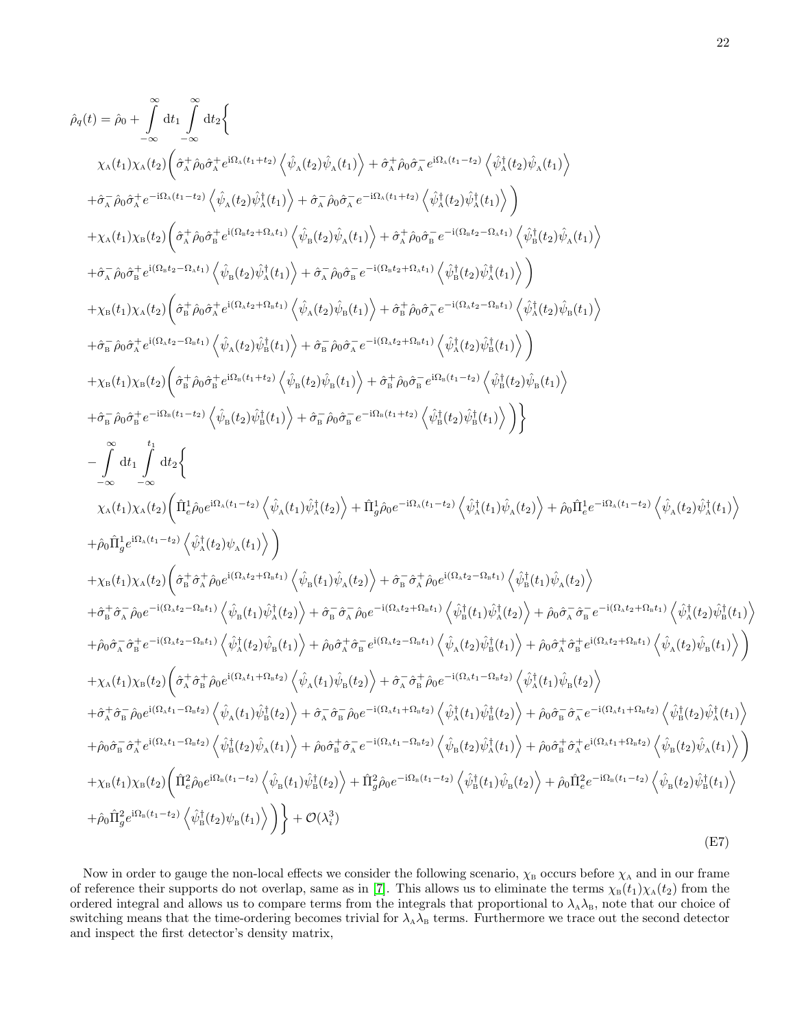$$
\begin{aligned}
\hat{\rho}_q(t) = \hat{\rho}_0 &+ \int_{-\infty}^{\infty} \mathrm{d}t_1 \int_{-\infty}^{\infty} \mathrm{d}t_2 \Big\{ \\
&\chi_{\mathrm{A}}(t_1)\chi_{\mathrm{A}}(t_2)\bigg( \hat{\sigma}_{\mathrm{A}}^+ \hat{\rho}_0 \hat{\sigma}_{\mathrm{A}}^+ e^{\mathrm{i}\Omega_{\mathrm{A}}(t_1+t_2)} \left\langle \hat{\psi}_{\mathrm{A}}(t_2)\hat{\psi}_{\mathrm{A}}(t_1) \right\rangle + \hat{\sigma}_{\mathrm{A}}^+ \hat{\rho}_0 \hat{\sigma}_{\mathrm{A}}^- e^{\mathrm{i}\Omega_{\mathrm{A}}(t_1-t_2)} \left\langle \hat{\psi}_{\mathrm{A}}^\dagger(t_2)\hat{\psi}_{\mathrm{A}}(t_1) \right\rangle \\
&+ \hat{\sigma}_{\mathrm{A}}^- \hat{\rho}_0 \hat{\sigma}_{\mathrm{A}}^+ e^{-\mathrm{i}\Omega_{\mathrm{A}}(t_1-t_2)} \left\langle \hat{\psi}_{\mathrm{A}}(t_2)\hat{\psi}_{\mathrm{A}}^\dagger(t_1) \right\rangle + \hat{\sigma}_{\mathrm{A}}^- \hat{\rho}_0 \hat{\sigma}_{\mathrm{A}}^- e^{-\mathrm{i}\Omega_{\mathrm{A}}(t_1+t_2)} \left\langle \hat{\psi}_{\mathrm{A}}^\dagger(t_2)\hat{\psi}_{\mathrm{A}}^\dagger(t_1) \right\rangle \bigg) \\
&+ \chi_{\mathrm{A}}(t_1)\chi_{\mathrm{B}}(t_2)\bigg( \hat{\sigma}_{\mathrm{A}}^+ \hat{\rho}_0 \hat{\sigma}_{\mathrm{B}}^+ e^{\mathrm{i}(\Omega_{\mathrm{B}}t_2+\Omega_{\mathrm{A}}t_1)} \left\langle \hat{\psi}_{\mathrm{B}}(t_2)\hat{\psi}_{\mathrm{A}}(t_1) \right\rangle + \hat{\sigma}_{\mathrm{A}}^+ \hat{\rho}_0 \hat{\sigma}_{\mathrm{B}}^- e^{-\mathrm{i}(\Omega_{\mathrm{B}}t_2-\Omega_{\mathrm{A}}t_1)} \left\langle \hat{\psi}_{\mathrm{B}}^\dagger(t_2)\hat{\psi}_{\mathrm{A}}(t_1) \right\rangle \\
&+ \hat{\sigma}_{\mathrm{A}}^- \hat{\rho}_0 \hat{\sigma}_{\mathrm{B}}^+ e^{\mathrm{i}(\Omega_{\mathrm{B}}t_2-\Omega_{\mathrm{A}}t_1)} \left\langle \hat{\psi}_{\mathrm{B}}(t_2)\hat{\psi}_{\mathrm{A}}^\dagger(t_1) \right\rangle + \hat{\sigma}_{\mathrm{A}}^- \hat{\rho}_0 \hat{\sigma}_{\mathrm{B}}^- e^{-\mathrm{i}(\Omega_{\mathrm{B}}t_2+\Omega_{\mathrm{A}}t_1)} \left\langle \hat{\psi}_{\mathrm{B}}^\dagger(t_2)\hat{\psi}_{\mathrm{A}}^\dagger(t_1) \right\rangle \bigg) \\
&+ \chi_{\mathrm{B}}(t_1)\chi_{\mathrm{A}}(t_2)\bigg( \hat{\sigma}_{\mathrm{B}}^+ \hat{\rho}_0 \hat{\sigma}_{\mathrm{A}}^+ e^{\mathrm{i}(\Omega_{\mathrm{A}}t_2+\Omega_{\mathrm{B}}t_1)} \left\langle \hat{\psi}_{\mathrm{A}}(t_2)\hat{\psi}_{\mathrm{B}}(t_1) \right\rangle + \hat{\sigma}_{\mathrm{B}}^+ \hat{\rho}_0 \hat{\sigma}_{\mathrm{A}}^- e^{-\mathrm{i}(\Omega_{\mathrm{A}}t_2-\Omega_{\mathrm{B}}t_1)} \left\langle \hat{\psi}_{\mathrm{A}}^\dagger(t_2)\hat{\psi}_{\mathrm{B}}(t_1) \right\rangle \\
&+ \hat{\sigma}_{\mathrm{B}}^- \hat{\rho}_0 \hat{\sigma}_{\mathrm{A}}^+ e^{\mathrm{i}(\Omega_{\mathrm{A}}t_2-\Omega_{\mathrm{B}}t_1)} \left\langle \hat{\psi}_{\mathrm{A}}(t_2)\hat{\psi}_{\mathrm{B}}^\dagger(t_1) \right\rangle + \hat{\sigma}_{\mathrm{B}}^- \hat{\rho}_0 \hat{\sigma}_{\mathrm{A}}^- e^{-\mathrm{i}(\Omega_{\mathrm{A}}t_2+\Omega_{\mathrm{B}}t_1)} \left\langle \hat{\psi}_{\mathrm{A}}^\dagger(t_2)\hat{\psi}_{\mathrm{B}}^\dagger(t_1) \right\rangle \bigg) \\
&+ \chi_{\mathrm{B}}(t_1)\chi_{\mathrm{B}}(t_2)\bigg( \hat{\sigma}_{\mathrm{B}}^+ \hat{\rho}_0 \hat{\sigma}_{\mathrm{B}}^+ e^{\mathrm{i}\Omega_{\mathrm{B}}(t_1+t_2)} \left\langle \hat{\psi}_{\mathrm{B}}(t_2)\hat{\psi}_{\mathrm{B}}(t_1) \right\rangle + \hat{\sigma}_{\mathrm{B}}^+ \hat{\rho}_0 \hat{\sigma}_{\mathrm{B}}^- e^{\mathrm{i}\Omega_{\mathrm{B}}(t_1-t_2)} \left\langle \hat{\psi}_{\mathrm{B}}^\dagger(t_2)\hat{\psi}_{\mathrm{B}}(t_1) \right\rangle \\
&+ \hat{\sigma}_{\mathrm{B}}^- \hat{\rho}_0 \hat{\sigma}_{\mathrm{B}}^+ e^{-\mathrm{i}\Omega_{\mathrm{B}}(t_1-t_2)} \left\langle \hat{\psi}_{\mathrm{B}}(t_2)\hat{\psi}_{\mathrm{B}}^\dagger(t_1) \right\rangle + \hat{\sigma}_{\mathrm{B}}^- \hat{\rho}_0 \hat{\sigma}_{\mathrm{B}}^- e^{-\mathrm{i}\Omega_{\mathrm{B}}(t_1+t_2)} \left\langle \hat{\psi}_{\mathrm{B}}^\dagger(t_2)\hat{\psi}_{\mathrm{B}}^\dagger(t_1) \right\rangle \bigg) \Big\} \\
&- \int_{-\infty}^{\infty} \mathrm{d}t_1 \int_{-\infty}^{t_1} \mathrm{d}t_2 \Big\{ \\
&\chi_{\mathrm{A}}(t_1)\chi_{\mathrm{A}}(t_2)\bigg( \hat{\Pi}_e^1 \hat{\rho}_0 e^{\mathrm{i}\Omega_{\mathrm{A}}(t_1-t_2)} \left\langle \hat{\psi}_{\mathrm{A}}(t_1)\hat{\psi}_{\mathrm{A}}^\dagger(t_2) \right\rangle + \hat{\Pi}_g^1 \hat{\rho}_0 e^{-\mathrm{i}\Omega_{\mathrm{A}}(t_1-t_2)} \left\langle \hat{\psi}_{\mathrm{A}}^\dagger(t_1)\hat{\psi}_{\mathrm{A}}(t_2) \right\rangle + \hat{\rho}_0 \hat{\Pi}_e^1 e^{-\mathrm{i}\Omega_{\mathrm{A}}(t_1-t_2)} \left\langle \hat{\psi}_{\mathrm{A}}(t_2)\hat{\psi}_{\mathrm{A}}^\dagger(t_1) \right\rangle \\
&+ \hat{\rho}_0 \hat{\Pi}_g^1 e^{\mathrm{i}\Omega_{\mathrm{A}}(t_1-t_2)} \left\langle \hat{\psi}_{\mathrm{A}}^\dagger(t_2)\psi_{\mathrm{A}}(t_1) \right\rangle \bigg) \\
&+ \chi_{\mathrm{B}}(t_1)\chi_{\mathrm{A}}(t_2)\bigg( \hat{\sigma}_{\mathrm{B}}^+ \hat{\sigma}_{\mathrm{A}}^+ \hat{\rho}_0 e^{\mathrm{i}(\Omega_{\mathrm{A}}t_2+\Omega_{\mathrm{B}}t_1)} \left\langle \hat{\psi}_{\mathrm{B}}(t_1)\hat{\psi}_{\mathrm{A}}(t_2) \right\rangle + \hat{\sigma}_{\mathrm{B}}^- \hat{\sigma}_{\mathrm{A}}^+ \hat{\rho}_0 e^{\mathrm{i}(\Omega_{\mathrm{A}}t_2-\Omega_{\mathrm{B}}t_1)} \left\langle \hat{\psi}_{\mathrm{B}}^\dagger(t_1)\hat{\psi}_{\mathrm{A}}(t_2) \right\rangle \\
&+ \hat{\sigma}_{\mathrm{B}}^+ \hat{\sigma}_{\mathrm{A}}^- \hat{\rho}_0 e^{-\mathrm{i}(\Omega_{\mathrm{A}}t_2-\Omega_{\mathrm{B}}t_1)} \left\langle \hat{\psi}_{\mathrm{B}}(t_1)\hat{\psi}_{\mathrm{A}}^\dagger(t_2) \right\rangle + \hat{\sigma}_{\mathrm{B}}^- \hat{\sigma}_{\mathrm{A}}^- \hat{\rho}_0 e^{-\mathrm{i}(\Omega_{\mathrm{A}}t_2+\Omega_{\mathrm{B}}t_1)} \left\langle \hat{\psi}_{\mathrm{B}}^\dagger(t_1)\hat{\psi}_{\mathrm{A}}^\dagger(t_2) \right\rangle + \hat{\rho}_0 \hat{\sigma}_{\mathrm{A}}^- \hat{\sigma}_{\mathrm{B}}^- e^{-\mathrm{i}(\Omega_{\mathrm{A}}t_2+\Omega_{\mathrm{B}}t_1)} \left\langle \hat{\psi}_{\mathrm{A}}^\dagger(t_2)\hat{\psi}_{\mathrm{B}}^\dagger(t_1) \right\rangle \\
&+ \hat{\rho}_0 \hat{\sigma}_{\mathrm{A}}^- \hat{\sigma}_{\mathrm{B}}^+ e^{-\mathrm{i}(\Omega_{\mathrm{A}}t_2-\Omega_{\mathrm{B}}t_1)} \left\langle \hat{\psi}_{\mathrm{A}}^\dagger(t_2)\hat{\psi}_{\mathrm{B}}(t_1) \right\rangle + \hat{\rho}_0 \hat{\sigma}_{\mathrm{A}}^+ \hat{\sigma}_{\mathrm{B}}^- e^{\mathrm{i}(\Omega_{\mathrm{A}}t_2-\Omega_{\mathrm{B}}t_1)} \left\langle \hat{\psi}_{\mathrm{A}}(t_2)\hat{\psi}_{\mathrm{B}}^\dagger(t_1) \right\rangle + \hat{\rho}_0 \hat{\sigma}_{\mathrm{A}}^+ \hat{\sigma}_{\mathrm{B}}^+ e^{\mathrm{i}(\Omega_{\mathrm{A}}t_2+\Omega_{\mathrm{B}}t_1)} \left\langle \hat{\psi}_{\mathrm{A}}(t_2)\hat{\psi}_{\mathrm{B}}(t_1) \right\rangle \bigg) \\
&+ \chi_{\mathrm{A}}(t_1)\chi_{\mathrm{B}}(t_2)\bigg( \hat{\sigma}_{\mathrm{A}}^+ \hat{\sigma}_{\mathrm{B}}^+ \hat{\rho}_0 e^{\mathrm{i}(\Omega_{\mathrm{A}}t_1+\Omega_{\mathrm{B}}t_2)} \left\langle \hat{\psi}_{\mathrm{A}}(t_1)\hat{\psi}_{\mathrm{B}}(t_2) \right\rangle + \hat{\sigma}_{\mathrm{A}}^- \hat{\sigma}_{\mathrm{B}}^+ \hat{\rho}_0 e^{-\mathrm{i}(\Omega_{\mathrm{A}}t_1-\Omega_{\mathrm{B}}t_2)} \left\langle \hat{\psi}_{\mathrm{A}}^\dagger(t_1)\hat{\psi}_{\mathrm{B}}(t_2) \right\rangle \\
&+ \hat{\sigma}_{\mathrm{A}}^+ \hat{\sigma}_{\mathrm{B}}^- \hat{\rho}_0 e^{\mathrm{i}(\Omega_{\mathrm{A}}t_1-\Omega_{\mathrm{B}}t_2)} \left\langle \hat{\psi}_{\mathrm{A}}(t_1)\hat{\psi}_{\mathrm{B}}^\dagger(t_2) \right\rangle + \hat{\sigma}_{\mathrm{A}}^- \hat{\sigma}_{\mathrm{B}}^- \hat{\rho}_0 e^{-\mathrm{i}(\Omega_{\mathrm{A}}t_1+\Omega_{\mathrm{B}}t_2)} \left\langle \hat{\psi}_{\mathrm{A}}^\dagger(t_1)\hat{\psi}_{\mathrm{B}}^\dagger(t_2) \right\rangle + \hat{\rho}_0 \hat{\sigma}_{\mathrm{B}}^- \hat{\sigma}_{\mathrm{A}}^- e^{-\mathrm{i}(\Omega_{\mathrm{A}}t_1+\Omega_{\mathrm{B}}t_2)} \left\langle \hat{\psi}_{\mathrm{B}}^\dagger(t_2)\hat{\psi}_{\mathrm{A}}^\dagger(t_1) \right\rangle \\
&+ \hat{\rho}_0 \hat{\sigma}_{\mathrm{B}}^- \hat{\sigma}_{\mathrm{A}}^+ e^{\mathrm{i}(\Omega_{\mathrm{A}}t_1-\Omega_{\mathrm{B}}t_2)} \left\langle \hat{\psi}_{\mathrm{B}}^\dagger(t_2)\hat{\psi}_{\mathrm{A}}(t_1) \right\rangle + \hat{\rho}_0 \hat{\sigma}_{\mathrm{B}}^+ \hat{\sigma}_{\mathrm{A}}^- e^{-\mathrm{i}(\Omega_{\mathrm{A}}t_1-\Omega_{\mathrm{B}}t_2)} \left\langle \hat{\psi}_{\mathrm{B}}(t_2)\hat{\psi}_{\mathrm{A}}^\dagger(t_1) \right\rangle + \hat{\rho}_0 \hat{\sigma}_{\mathrm{B}}^+ \hat{\sigma}_{\mathrm{A}}^+ e^{\mathrm{i}(\Omega_{\mathrm{A}}t_1+\Omega_{\mathrm{B}}t_2)} \left\langle \hat{\psi}_{\mathrm{B}}(t_2)\hat{\psi}_{\mathrm{A}}(t_1) \right\rangle \bigg) \\
&+ \chi_{\mathrm{B}}(t_1)\chi_{\mathrm{B}}(t_2)\bigg( \hat{\Pi}_e^2 \hat{\rho}_0 e^{\mathrm{i}\Omega_{\mathrm{B}}(t_1-t_2)} \left\langle \hat{\psi}_{\mathrm{B}}(t_1)\hat{\psi}_{\mathrm{B}}^\dagger(t_2) \right\rangle + \hat{\Pi}_g^2 \hat{\rho}_0 e^{-\mathrm{i}\Omega_{\mathrm{B}}(t_1-t_2)} \left\langle \hat{\psi}_{\mathrm{B}}^\dagger(t_1)\hat{\psi}_{\mathrm{B}}(t_2) \right\rangle + \hat{\rho}_0 \hat{\Pi}_e^2 e^{-\mathrm{i}\Omega_{\mathrm{B}}(t_1-t_2)} \left\langle \hat{\psi}_{\mathrm{B}}(t_2)\hat{\psi}_{\mathrm{B}}^\dagger(t_1) \right\rangle \\
&+ \hat{\rho}_0 \hat{\Pi}_g^2 e^{\mathrm{i}\Omega_{\mathrm{B}}(t_1-t_2)} \left\langle \hat{\psi}_{\mathrm{B}}^\dagger(t_2)\psi_{\mathrm{B}}(t_1) \right\rangle \bigg) \Big\} + \mathcal{O}(\lambda_i^3)
\end{aligned}
\tag{E7}
$$

Now in order to gauge the non-local effects we consider the following scenario, $\chi_{\mathrm{B}}$ occurs before $\chi_{\mathrm{A}}$ and in our frame of reference their supports do not overlap, same as in [7]. This allows us to eliminate the terms $\chi_{\mathrm{B}}(t_1)\chi_{\mathrm{A}}(t_2)$ from the ordered integral and allows us to compare terms from the integrals that proportional to $\lambda_{\mathrm{A}}\lambda_{\mathrm{B}}$, note that our choice of switching means that the time-ordering becomes trivial for $\lambda_{\mathrm{A}}\lambda_{\mathrm{B}}$ terms. Furthermore we trace out the second detector and inspect the first detector's density matrix,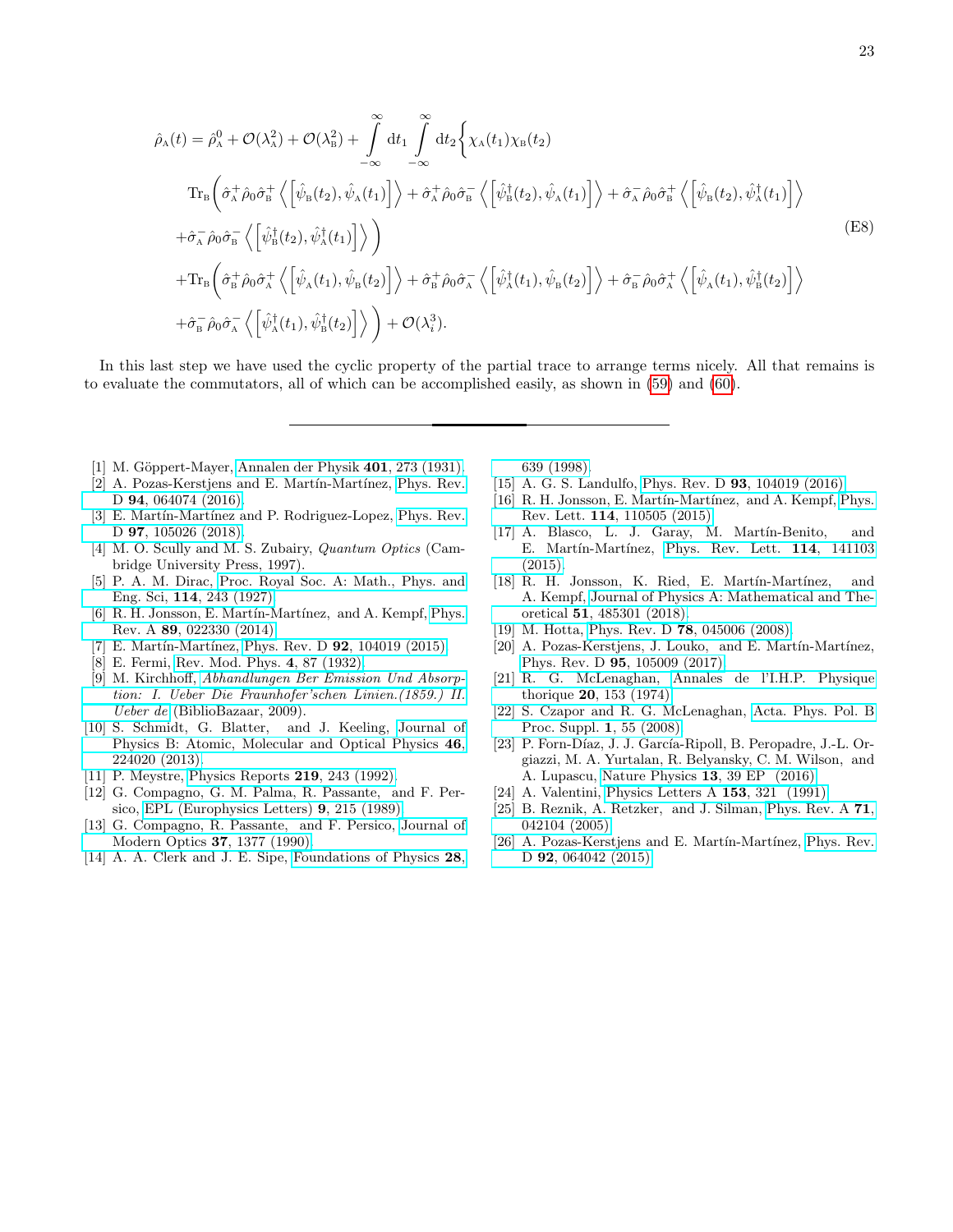$$
\begin{aligned}
\hat{\rho}_{\text{A}}(t) = \hat{\rho}_{\text{A}}^0 + \mathcal{O}(\lambda_{\text{A}}^2) + \mathcal{O}(\lambda_{\text{B}}^2) + \int_{-\infty}^{\infty} \mathrm{d}t_1 \int_{-\infty}^{\infty} \mathrm{d}t_2 \Big\{ \chi_{\text{A}}(t_1)\chi_{\text{B}}(t_2) \\
\text{Tr}_{\text{B}}\Big( \hat{\sigma}_{\text{A}}^{+}\hat{\rho}_0\hat{\sigma}_{\text{B}}^{+} \left\langle \left[\hat{\psi}_{\text{B}}(t_2), \hat{\psi}_{\text{A}}(t_1)\right] \right\rangle + \hat{\sigma}_{\text{A}}^{+}\hat{\rho}_0\hat{\sigma}_{\text{B}}^{-} \left\langle \left[\hat{\psi}_{\text{B}}^{\dagger}(t_2), \hat{\psi}_{\text{A}}(t_1)\right] \right\rangle + \hat{\sigma}_{\text{A}}^{-}\hat{\rho}_0\hat{\sigma}_{\text{B}}^{+} \left\langle \left[\hat{\psi}_{\text{B}}(t_2), \hat{\psi}_{\text{A}}^{\dagger}(t_1)\right] \right\rangle \\
+ \hat{\sigma}_{\text{A}}^{-}\hat{\rho}_0\hat{\sigma}_{\text{B}}^{-} \left\langle \left[\hat{\psi}_{\text{B}}^{\dagger}(t_2), \hat{\psi}_{\text{A}}^{\dagger}(t_1)\right] \right\rangle \Big) \\
+ \text{Tr}_{\text{B}}\Big( \hat{\sigma}_{\text{B}}^{+}\hat{\rho}_0\hat{\sigma}_{\text{A}}^{+} \left\langle \left[\hat{\psi}_{\text{A}}(t_1), \hat{\psi}_{\text{B}}(t_2)\right] \right\rangle + \hat{\sigma}_{\text{B}}^{+}\hat{\rho}_0\hat{\sigma}_{\text{A}}^{-} \left\langle \left[\hat{\psi}_{\text{A}}^{\dagger}(t_1), \hat{\psi}_{\text{B}}(t_2)\right] \right\rangle + \hat{\sigma}_{\text{B}}^{-}\hat{\rho}_0\hat{\sigma}_{\text{A}}^{+} \left\langle \left[\hat{\psi}_{\text{A}}(t_1), \hat{\psi}_{\text{B}}^{\dagger}(t_2)\right] \right\rangle \\
+ \hat{\sigma}_{\text{B}}^{-}\hat{\rho}_0\hat{\sigma}_{\text{A}}^{-} \left\langle \left[\hat{\psi}_{\text{A}}^{\dagger}(t_1), \hat{\psi}_{\text{B}}^{\dagger}(t_2)\right] \right\rangle \Big) + \mathcal{O}(\lambda_i^3).
\end{aligned} \tag{E8}
$$

In this last step we have used the cyclic property of the partial trace to arrange terms nicely. All that remains is to evaluate the commutators, all of which can be accomplished easily, as shown in (59) and (60).

---

[1] M. Göppert-Mayer, Annalen der Physik **401**, 273 (1931).
[2] A. Pozas-Kerstjens and E. Martín-Martínez, Phys. Rev. D **94**, 064074 (2016).
[3] E. Martín-Martínez and P. Rodriguez-Lopez, Phys. Rev. D **97**, 105026 (2018).
[4] M. O. Scully and M. S. Zubairy, *Quantum Optics* (Cambridge University Press, 1997).
[5] P. A. M. Dirac, Proc. Royal Soc. A: Math., Phys. and Eng. Sci, **114**, 243 (1927).
[6] R. H. Jonsson, E. Martín-Martínez, and A. Kempf, Phys. Rev. A **89**, 022330 (2014).
[7] E. Martín-Martínez, Phys. Rev. D **92**, 104019 (2015).
[8] E. Fermi, Rev. Mod. Phys. **4**, 87 (1932).
[9] M. Kirchhoff, *Abhandlungen Ber Emission Und Absorption: I. Ueber Die Fraunhofer'schen Linien.(1859.) II. Ueber de* (BiblioBazaar, 2009).
[10] S. Schmidt, G. Blatter, and J. Keeling, Journal of Physics B: Atomic, Molecular and Optical Physics **46**, 224020 (2013).
[11] P. Meystre, Physics Reports **219**, 243 (1992).
[12] G. Compagno, G. M. Palma, R. Passante, and F. Persico, EPL (Europhysics Letters) **9**, 215 (1989).
[13] G. Compagno, R. Passante, and F. Persico, Journal of Modern Optics **37**, 1377 (1990).
[14] A. A. Clerk and J. E. Sipe, Foundations of Physics **28**, 639 (1998).
[15] A. G. S. Landulfo, Phys. Rev. D **93**, 104019 (2016).
[16] R. H. Jonsson, E. Martín-Martínez, and A. Kempf, Phys. Rev. Lett. **114**, 110505 (2015).
[17] A. Blasco, L. J. Garay, M. Martín-Benito, and E. Martín-Martínez, Phys. Rev. Lett. **114**, 141103 (2015).
[18] R. H. Jonsson, K. Ried, E. Martín-Martínez, and A. Kempf, Journal of Physics A: Mathematical and Theoretical **51**, 485301 (2018).
[19] M. Hotta, Phys. Rev. D **78**, 045006 (2008).
[20] A. Pozas-Kerstjens, J. Louko, and E. Martín-Martínez, Phys. Rev. D **95**, 105009 (2017).
[21] R. G. McLenaghan, Annales de l'I.H.P. Physique thorique **20**, 153 (1974).
[22] S. Czapor and R. G. McLenaghan, Acta. Phys. Pol. B Proc. Suppl. **1**, 55 (2008).
[23] P. Forn-Díaz, J. J. García-Ripoll, B. Peropadre, J.-L. Orgiazzi, M. A. Yurtalan, R. Belyansky, C. M. Wilson, and A. Lupascu, Nature Physics **13**, 39 EP (2016).
[24] A. Valentini, Physics Letters A **153**, 321 (1991).
[25] B. Reznik, A. Retzker, and J. Silman, Phys. Rev. A **71**, 042104 (2005).
[26] A. Pozas-Kerstjens and E. Martín-Martínez, Phys. Rev. D **92**, 064042 (2015).